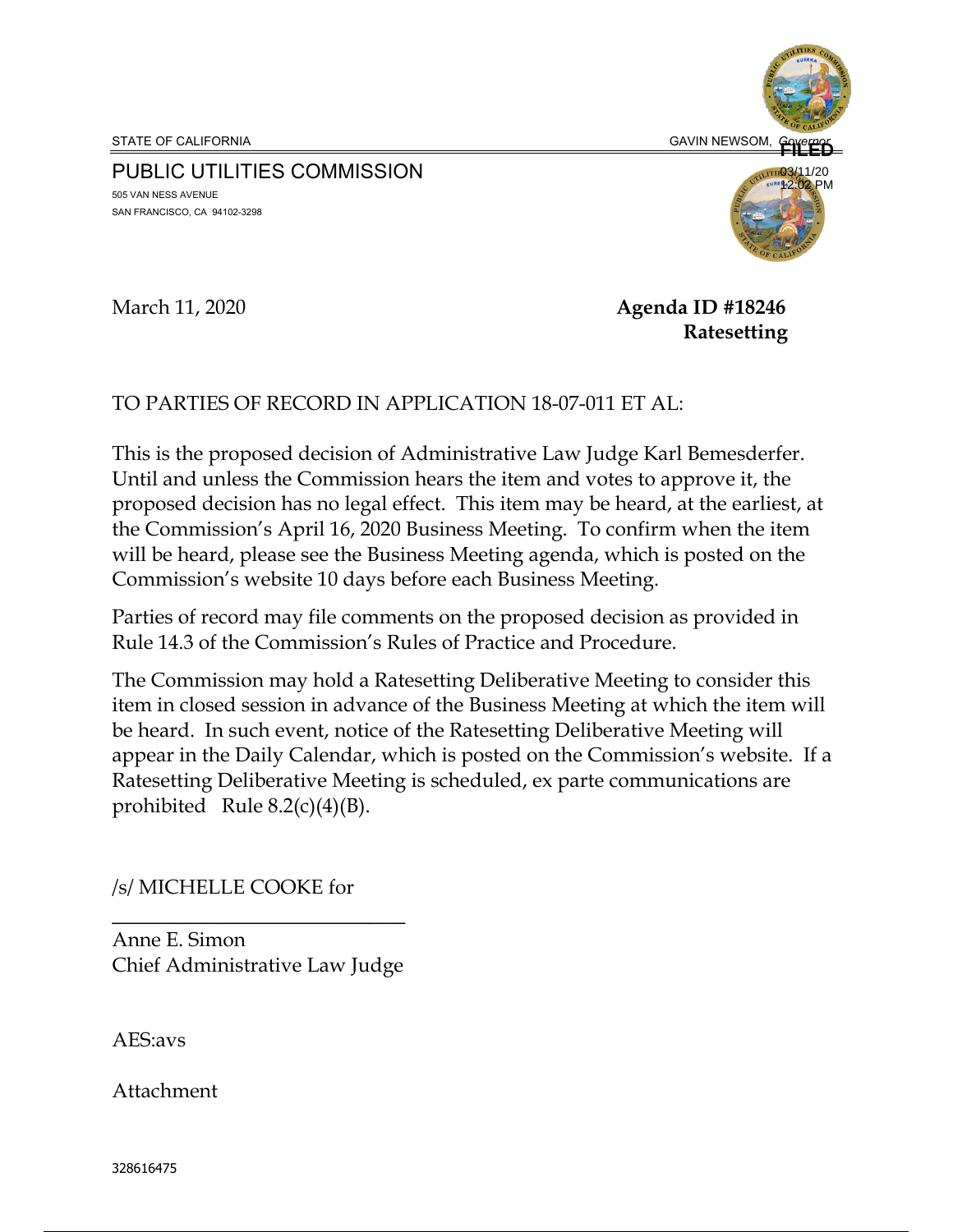STATE OF CALIFORNIA GAVIN NEWSOM, *Governor*

FILED
03/11/20
12:02 PM

PUBLIC UTILITIES COMMISSION
505 VAN NESS AVENUE
SAN FRANCISCO, CA 94102-3298

March 11, 2020 **Agenda ID #18246**
**Ratesetting**

TO PARTIES OF RECORD IN APPLICATION 18-07-011 ET AL:

This is the proposed decision of Administrative Law Judge Karl Bemesderfer. Until and unless the Commission hears the item and votes to approve it, the proposed decision has no legal effect. This item may be heard, at the earliest, at the Commission's April 16, 2020 Business Meeting. To confirm when the item will be heard, please see the Business Meeting agenda, which is posted on the Commission's website 10 days before each Business Meeting.

Parties of record may file comments on the proposed decision as provided in Rule 14.3 of the Commission's Rules of Practice and Procedure.

The Commission may hold a Ratesetting Deliberative Meeting to consider this item in closed session in advance of the Business Meeting at which the item will be heard. In such event, notice of the Ratesetting Deliberative Meeting will appear in the Daily Calendar, which is posted on the Commission's website. If a Ratesetting Deliberative Meeting is scheduled, ex parte communications are prohibited Rule 8.2(c)(4)(B).

/s/ MICHELLE COOKE for

Anne E. Simon
Chief Administrative Law Judge

AES:avs

Attachment

328616475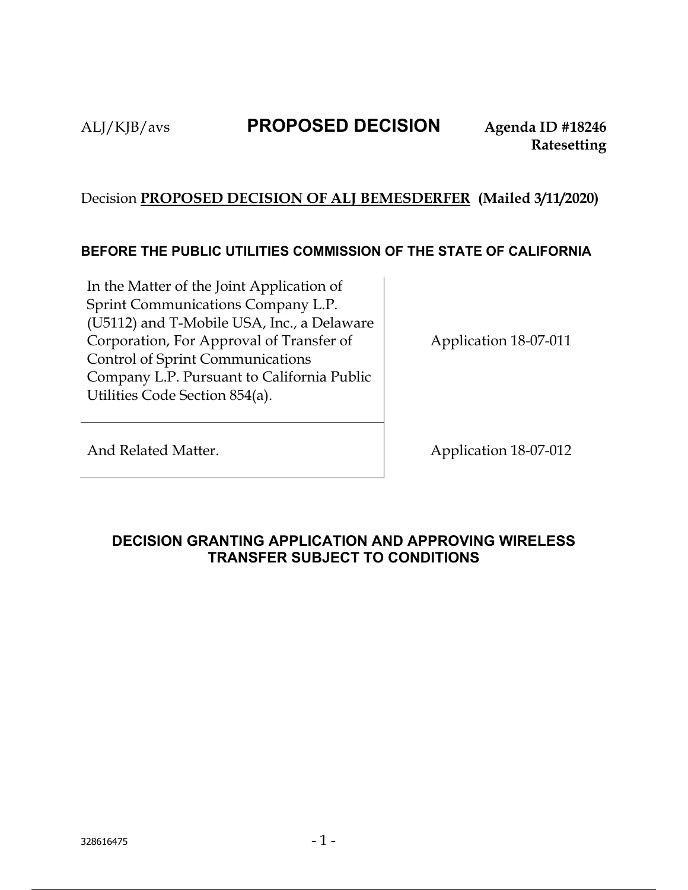ALJ/KJB/avs **PROPOSED DECISION** **Agenda ID #18246**
**Ratesetting**

Decision **PROPOSED DECISION OF ALJ BEMESDERFER (Mailed 3/11/2020)**

**BEFORE THE PUBLIC UTILITIES COMMISSION OF THE STATE OF CALIFORNIA**

| | |
|---|---|
| In the Matter of the Joint Application of Sprint Communications Company L.P. (U5112) and T-Mobile USA, Inc., a Delaware Corporation, For Approval of Transfer of Control of Sprint Communications Company L.P. Pursuant to California Public Utilities Code Section 854(a). | Application 18-07-011 |
| And Related Matter. | Application 18-07-012 |

## DECISION GRANTING APPLICATION AND APPROVING WIRELESS TRANSFER SUBJECT TO CONDITIONS

328616475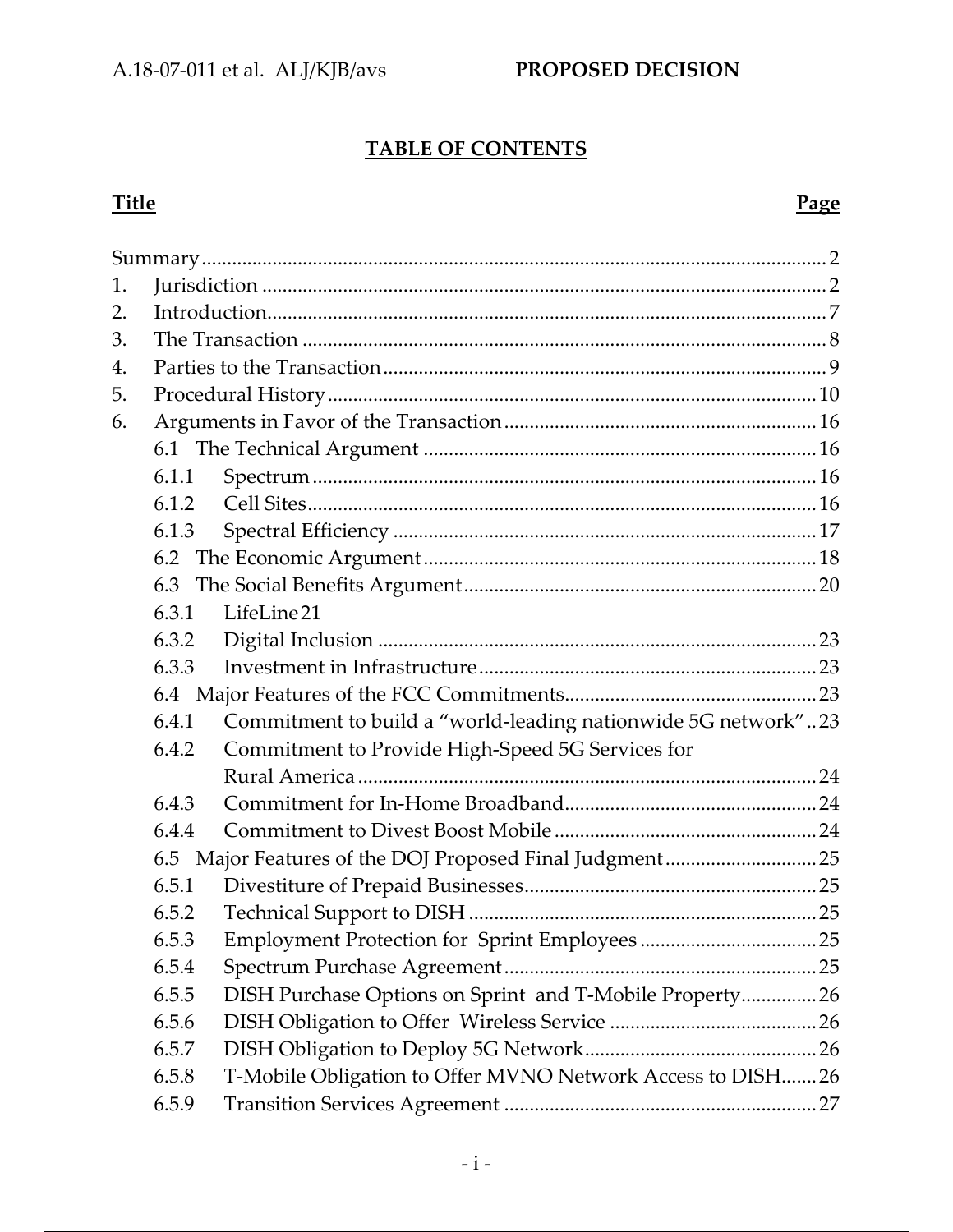## TABLE OF CONTENTS

| Title | Page |
|---|---|
| Summary | 2 |
| 1. Jurisdiction | 2 |
| 2. Introduction | 7 |
| 3. The Transaction | 8 |
| 4. Parties to the Transaction | 9 |
| 5. Procedural History | 10 |
| 6. Arguments in Favor of the Transaction | 16 |
| 6.1 The Technical Argument | 16 |
| 6.1.1 Spectrum | 16 |
| 6.1.2 Cell Sites | 16 |
| 6.1.3 Spectral Efficiency | 17 |
| 6.2 The Economic Argument | 18 |
| 6.3 The Social Benefits Argument | 20 |
| 6.3.1 LifeLine | 21 |
| 6.3.2 Digital Inclusion | 23 |
| 6.3.3 Investment in Infrastructure | 23 |
| 6.4 Major Features of the FCC Commitments | 23 |
| 6.4.1 Commitment to build a "world-leading nationwide 5G network" | 23 |
| 6.4.2 Commitment to Provide High-Speed 5G Services for Rural America | 24 |
| 6.4.3 Commitment for In-Home Broadband | 24 |
| 6.4.4 Commitment to Divest Boost Mobile | 24 |
| 6.5 Major Features of the DOJ Proposed Final Judgment | 25 |
| 6.5.1 Divestiture of Prepaid Businesses | 25 |
| 6.5.2 Technical Support to DISH | 25 |
| 6.5.3 Employment Protection for Sprint Employees | 25 |
| 6.5.4 Spectrum Purchase Agreement | 25 |
| 6.5.5 DISH Purchase Options on Sprint and T-Mobile Property | 26 |
| 6.5.6 DISH Obligation to Offer Wireless Service | 26 |
| 6.5.7 DISH Obligation to Deploy 5G Network | 26 |
| 6.5.8 T-Mobile Obligation to Offer MVNO Network Access to DISH | 26 |
| 6.5.9 Transition Services Agreement | 27 |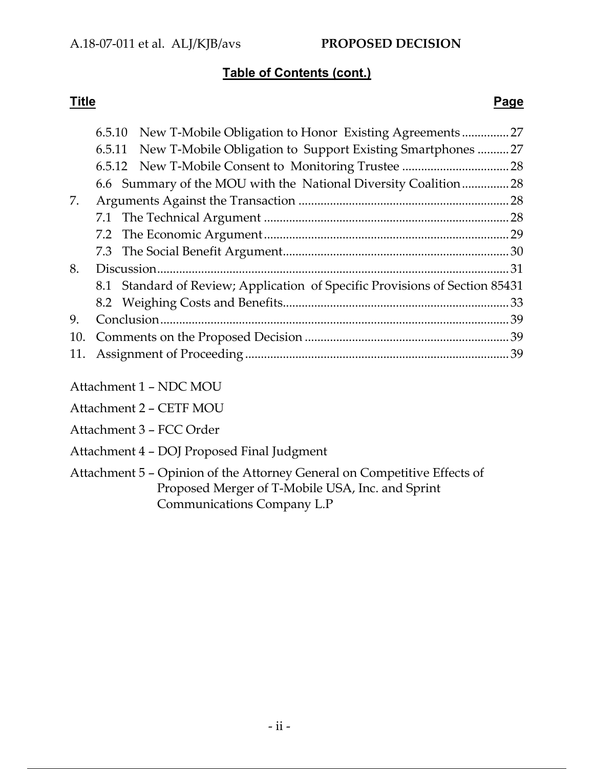**Table of Contents (cont.)**

| Title | Page |
| --- | --- |
| 6.5.10 New T-Mobile Obligation to Honor Existing Agreements | 27 |
| 6.5.11 New T-Mobile Obligation to Support Existing Smartphones | 27 |
| 6.5.12 New T-Mobile Consent to Monitoring Trustee | 28 |
| 6.6 Summary of the MOU with the National Diversity Coalition | 28 |
| 7. Arguments Against the Transaction | 28 |
| 7.1 The Technical Argument | 28 |
| 7.2 The Economic Argument | 29 |
| 7.3 The Social Benefit Argument | 30 |
| 8. Discussion | 31 |
| 8.1 Standard of Review; Application of Specific Provisions of Section 854 | 31 |
| 8.2 Weighing Costs and Benefits | 33 |
| 9. Conclusion | 39 |
| 10. Comments on the Proposed Decision | 39 |
| 11. Assignment of Proceeding | 39 |

Attachment 1 – NDC MOU

Attachment 2 – CETF MOU

Attachment 3 – FCC Order

Attachment 4 – DOJ Proposed Final Judgment

Attachment 5 – Opinion of the Attorney General on Competitive Effects of Proposed Merger of T-Mobile USA, Inc. and Sprint Communications Company L.P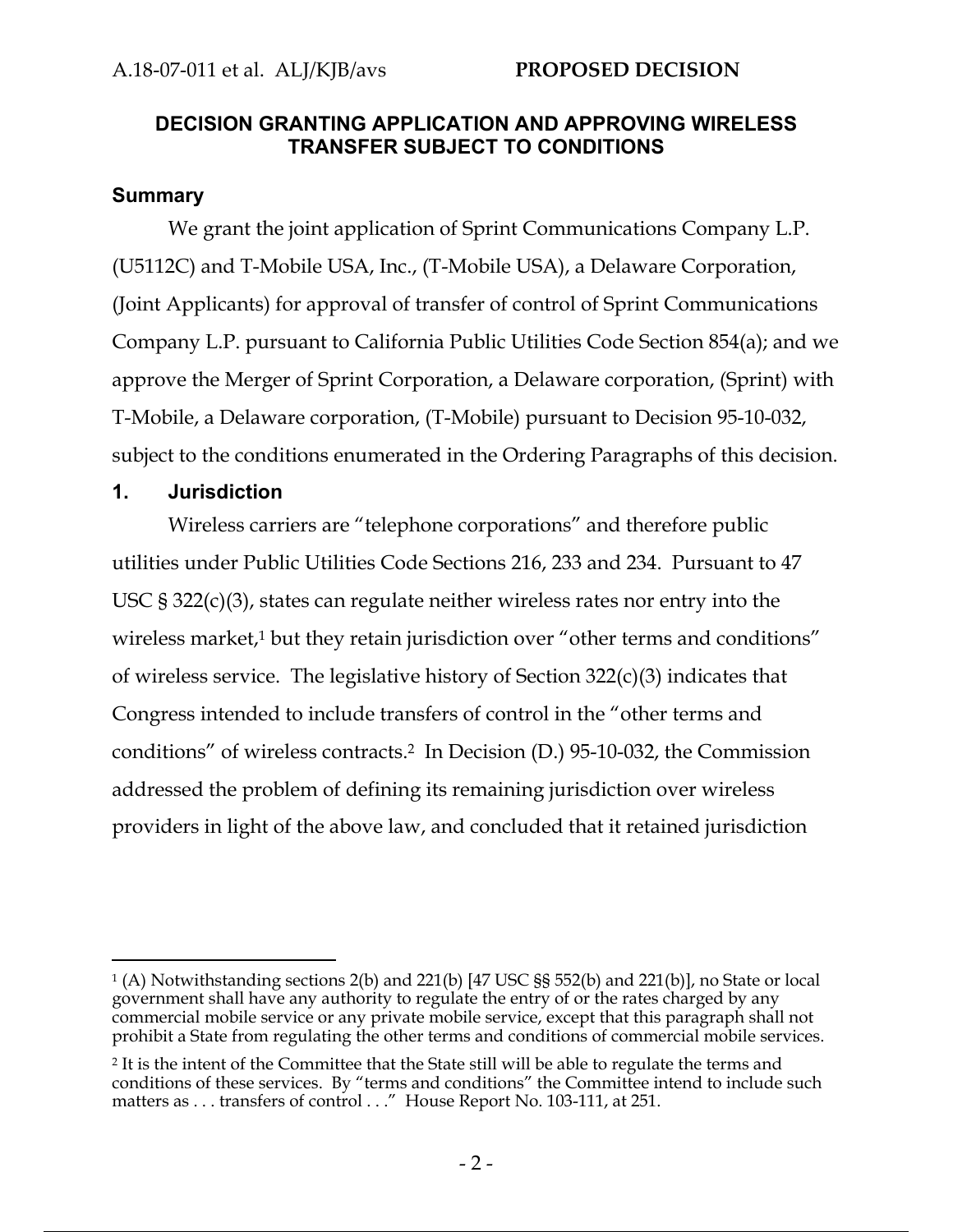# DECISION GRANTING APPLICATION AND APPROVING WIRELESS TRANSFER SUBJECT TO CONDITIONS

## Summary

We grant the joint application of Sprint Communications Company L.P. (U5112C) and T-Mobile USA, Inc., (T-Mobile USA), a Delaware Corporation, (Joint Applicants) for approval of transfer of control of Sprint Communications Company L.P. pursuant to California Public Utilities Code Section 854(a); and we approve the Merger of Sprint Corporation, a Delaware corporation, (Sprint) with T-Mobile, a Delaware corporation, (T-Mobile) pursuant to Decision 95-10-032, subject to the conditions enumerated in the Ordering Paragraphs of this decision.

## 1. Jurisdiction

Wireless carriers are "telephone corporations" and therefore public utilities under Public Utilities Code Sections 216, 233 and 234. Pursuant to 47 USC § 322(c)(3), states can regulate neither wireless rates nor entry into the wireless market,[1] but they retain jurisdiction over "other terms and conditions" of wireless service. The legislative history of Section 322(c)(3) indicates that Congress intended to include transfers of control in the "other terms and conditions" of wireless contracts.[2] In Decision (D.) 95-10-032, the Commission addressed the problem of defining its remaining jurisdiction over wireless providers in light of the above law, and concluded that it retained jurisdiction

---

[1] (A) Notwithstanding sections 2(b) and 221(b) [47 USC §§ 552(b) and 221(b)], no State or local government shall have any authority to regulate the entry of or the rates charged by any commercial mobile service or any private mobile service, except that this paragraph shall not prohibit a State from regulating the other terms and conditions of commercial mobile services.

[2] It is the intent of the Committee that the State still will be able to regulate the terms and conditions of these services. By "terms and conditions" the Committee intend to include such matters as . . . transfers of control . . ." House Report No. 103-111, at 251.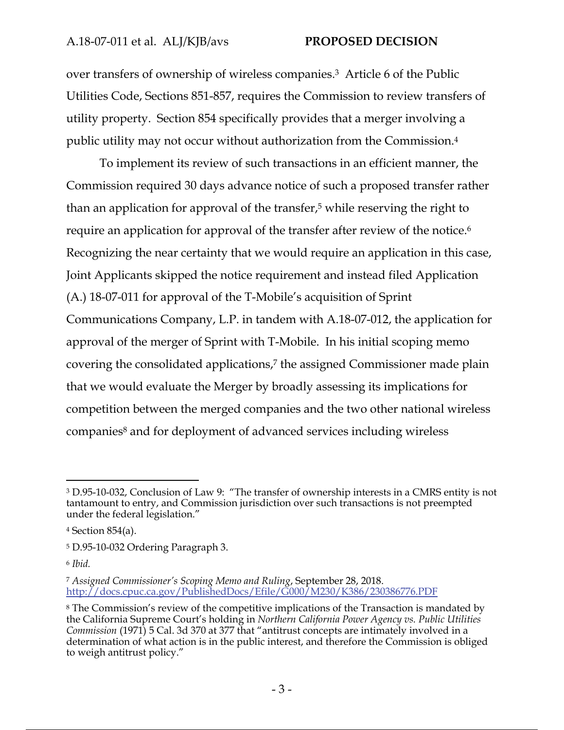over transfers of ownership of wireless companies.[3] Article 6 of the Public Utilities Code, Sections 851-857, requires the Commission to review transfers of utility property. Section 854 specifically provides that a merger involving a public utility may not occur without authorization from the Commission.[4]

To implement its review of such transactions in an efficient manner, the Commission required 30 days advance notice of such a proposed transfer rather than an application for approval of the transfer,[5] while reserving the right to require an application for approval of the transfer after review of the notice.[6] Recognizing the near certainty that we would require an application in this case, Joint Applicants skipped the notice requirement and instead filed Application (A.) 18-07-011 for approval of the T-Mobile's acquisition of Sprint Communications Company, L.P. in tandem with A.18-07-012, the application for approval of the merger of Sprint with T-Mobile. In his initial scoping memo covering the consolidated applications,[7] the assigned Commissioner made plain that we would evaluate the Merger by broadly assessing its implications for competition between the merged companies and the two other national wireless companies[8] and for deployment of advanced services including wireless

---

[3] D.95-10-032, Conclusion of Law 9: "The transfer of ownership interests in a CMRS entity is not tantamount to entry, and Commission jurisdiction over such transactions is not preempted under the federal legislation."

[4] Section 854(a).

[5] D.95-10-032 Ordering Paragraph 3.

[6] *Ibid.*

[7] *Assigned Commissioner's Scoping Memo and Ruling*, September 28, 2018. http://docs.cpuc.ca.gov/PublishedDocs/Efile/G000/M230/K386/230386776.PDF

[8] The Commission's review of the competitive implications of the Transaction is mandated by the California Supreme Court's holding in *Northern California Power Agency vs. Public Utilities Commission* (1971) 5 Cal. 3d 370 at 377 that "antitrust concepts are intimately involved in a determination of what action is in the public interest, and therefore the Commission is obliged to weigh antitrust policy."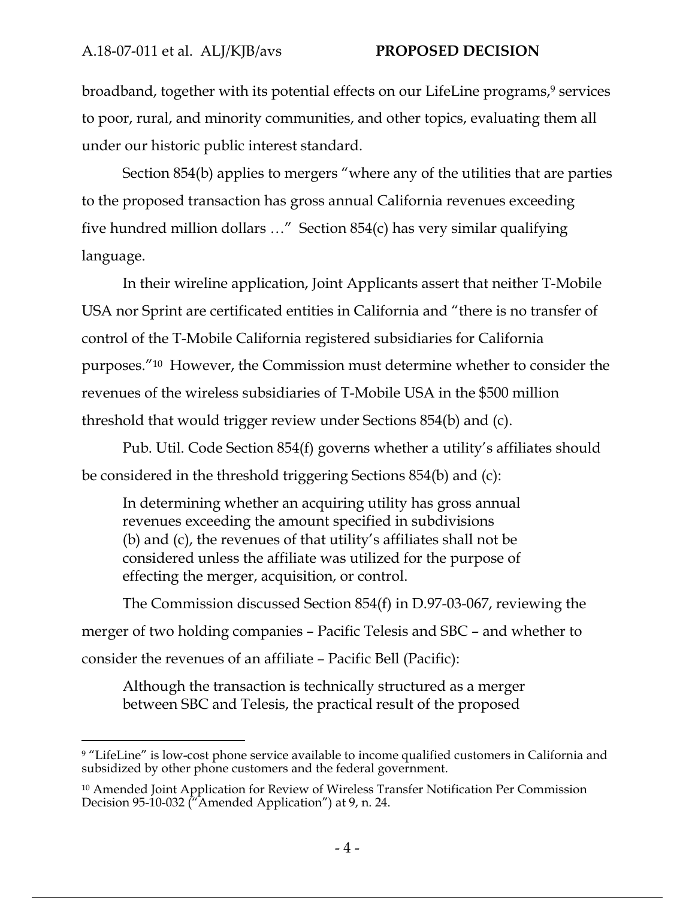broadband, together with its potential effects on our LifeLine programs,[9] services to poor, rural, and minority communities, and other topics, evaluating them all under our historic public interest standard.

Section 854(b) applies to mergers "where any of the utilities that are parties to the proposed transaction has gross annual California revenues exceeding five hundred million dollars …" Section 854(c) has very similar qualifying language.

In their wireline application, Joint Applicants assert that neither T-Mobile USA nor Sprint are certificated entities in California and "there is no transfer of control of the T-Mobile California registered subsidiaries for California purposes."[10] However, the Commission must determine whether to consider the revenues of the wireless subsidiaries of T-Mobile USA in the $500 million threshold that would trigger review under Sections 854(b) and (c).

Pub. Util. Code Section 854(f) governs whether a utility's affiliates should be considered in the threshold triggering Sections 854(b) and (c):

> In determining whether an acquiring utility has gross annual revenues exceeding the amount specified in subdivisions (b) and (c), the revenues of that utility's affiliates shall not be considered unless the affiliate was utilized for the purpose of effecting the merger, acquisition, or control.

The Commission discussed Section 854(f) in D.97-03-067, reviewing the merger of two holding companies – Pacific Telesis and SBC – and whether to consider the revenues of an affiliate – Pacific Bell (Pacific):

> Although the transaction is technically structured as a merger between SBC and Telesis, the practical result of the proposed

---

[9] "LifeLine" is low-cost phone service available to income qualified customers in California and subsidized by other phone customers and the federal government.

[10] Amended Joint Application for Review of Wireless Transfer Notification Per Commission Decision 95-10-032 ("Amended Application") at 9, n. 24.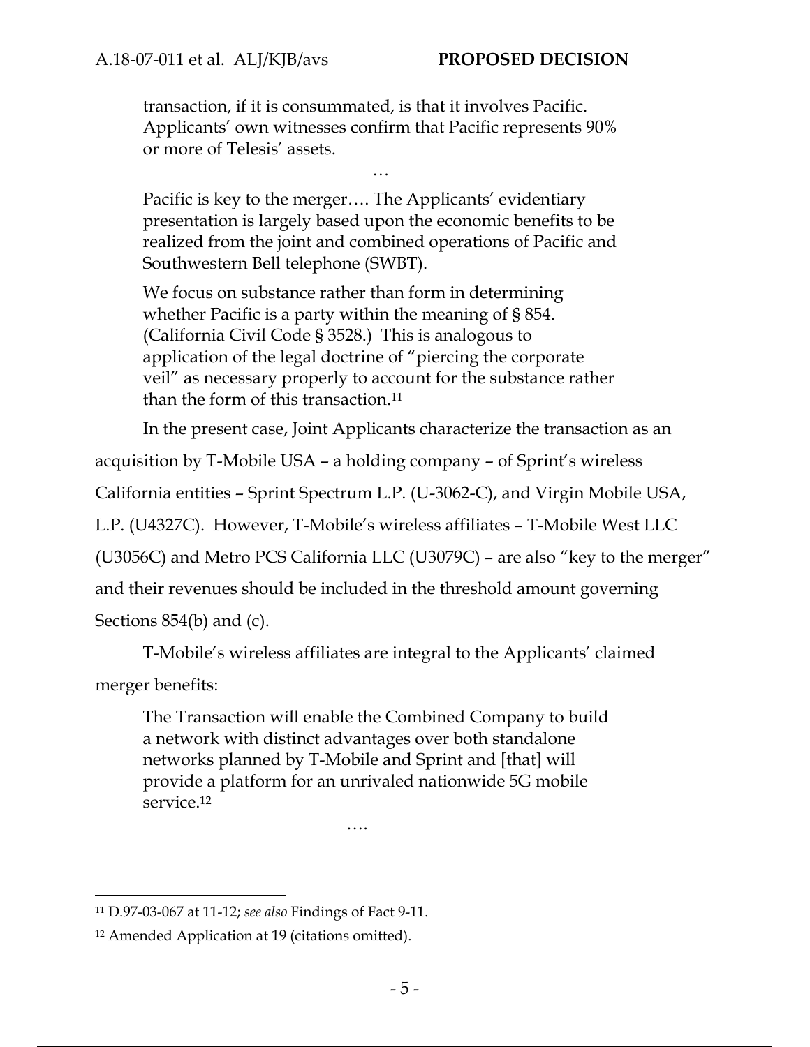> transaction, if it is consummated, is that it involves Pacific. Applicants' own witnesses confirm that Pacific represents 90% or more of Telesis' assets.
>
> …
>
> Pacific is key to the merger…. The Applicants' evidentiary presentation is largely based upon the economic benefits to be realized from the joint and combined operations of Pacific and Southwestern Bell telephone (SWBT).
>
> We focus on substance rather than form in determining whether Pacific is a party within the meaning of § 854. (California Civil Code § 3528.) This is analogous to application of the legal doctrine of "piercing the corporate veil" as necessary properly to account for the substance rather than the form of this transaction.[11]

In the present case, Joint Applicants characterize the transaction as an acquisition by T-Mobile USA – a holding company – of Sprint's wireless California entities – Sprint Spectrum L.P. (U-3062-C), and Virgin Mobile USA, L.P. (U4327C). However, T-Mobile's wireless affiliates – T-Mobile West LLC (U3056C) and Metro PCS California LLC (U3079C) – are also "key to the merger" and their revenues should be included in the threshold amount governing Sections 854(b) and (c).

T-Mobile's wireless affiliates are integral to the Applicants' claimed merger benefits:

> The Transaction will enable the Combined Company to build a network with distinct advantages over both standalone networks planned by T-Mobile and Sprint and [that] will provide a platform for an unrivaled nationwide 5G mobile service.[12]
>
> ….

---

[11] D.97-03-067 at 11-12; *see also* Findings of Fact 9-11.

[12] Amended Application at 19 (citations omitted).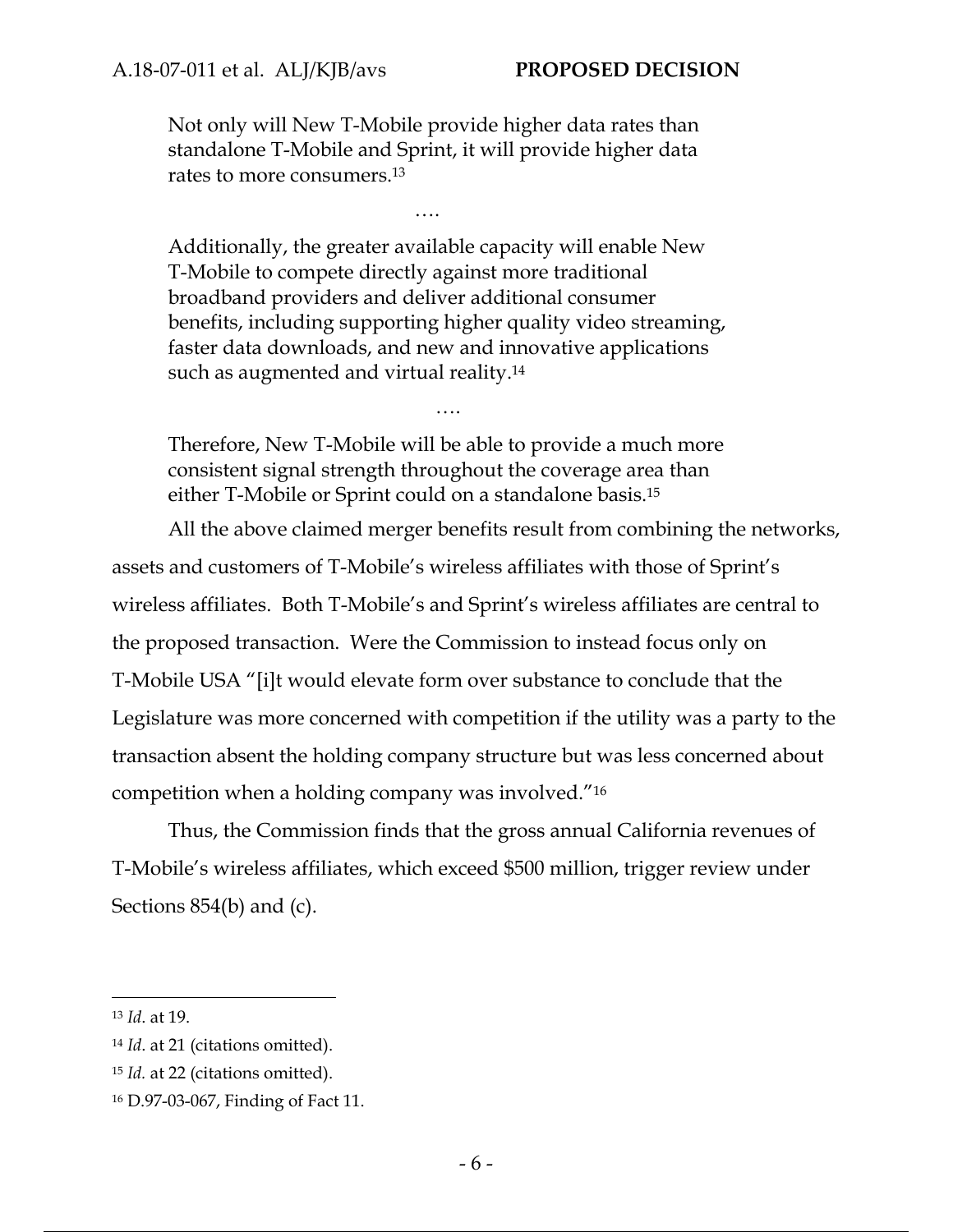> Not only will New T-Mobile provide higher data rates than standalone T-Mobile and Sprint, it will provide higher data rates to more consumers.[13]
>
> ….
>
> Additionally, the greater available capacity will enable New T-Mobile to compete directly against more traditional broadband providers and deliver additional consumer benefits, including supporting higher quality video streaming, faster data downloads, and new and innovative applications such as augmented and virtual reality.[14]
>
> ….
>
> Therefore, New T-Mobile will be able to provide a much more consistent signal strength throughout the coverage area than either T-Mobile or Sprint could on a standalone basis.[15]

All the above claimed merger benefits result from combining the networks, assets and customers of T-Mobile's wireless affiliates with those of Sprint's wireless affiliates. Both T-Mobile's and Sprint's wireless affiliates are central to the proposed transaction. Were the Commission to instead focus only on T-Mobile USA "[i]t would elevate form over substance to conclude that the Legislature was more concerned with competition if the utility was a party to the transaction absent the holding company structure but was less concerned about competition when a holding company was involved."[16]

Thus, the Commission finds that the gross annual California revenues of T-Mobile's wireless affiliates, which exceed $500 million, trigger review under Sections 854(b) and (c).

---

[13] *Id.* at 19.

[14] *Id.* at 21 (citations omitted).

[15] *Id.* at 22 (citations omitted).

[16] D.97-03-067, Finding of Fact 11.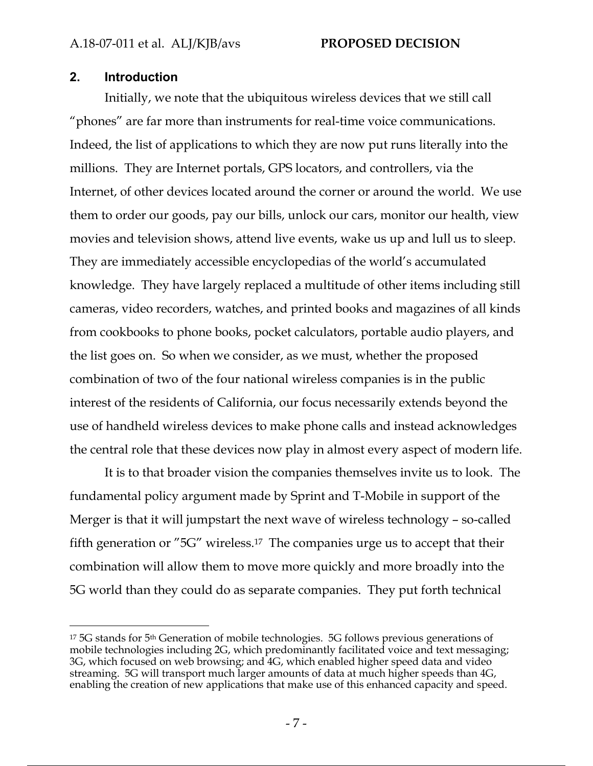## 2. Introduction

Initially, we note that the ubiquitous wireless devices that we still call "phones" are far more than instruments for real-time voice communications. Indeed, the list of applications to which they are now put runs literally into the millions. They are Internet portals, GPS locators, and controllers, via the Internet, of other devices located around the corner or around the world. We use them to order our goods, pay our bills, unlock our cars, monitor our health, view movies and television shows, attend live events, wake us up and lull us to sleep. They are immediately accessible encyclopedias of the world's accumulated knowledge. They have largely replaced a multitude of other items including still cameras, video recorders, watches, and printed books and magazines of all kinds from cookbooks to phone books, pocket calculators, portable audio players, and the list goes on. So when we consider, as we must, whether the proposed combination of two of the four national wireless companies is in the public interest of the residents of California, our focus necessarily extends beyond the use of handheld wireless devices to make phone calls and instead acknowledges the central role that these devices now play in almost every aspect of modern life.

It is to that broader vision the companies themselves invite us to look. The fundamental policy argument made by Sprint and T-Mobile in support of the Merger is that it will jumpstart the next wave of wireless technology – so-called fifth generation or "5G" wireless.[17] The companies urge us to accept that their combination will allow them to move more quickly and more broadly into the 5G world than they could do as separate companies. They put forth technical

---

[17] 5G stands for 5th Generation of mobile technologies. 5G follows previous generations of mobile technologies including 2G, which predominantly facilitated voice and text messaging; 3G, which focused on web browsing; and 4G, which enabled higher speed data and video streaming. 5G will transport much larger amounts of data at much higher speeds than 4G, enabling the creation of new applications that make use of this enhanced capacity and speed.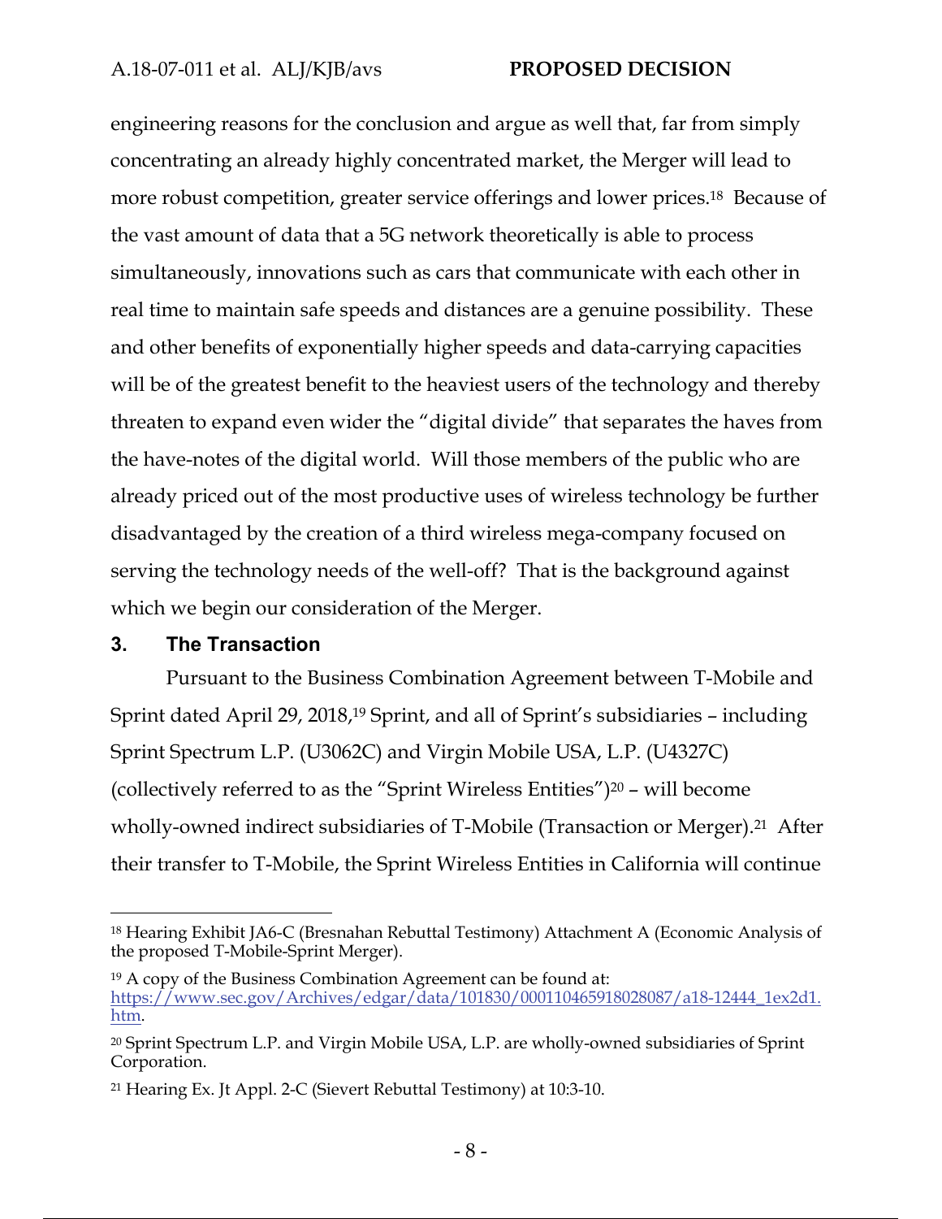engineering reasons for the conclusion and argue as well that, far from simply concentrating an already highly concentrated market, the Merger will lead to more robust competition, greater service offerings and lower prices.[18] Because of the vast amount of data that a 5G network theoretically is able to process simultaneously, innovations such as cars that communicate with each other in real time to maintain safe speeds and distances are a genuine possibility. These and other benefits of exponentially higher speeds and data-carrying capacities will be of the greatest benefit to the heaviest users of the technology and thereby threaten to expand even wider the "digital divide" that separates the haves from the have-notes of the digital world. Will those members of the public who are already priced out of the most productive uses of wireless technology be further disadvantaged by the creation of a third wireless mega-company focused on serving the technology needs of the well-off? That is the background against which we begin our consideration of the Merger.

## 3. The Transaction

Pursuant to the Business Combination Agreement between T-Mobile and Sprint dated April 29, 2018,[19] Sprint, and all of Sprint's subsidiaries – including Sprint Spectrum L.P. (U3062C) and Virgin Mobile USA, L.P. (U4327C) (collectively referred to as the "Sprint Wireless Entities")[20] – will become wholly-owned indirect subsidiaries of T-Mobile (Transaction or Merger).[21] After their transfer to T-Mobile, the Sprint Wireless Entities in California will continue

---

[18] Hearing Exhibit JA6-C (Bresnahan Rebuttal Testimony) Attachment A (Economic Analysis of the proposed T-Mobile-Sprint Merger).

[19] A copy of the Business Combination Agreement can be found at: https://www.sec.gov/Archives/edgar/data/101830/000110465918028087/a18-12444_1ex2d1.htm.

[20] Sprint Spectrum L.P. and Virgin Mobile USA, L.P. are wholly-owned subsidiaries of Sprint Corporation.

[21] Hearing Ex. Jt Appl. 2-C (Sievert Rebuttal Testimony) at 10:3-10.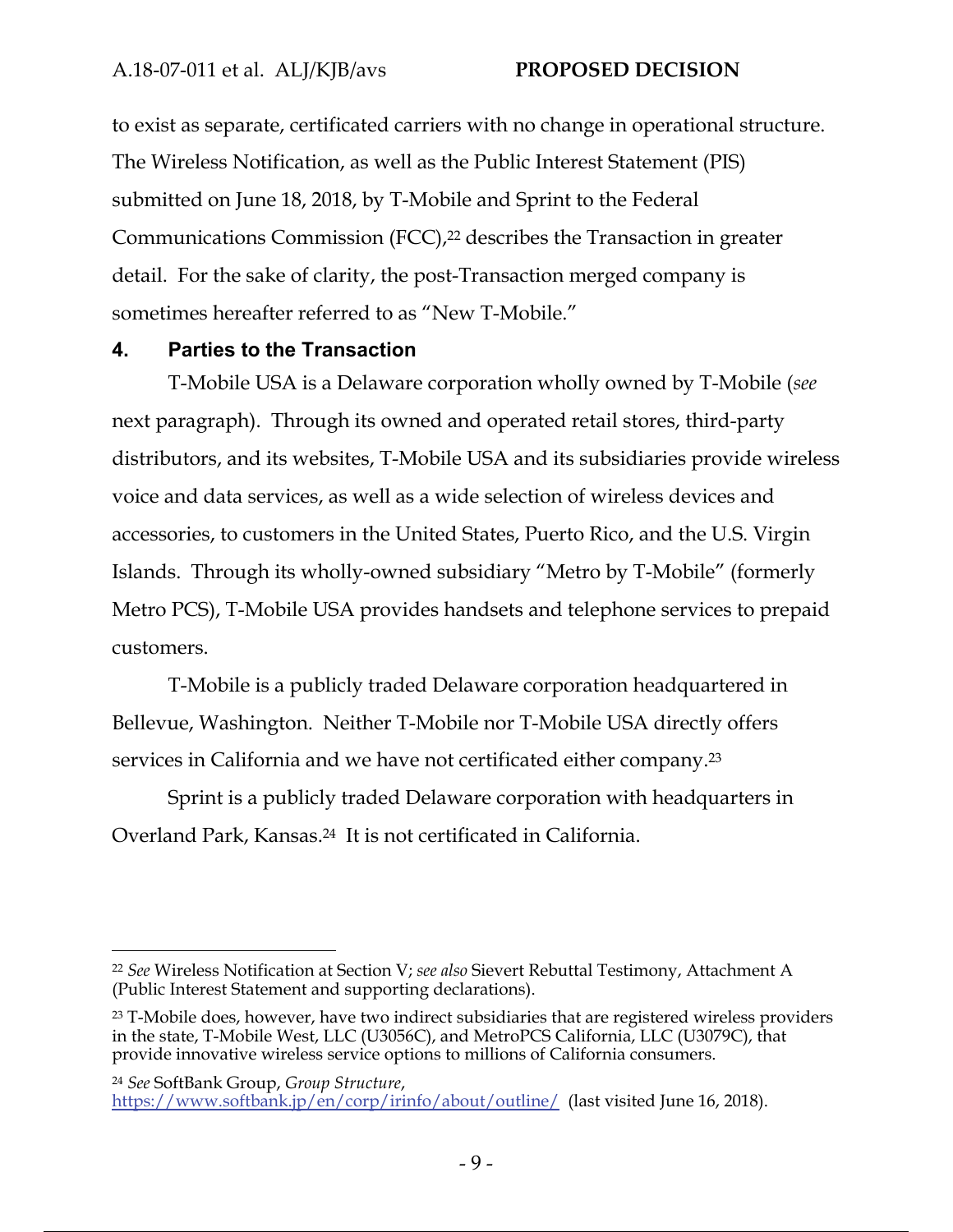to exist as separate, certificated carriers with no change in operational structure. The Wireless Notification, as well as the Public Interest Statement (PIS) submitted on June 18, 2018, by T-Mobile and Sprint to the Federal Communications Commission (FCC),[22] describes the Transaction in greater detail. For the sake of clarity, the post-Transaction merged company is sometimes hereafter referred to as "New T-Mobile."

## 4. Parties to the Transaction

T-Mobile USA is a Delaware corporation wholly owned by T-Mobile (*see* next paragraph). Through its owned and operated retail stores, third-party distributors, and its websites, T-Mobile USA and its subsidiaries provide wireless voice and data services, as well as a wide selection of wireless devices and accessories, to customers in the United States, Puerto Rico, and the U.S. Virgin Islands. Through its wholly-owned subsidiary "Metro by T-Mobile" (formerly Metro PCS), T-Mobile USA provides handsets and telephone services to prepaid customers.

T-Mobile is a publicly traded Delaware corporation headquartered in Bellevue, Washington. Neither T-Mobile nor T-Mobile USA directly offers services in California and we have not certificated either company.[23]

Sprint is a publicly traded Delaware corporation with headquarters in Overland Park, Kansas.[24] It is not certificated in California.

---

[22] *See* Wireless Notification at Section V; *see also* Sievert Rebuttal Testimony, Attachment A (Public Interest Statement and supporting declarations).

[23] T-Mobile does, however, have two indirect subsidiaries that are registered wireless providers in the state, T-Mobile West, LLC (U3056C), and MetroPCS California, LLC (U3079C), that provide innovative wireless service options to millions of California consumers.

[24] *See* SoftBank Group, *Group Structure*, https://www.softbank.jp/en/corp/irinfo/about/outline/ (last visited June 16, 2018).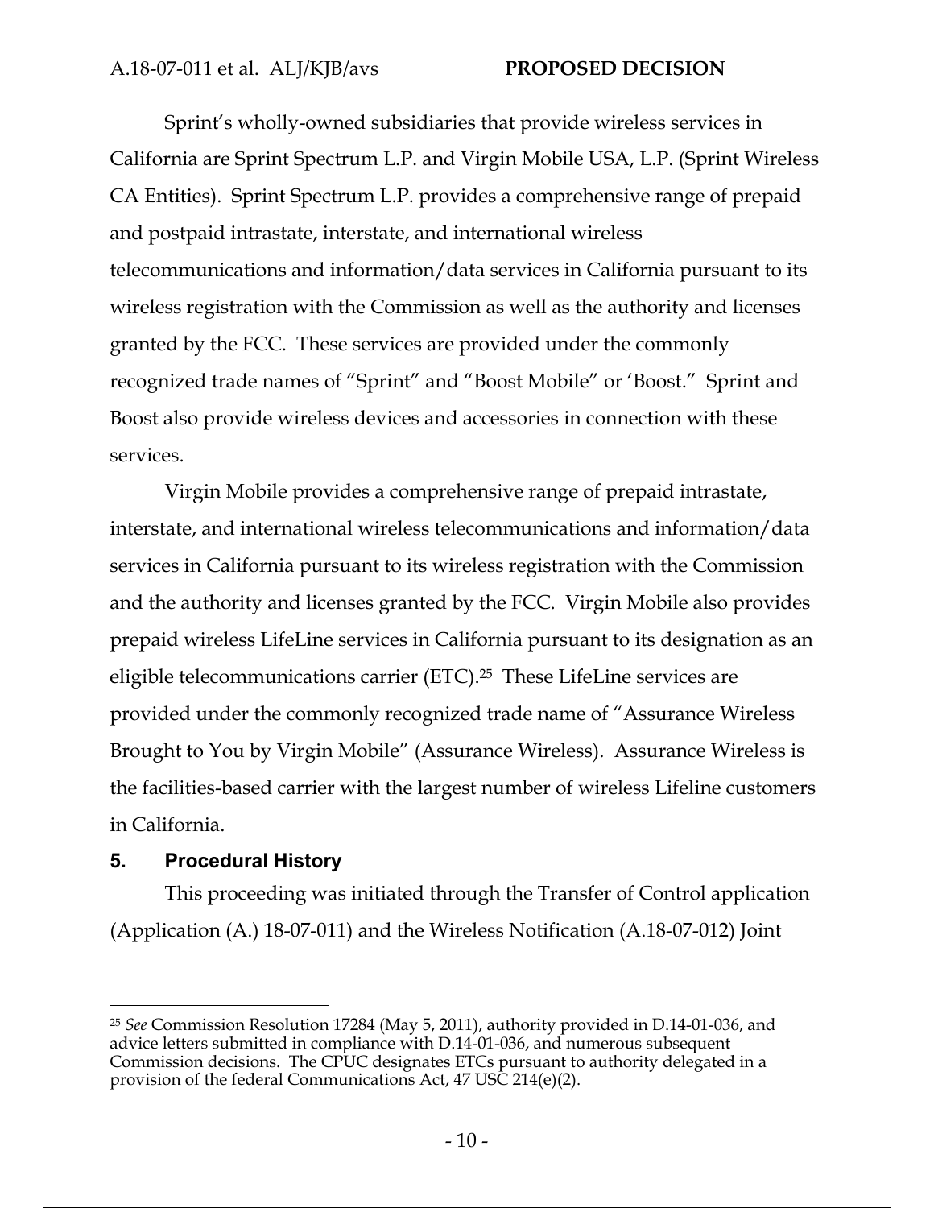Sprint's wholly-owned subsidiaries that provide wireless services in California are Sprint Spectrum L.P. and Virgin Mobile USA, L.P. (Sprint Wireless CA Entities). Sprint Spectrum L.P. provides a comprehensive range of prepaid and postpaid intrastate, interstate, and international wireless telecommunications and information/data services in California pursuant to its wireless registration with the Commission as well as the authority and licenses granted by the FCC. These services are provided under the commonly recognized trade names of "Sprint" and "Boost Mobile" or 'Boost." Sprint and Boost also provide wireless devices and accessories in connection with these services.

Virgin Mobile provides a comprehensive range of prepaid intrastate, interstate, and international wireless telecommunications and information/data services in California pursuant to its wireless registration with the Commission and the authority and licenses granted by the FCC. Virgin Mobile also provides prepaid wireless LifeLine services in California pursuant to its designation as an eligible telecommunications carrier (ETC).[25] These LifeLine services are provided under the commonly recognized trade name of "Assurance Wireless Brought to You by Virgin Mobile" (Assurance Wireless). Assurance Wireless is the facilities-based carrier with the largest number of wireless Lifeline customers in California.

## 5. Procedural History

This proceeding was initiated through the Transfer of Control application (Application (A.) 18-07-011) and the Wireless Notification (A.18-07-012) Joint

---

[25] *See* Commission Resolution 17284 (May 5, 2011), authority provided in D.14-01-036, and advice letters submitted in compliance with D.14-01-036, and numerous subsequent Commission decisions. The CPUC designates ETCs pursuant to authority delegated in a provision of the federal Communications Act, 47 USC 214(e)(2).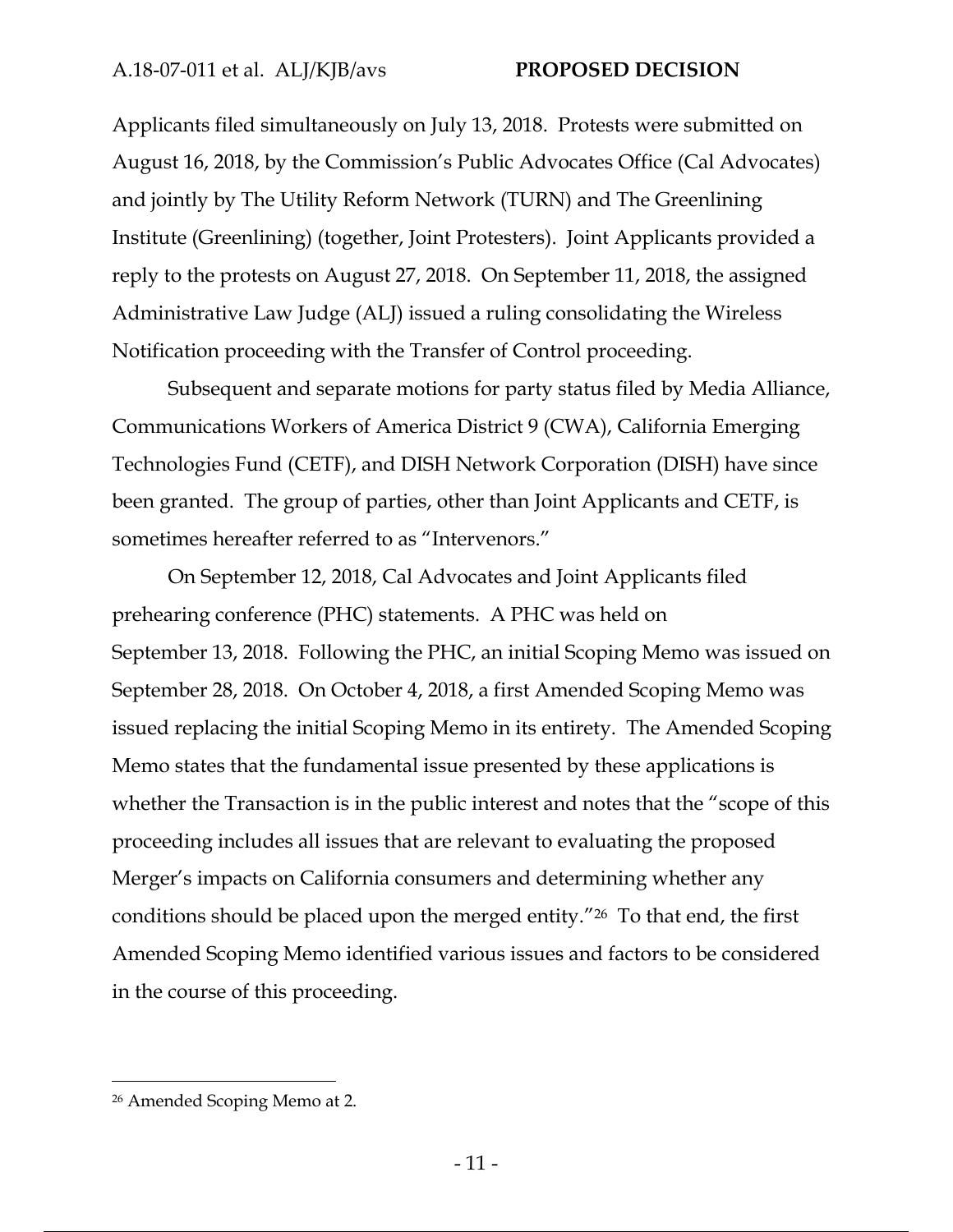Applicants filed simultaneously on July 13, 2018. Protests were submitted on August 16, 2018, by the Commission's Public Advocates Office (Cal Advocates) and jointly by The Utility Reform Network (TURN) and The Greenlining Institute (Greenlining) (together, Joint Protesters). Joint Applicants provided a reply to the protests on August 27, 2018. On September 11, 2018, the assigned Administrative Law Judge (ALJ) issued a ruling consolidating the Wireless Notification proceeding with the Transfer of Control proceeding.

Subsequent and separate motions for party status filed by Media Alliance, Communications Workers of America District 9 (CWA), California Emerging Technologies Fund (CETF), and DISH Network Corporation (DISH) have since been granted. The group of parties, other than Joint Applicants and CETF, is sometimes hereafter referred to as "Intervenors."

On September 12, 2018, Cal Advocates and Joint Applicants filed prehearing conference (PHC) statements. A PHC was held on September 13, 2018. Following the PHC, an initial Scoping Memo was issued on September 28, 2018. On October 4, 2018, a first Amended Scoping Memo was issued replacing the initial Scoping Memo in its entirety. The Amended Scoping Memo states that the fundamental issue presented by these applications is whether the Transaction is in the public interest and notes that the "scope of this proceeding includes all issues that are relevant to evaluating the proposed Merger's impacts on California consumers and determining whether any conditions should be placed upon the merged entity."[26] To that end, the first Amended Scoping Memo identified various issues and factors to be considered in the course of this proceeding.

---

[26] Amended Scoping Memo at 2.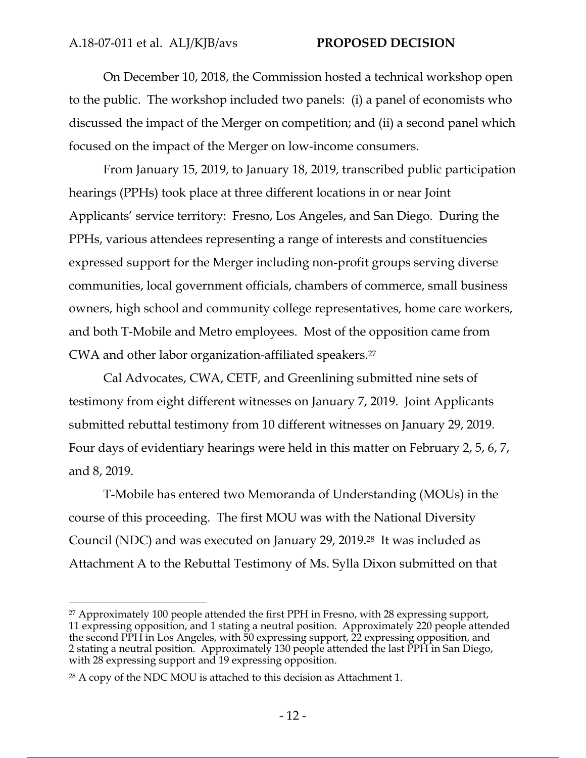On December 10, 2018, the Commission hosted a technical workshop open to the public. The workshop included two panels: (i) a panel of economists who discussed the impact of the Merger on competition; and (ii) a second panel which focused on the impact of the Merger on low-income consumers.

From January 15, 2019, to January 18, 2019, transcribed public participation hearings (PPHs) took place at three different locations in or near Joint Applicants' service territory: Fresno, Los Angeles, and San Diego. During the PPHs, various attendees representing a range of interests and constituencies expressed support for the Merger including non-profit groups serving diverse communities, local government officials, chambers of commerce, small business owners, high school and community college representatives, home care workers, and both T-Mobile and Metro employees. Most of the opposition came from CWA and other labor organization-affiliated speakers.[27]

Cal Advocates, CWA, CETF, and Greenlining submitted nine sets of testimony from eight different witnesses on January 7, 2019. Joint Applicants submitted rebuttal testimony from 10 different witnesses on January 29, 2019. Four days of evidentiary hearings were held in this matter on February 2, 5, 6, 7, and 8, 2019.

T-Mobile has entered two Memoranda of Understanding (MOUs) in the course of this proceeding. The first MOU was with the National Diversity Council (NDC) and was executed on January 29, 2019.[28] It was included as Attachment A to the Rebuttal Testimony of Ms. Sylla Dixon submitted on that

---

[27] Approximately 100 people attended the first PPH in Fresno, with 28 expressing support, 11 expressing opposition, and 1 stating a neutral position. Approximately 220 people attended the second PPH in Los Angeles, with 50 expressing support, 22 expressing opposition, and 2 stating a neutral position. Approximately 130 people attended the last PPH in San Diego, with 28 expressing support and 19 expressing opposition.

[28] A copy of the NDC MOU is attached to this decision as Attachment 1.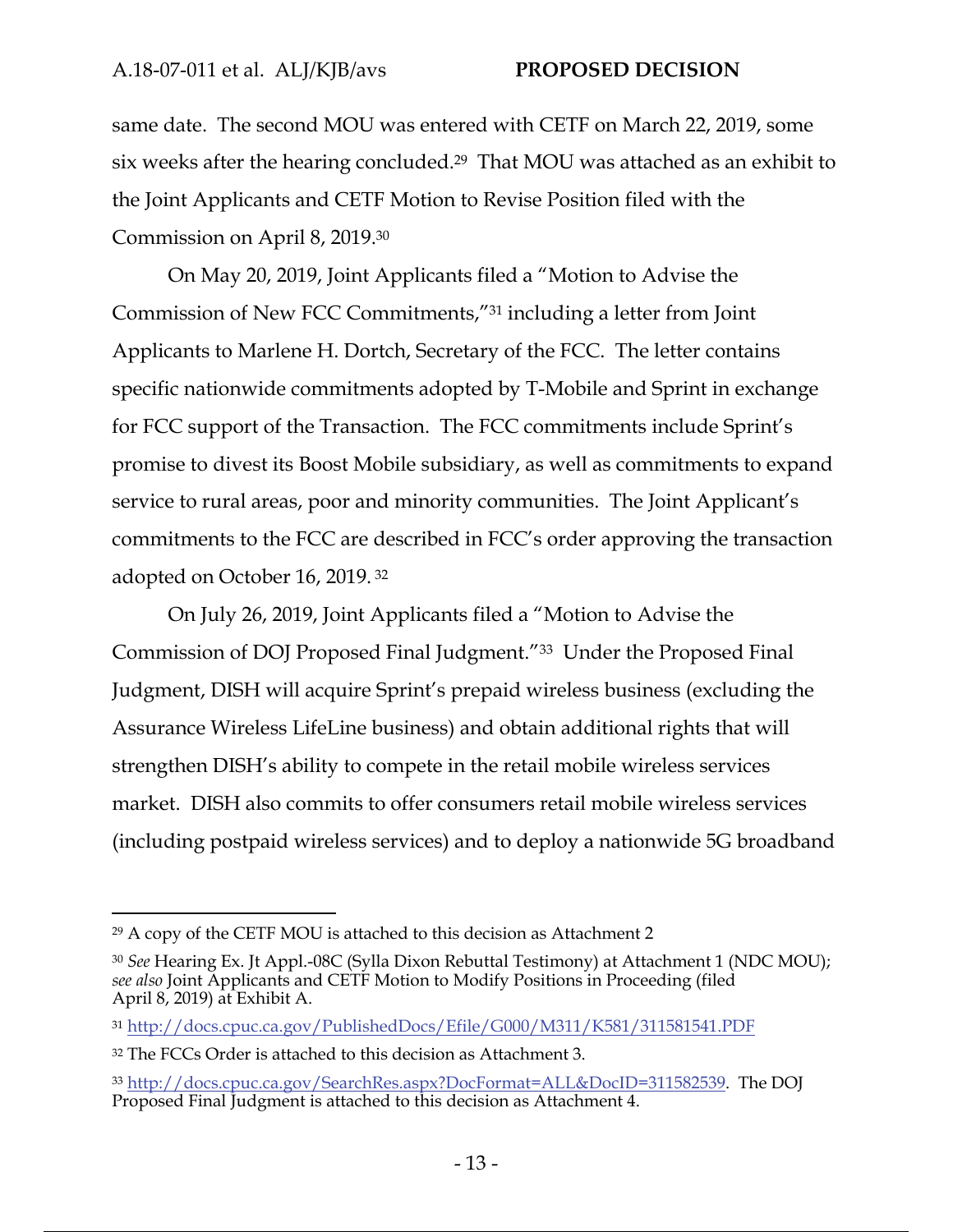same date. The second MOU was entered with CETF on March 22, 2019, some six weeks after the hearing concluded.[29] That MOU was attached as an exhibit to the Joint Applicants and CETF Motion to Revise Position filed with the Commission on April 8, 2019.[30]

On May 20, 2019, Joint Applicants filed a "Motion to Advise the Commission of New FCC Commitments,"[31] including a letter from Joint Applicants to Marlene H. Dortch, Secretary of the FCC. The letter contains specific nationwide commitments adopted by T-Mobile and Sprint in exchange for FCC support of the Transaction. The FCC commitments include Sprint's promise to divest its Boost Mobile subsidiary, as well as commitments to expand service to rural areas, poor and minority communities. The Joint Applicant's commitments to the FCC are described in FCC's order approving the transaction adopted on October 16, 2019.[32]

On July 26, 2019, Joint Applicants filed a "Motion to Advise the Commission of DOJ Proposed Final Judgment."[33] Under the Proposed Final Judgment, DISH will acquire Sprint's prepaid wireless business (excluding the Assurance Wireless LifeLine business) and obtain additional rights that will strengthen DISH's ability to compete in the retail mobile wireless services market. DISH also commits to offer consumers retail mobile wireless services (including postpaid wireless services) and to deploy a nationwide 5G broadband

---

[29] A copy of the CETF MOU is attached to this decision as Attachment 2

[30] *See* Hearing Ex. Jt Appl.-08C (Sylla Dixon Rebuttal Testimony) at Attachment 1 (NDC MOU); *see also* Joint Applicants and CETF Motion to Modify Positions in Proceeding (filed April 8, 2019) at Exhibit A.

[31] http://docs.cpuc.ca.gov/PublishedDocs/Efile/G000/M311/K581/311581541.PDF

[32] The FCCs Order is attached to this decision as Attachment 3.

[33] http://docs.cpuc.ca.gov/SearchRes.aspx?DocFormat=ALL&DocID=311582539. The DOJ Proposed Final Judgment is attached to this decision as Attachment 4.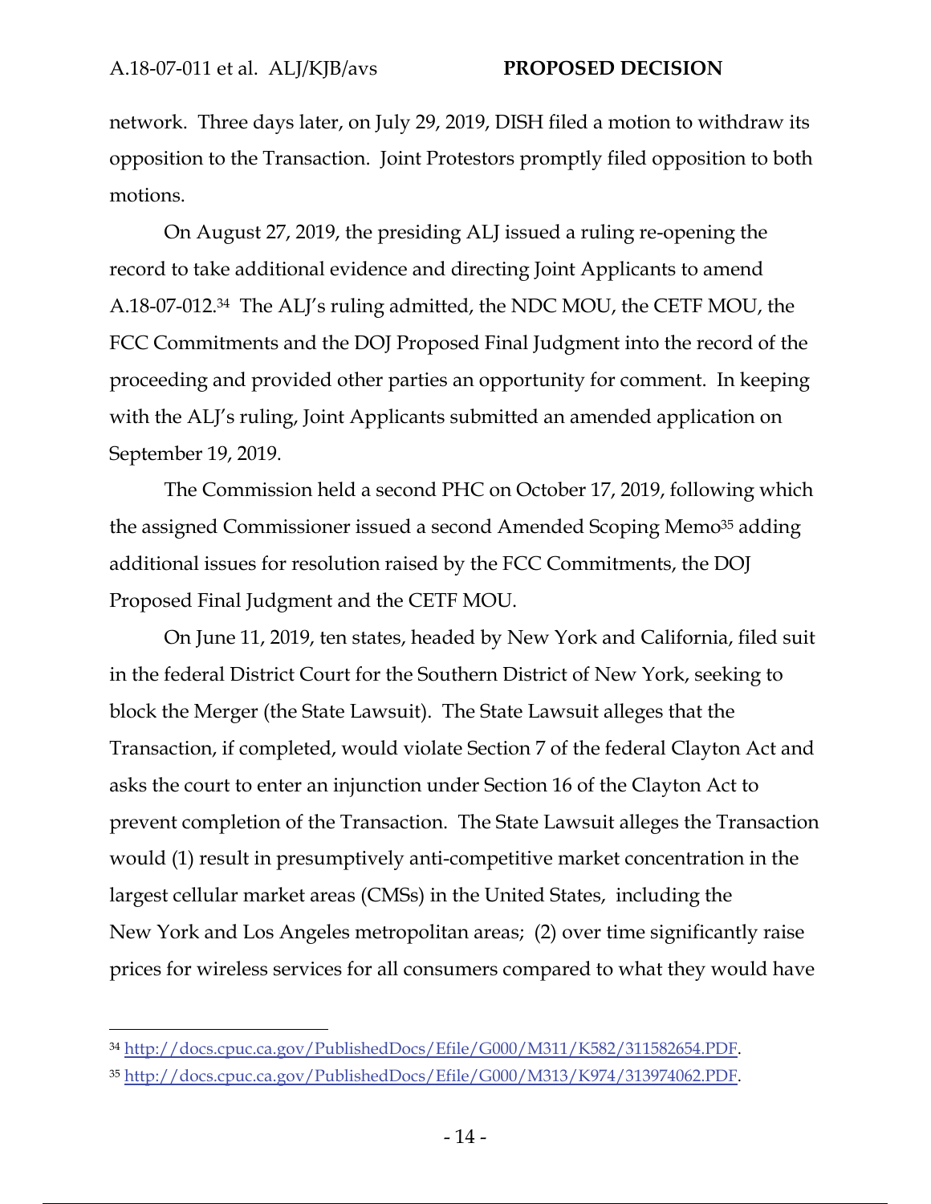network. Three days later, on July 29, 2019, DISH filed a motion to withdraw its opposition to the Transaction. Joint Protestors promptly filed opposition to both motions.

On August 27, 2019, the presiding ALJ issued a ruling re-opening the record to take additional evidence and directing Joint Applicants to amend A.18-07-012.[34] The ALJ's ruling admitted, the NDC MOU, the CETF MOU, the FCC Commitments and the DOJ Proposed Final Judgment into the record of the proceeding and provided other parties an opportunity for comment. In keeping with the ALJ's ruling, Joint Applicants submitted an amended application on September 19, 2019.

The Commission held a second PHC on October 17, 2019, following which the assigned Commissioner issued a second Amended Scoping Memo[35] adding additional issues for resolution raised by the FCC Commitments, the DOJ Proposed Final Judgment and the CETF MOU.

On June 11, 2019, ten states, headed by New York and California, filed suit in the federal District Court for the Southern District of New York, seeking to block the Merger (the State Lawsuit). The State Lawsuit alleges that the Transaction, if completed, would violate Section 7 of the federal Clayton Act and asks the court to enter an injunction under Section 16 of the Clayton Act to prevent completion of the Transaction. The State Lawsuit alleges the Transaction would (1) result in presumptively anti-competitive market concentration in the largest cellular market areas (CMSs) in the United States, including the New York and Los Angeles metropolitan areas; (2) over time significantly raise prices for wireless services for all consumers compared to what they would have

---

[34] http://docs.cpuc.ca.gov/PublishedDocs/Efile/G000/M311/K582/311582654.PDF.

[35] http://docs.cpuc.ca.gov/PublishedDocs/Efile/G000/M313/K974/313974062.PDF.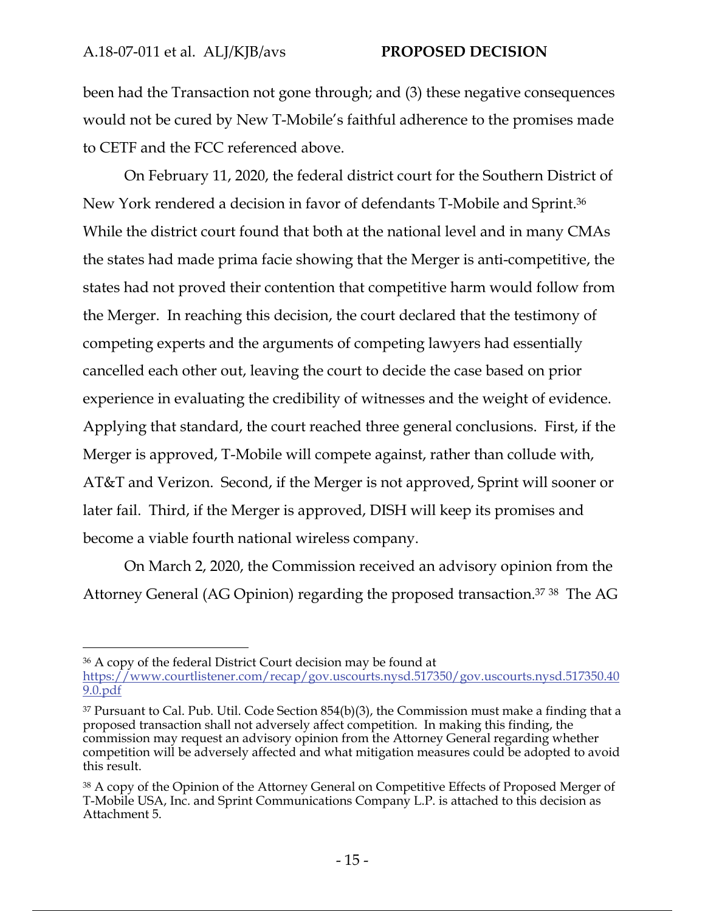been had the Transaction not gone through; and (3) these negative consequences would not be cured by New T-Mobile's faithful adherence to the promises made to CETF and the FCC referenced above.

On February 11, 2020, the federal district court for the Southern District of New York rendered a decision in favor of defendants T-Mobile and Sprint.[36] While the district court found that both at the national level and in many CMAs the states had made prima facie showing that the Merger is anti-competitive, the states had not proved their contention that competitive harm would follow from the Merger. In reaching this decision, the court declared that the testimony of competing experts and the arguments of competing lawyers had essentially cancelled each other out, leaving the court to decide the case based on prior experience in evaluating the credibility of witnesses and the weight of evidence. Applying that standard, the court reached three general conclusions. First, if the Merger is approved, T-Mobile will compete against, rather than collude with, AT&T and Verizon. Second, if the Merger is not approved, Sprint will sooner or later fail. Third, if the Merger is approved, DISH will keep its promises and become a viable fourth national wireless company.

On March 2, 2020, the Commission received an advisory opinion from the Attorney General (AG Opinion) regarding the proposed transaction.[37] [38] The AG

---

[36] A copy of the federal District Court decision may be found at https://www.courtlistener.com/recap/gov.uscourts.nysd.517350/gov.uscourts.nysd.517350.409.0.pdf

[37] Pursuant to Cal. Pub. Util. Code Section 854(b)(3), the Commission must make a finding that a proposed transaction shall not adversely affect competition. In making this finding, the commission may request an advisory opinion from the Attorney General regarding whether competition will be adversely affected and what mitigation measures could be adopted to avoid this result.

[38] A copy of the Opinion of the Attorney General on Competitive Effects of Proposed Merger of T-Mobile USA, Inc. and Sprint Communications Company L.P. is attached to this decision as Attachment 5.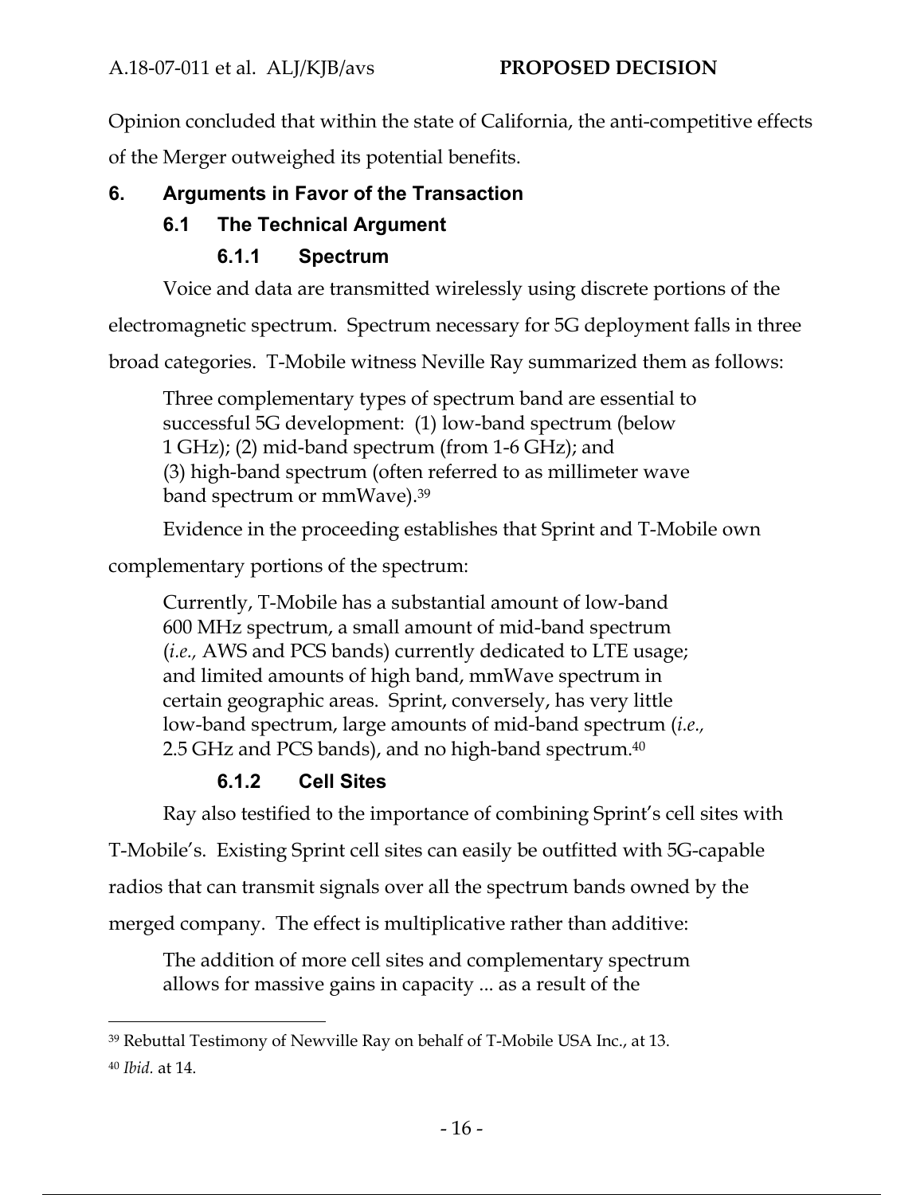Opinion concluded that within the state of California, the anti-competitive effects of the Merger outweighed its potential benefits.

## 6. Arguments in Favor of the Transaction

### 6.1 The Technical Argument

#### 6.1.1 Spectrum

Voice and data are transmitted wirelessly using discrete portions of the electromagnetic spectrum. Spectrum necessary for 5G deployment falls in three broad categories. T-Mobile witness Neville Ray summarized them as follows:

> Three complementary types of spectrum band are essential to successful 5G development: (1) low-band spectrum (below 1 GHz); (2) mid-band spectrum (from 1-6 GHz); and (3) high-band spectrum (often referred to as millimeter wave band spectrum or mmWave).[39]

Evidence in the proceeding establishes that Sprint and T-Mobile own complementary portions of the spectrum:

> Currently, T-Mobile has a substantial amount of low-band 600 MHz spectrum, a small amount of mid-band spectrum (*i.e.,* AWS and PCS bands) currently dedicated to LTE usage; and limited amounts of high band, mmWave spectrum in certain geographic areas. Sprint, conversely, has very little low-band spectrum, large amounts of mid-band spectrum (*i.e.,* 2.5 GHz and PCS bands), and no high-band spectrum.[40]

#### 6.1.2 Cell Sites

Ray also testified to the importance of combining Sprint's cell sites with T-Mobile's. Existing Sprint cell sites can easily be outfitted with 5G-capable radios that can transmit signals over all the spectrum bands owned by the merged company. The effect is multiplicative rather than additive:

> The addition of more cell sites and complementary spectrum allows for massive gains in capacity ... as a result of the

---

[39] Rebuttal Testimony of Newville Ray on behalf of T-Mobile USA Inc., at 13.

[40] *Ibid.* at 14.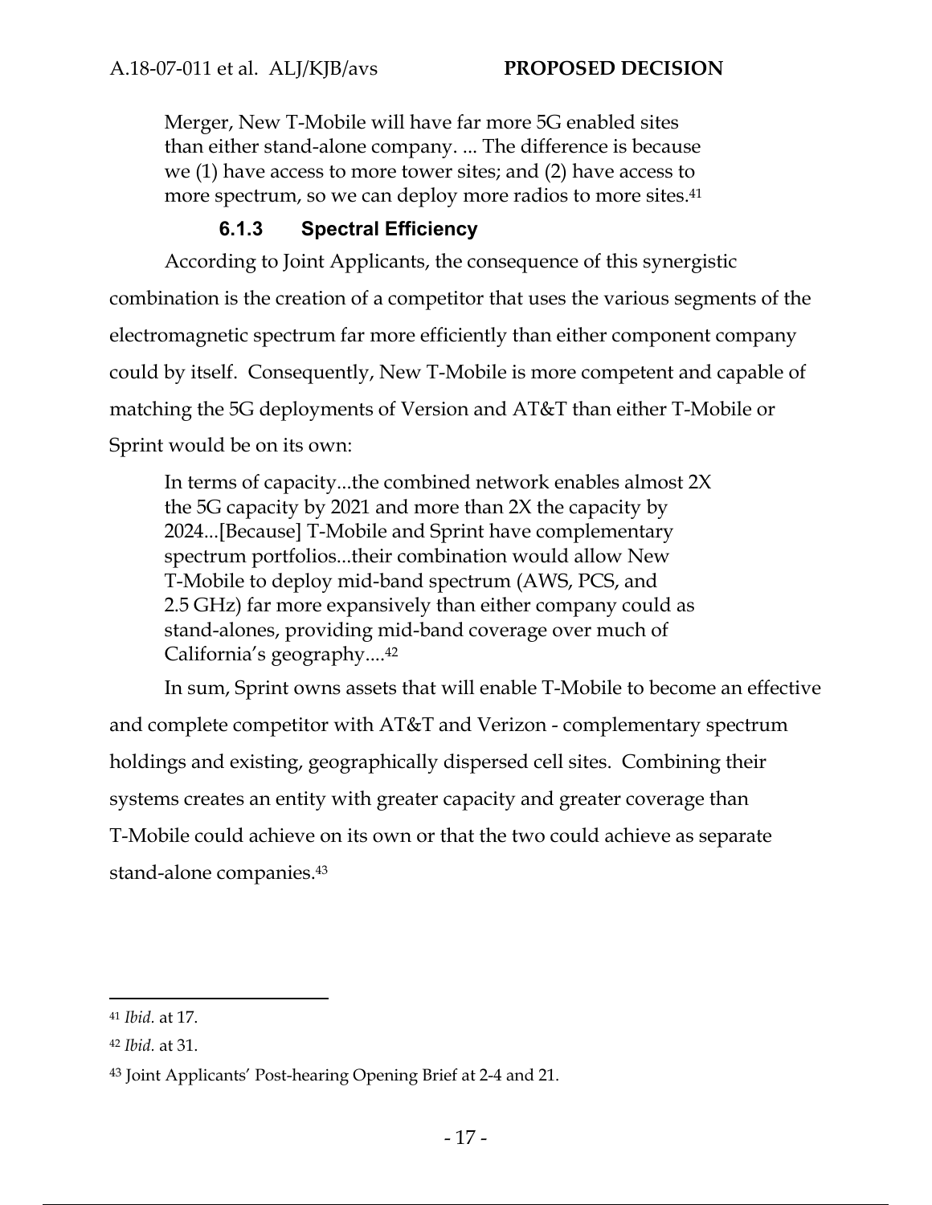> Merger, New T-Mobile will have far more 5G enabled sites than either stand-alone company. ... The difference is because we (1) have access to more tower sites; and (2) have access to more spectrum, so we can deploy more radios to more sites.[41]

#### 6.1.3 Spectral Efficiency

According to Joint Applicants, the consequence of this synergistic combination is the creation of a competitor that uses the various segments of the electromagnetic spectrum far more efficiently than either component company could by itself. Consequently, New T-Mobile is more competent and capable of matching the 5G deployments of Version and AT&T than either T-Mobile or Sprint would be on its own:

> In terms of capacity...the combined network enables almost 2X the 5G capacity by 2021 and more than 2X the capacity by 2024...[Because] T-Mobile and Sprint have complementary spectrum portfolios...their combination would allow New T-Mobile to deploy mid-band spectrum (AWS, PCS, and 2.5 GHz) far more expansively than either company could as stand-alones, providing mid-band coverage over much of California's geography....[42]

In sum, Sprint owns assets that will enable T-Mobile to become an effective and complete competitor with AT&T and Verizon - complementary spectrum holdings and existing, geographically dispersed cell sites. Combining their systems creates an entity with greater capacity and greater coverage than T-Mobile could achieve on its own or that the two could achieve as separate stand-alone companies.[43]

---

[41] *Ibid.* at 17.

[42] *Ibid.* at 31.

[43] Joint Applicants' Post-hearing Opening Brief at 2-4 and 21.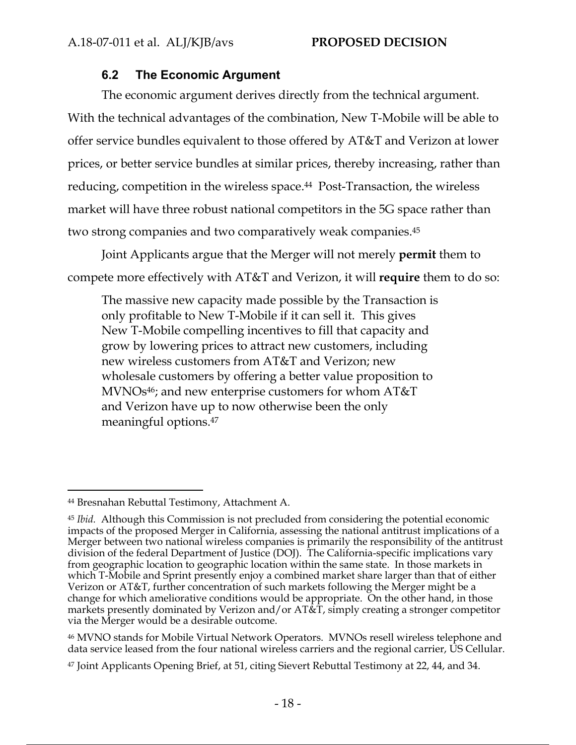### 6.2 The Economic Argument

The economic argument derives directly from the technical argument. With the technical advantages of the combination, New T-Mobile will be able to offer service bundles equivalent to those offered by AT&T and Verizon at lower prices, or better service bundles at similar prices, thereby increasing, rather than reducing, competition in the wireless space.[44] Post-Transaction, the wireless market will have three robust national competitors in the 5G space rather than two strong companies and two comparatively weak companies.[45]

Joint Applicants argue that the Merger will not merely **permit** them to compete more effectively with AT&T and Verizon, it will **require** them to do so:

> The massive new capacity made possible by the Transaction is only profitable to New T-Mobile if it can sell it. This gives New T-Mobile compelling incentives to fill that capacity and grow by lowering prices to attract new customers, including new wireless customers from AT&T and Verizon; new wholesale customers by offering a better value proposition to MVNOs[46]; and new enterprise customers for whom AT&T and Verizon have up to now otherwise been the only meaningful options.[47]

---

[44] Bresnahan Rebuttal Testimony, Attachment A.

[45] *Ibid.* Although this Commission is not precluded from considering the potential economic impacts of the proposed Merger in California, assessing the national antitrust implications of a Merger between two national wireless companies is primarily the responsibility of the antitrust division of the federal Department of Justice (DOJ). The California-specific implications vary from geographic location to geographic location within the same state. In those markets in which T-Mobile and Sprint presently enjoy a combined market share larger than that of either Verizon or AT&T, further concentration of such markets following the Merger might be a change for which ameliorative conditions would be appropriate. On the other hand, in those markets presently dominated by Verizon and/or AT&T, simply creating a stronger competitor via the Merger would be a desirable outcome.

[46] MVNO stands for Mobile Virtual Network Operators. MVNOs resell wireless telephone and data service leased from the four national wireless carriers and the regional carrier, US Cellular.

[47] Joint Applicants Opening Brief, at 51, citing Sievert Rebuttal Testimony at 22, 44, and 34.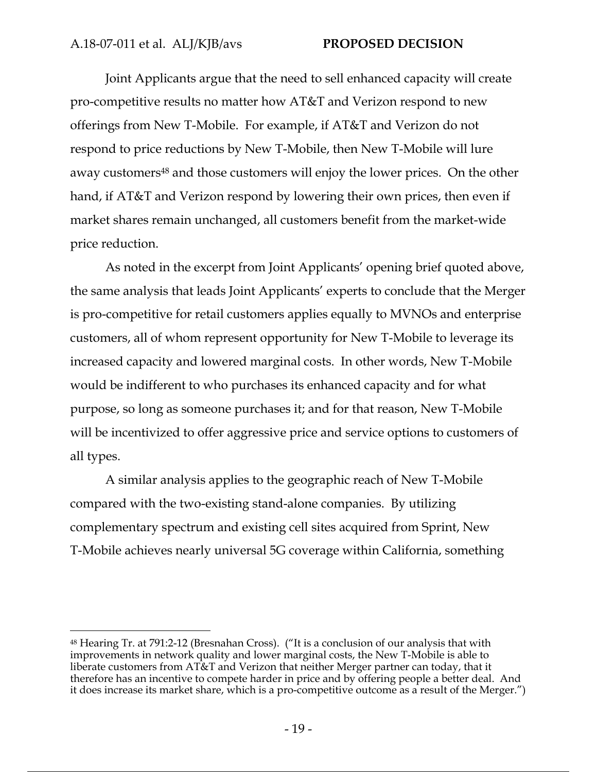Joint Applicants argue that the need to sell enhanced capacity will create pro-competitive results no matter how AT&T and Verizon respond to new offerings from New T-Mobile. For example, if AT&T and Verizon do not respond to price reductions by New T-Mobile, then New T-Mobile will lure away customers[48] and those customers will enjoy the lower prices. On the other hand, if AT&T and Verizon respond by lowering their own prices, then even if market shares remain unchanged, all customers benefit from the market-wide price reduction.

As noted in the excerpt from Joint Applicants' opening brief quoted above, the same analysis that leads Joint Applicants' experts to conclude that the Merger is pro-competitive for retail customers applies equally to MVNOs and enterprise customers, all of whom represent opportunity for New T-Mobile to leverage its increased capacity and lowered marginal costs. In other words, New T-Mobile would be indifferent to who purchases its enhanced capacity and for what purpose, so long as someone purchases it; and for that reason, New T-Mobile will be incentivized to offer aggressive price and service options to customers of all types.

A similar analysis applies to the geographic reach of New T-Mobile compared with the two-existing stand-alone companies. By utilizing complementary spectrum and existing cell sites acquired from Sprint, New T-Mobile achieves nearly universal 5G coverage within California, something

---

[48] Hearing Tr. at 791:2-12 (Bresnahan Cross). ("It is a conclusion of our analysis that with improvements in network quality and lower marginal costs, the New T-Mobile is able to liberate customers from AT&T and Verizon that neither Merger partner can today, that it therefore has an incentive to compete harder in price and by offering people a better deal. And it does increase its market share, which is a pro-competitive outcome as a result of the Merger.")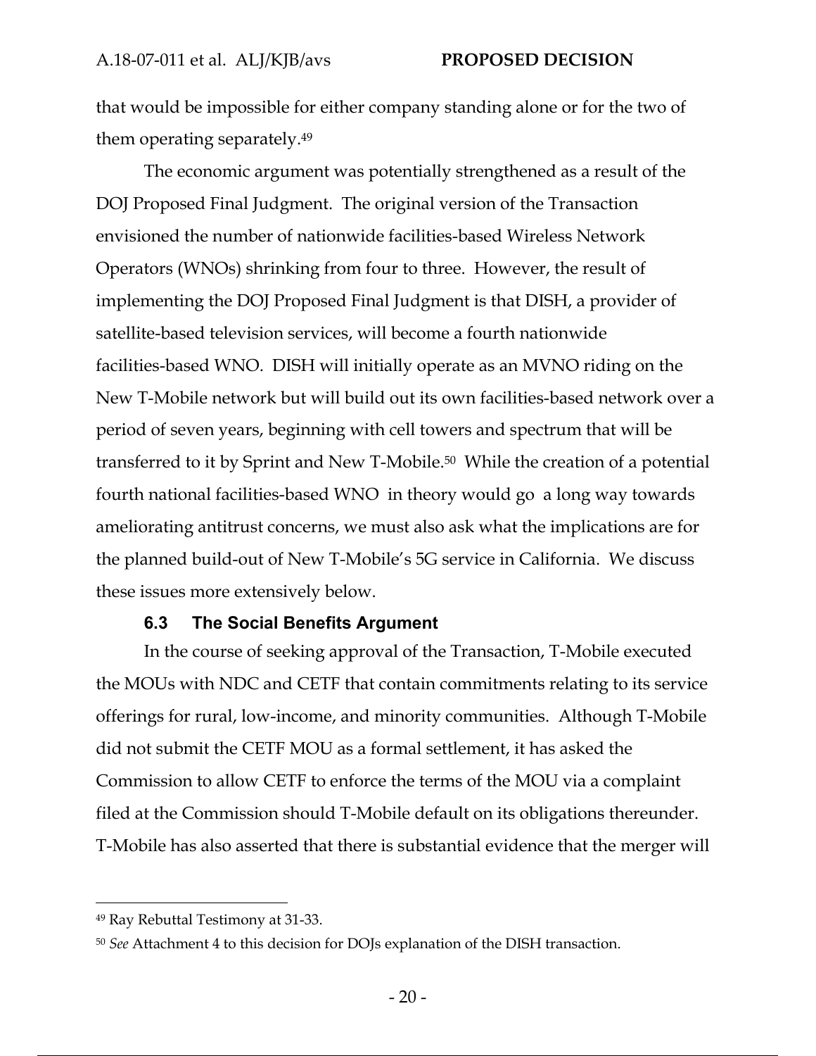that would be impossible for either company standing alone or for the two of them operating separately.[49]

The economic argument was potentially strengthened as a result of the DOJ Proposed Final Judgment. The original version of the Transaction envisioned the number of nationwide facilities-based Wireless Network Operators (WNOs) shrinking from four to three. However, the result of implementing the DOJ Proposed Final Judgment is that DISH, a provider of satellite-based television services, will become a fourth nationwide facilities-based WNO. DISH will initially operate as an MVNO riding on the New T-Mobile network but will build out its own facilities-based network over a period of seven years, beginning with cell towers and spectrum that will be transferred to it by Sprint and New T-Mobile.[50] While the creation of a potential fourth national facilities-based WNO in theory would go a long way towards ameliorating antitrust concerns, we must also ask what the implications are for the planned build-out of New T-Mobile's 5G service in California. We discuss these issues more extensively below.

### 6.3 The Social Benefits Argument

In the course of seeking approval of the Transaction, T-Mobile executed the MOUs with NDC and CETF that contain commitments relating to its service offerings for rural, low-income, and minority communities. Although T-Mobile did not submit the CETF MOU as a formal settlement, it has asked the Commission to allow CETF to enforce the terms of the MOU via a complaint filed at the Commission should T-Mobile default on its obligations thereunder. T-Mobile has also asserted that there is substantial evidence that the merger will

---

[49] Ray Rebuttal Testimony at 31-33.

[50] *See* Attachment 4 to this decision for DOJs explanation of the DISH transaction.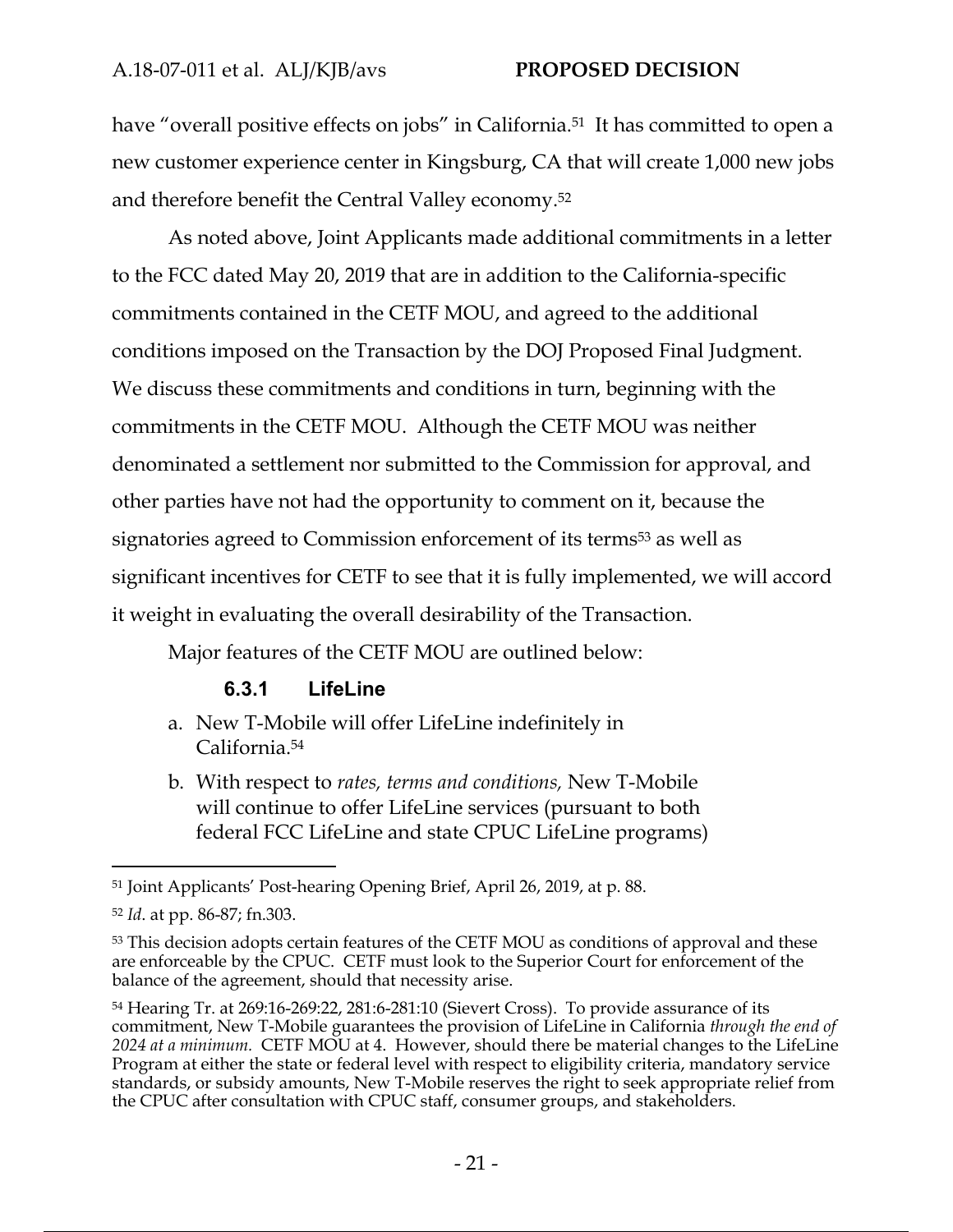have "overall positive effects on jobs" in California.[51] It has committed to open a new customer experience center in Kingsburg, CA that will create 1,000 new jobs and therefore benefit the Central Valley economy.[52]

As noted above, Joint Applicants made additional commitments in a letter to the FCC dated May 20, 2019 that are in addition to the California-specific commitments contained in the CETF MOU, and agreed to the additional conditions imposed on the Transaction by the DOJ Proposed Final Judgment. We discuss these commitments and conditions in turn, beginning with the commitments in the CETF MOU. Although the CETF MOU was neither denominated a settlement nor submitted to the Commission for approval, and other parties have not had the opportunity to comment on it, because the signatories agreed to Commission enforcement of its terms[53] as well as significant incentives for CETF to see that it is fully implemented, we will accord it weight in evaluating the overall desirability of the Transaction.

Major features of the CETF MOU are outlined below:

### 6.3.1 LifeLine

a. New T-Mobile will offer LifeLine indefinitely in California.[54]

b. With respect to *rates, terms and conditions,* New T-Mobile will continue to offer LifeLine services (pursuant to both federal FCC LifeLine and state CPUC LifeLine programs)

---

[51] Joint Applicants' Post-hearing Opening Brief, April 26, 2019, at p. 88.

[52] *Id*. at pp. 86-87; fn.303.

[53] This decision adopts certain features of the CETF MOU as conditions of approval and these are enforceable by the CPUC. CETF must look to the Superior Court for enforcement of the balance of the agreement, should that necessity arise.

[54] Hearing Tr. at 269:16-269:22, 281:6-281:10 (Sievert Cross). To provide assurance of its commitment, New T-Mobile guarantees the provision of LifeLine in California *through the end of 2024 at a minimum.* CETF MOU at 4. However, should there be material changes to the LifeLine Program at either the state or federal level with respect to eligibility criteria, mandatory service standards, or subsidy amounts, New T-Mobile reserves the right to seek appropriate relief from the CPUC after consultation with CPUC staff, consumer groups, and stakeholders.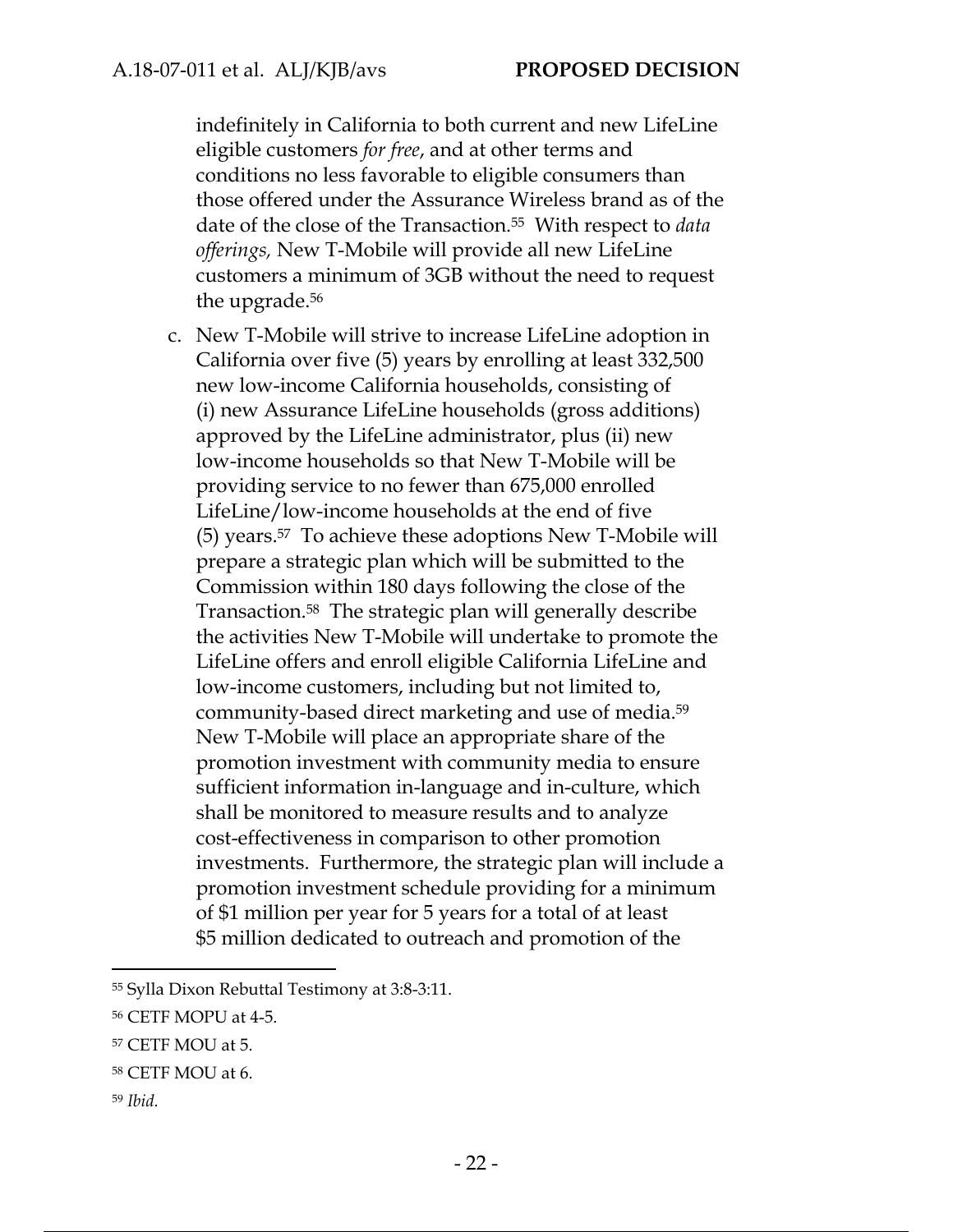indefinitely in California to both current and new LifeLine eligible customers *for free*, and at other terms and conditions no less favorable to eligible consumers than those offered under the Assurance Wireless brand as of the date of the close of the Transaction.[55] With respect to *data offerings,* New T-Mobile will provide all new LifeLine customers a minimum of 3GB without the need to request the upgrade.[56]

c. New T-Mobile will strive to increase LifeLine adoption in California over five (5) years by enrolling at least 332,500 new low-income California households, consisting of (i) new Assurance LifeLine households (gross additions) approved by the LifeLine administrator, plus (ii) new low-income households so that New T-Mobile will be providing service to no fewer than 675,000 enrolled LifeLine/low-income households at the end of five (5) years.[57] To achieve these adoptions New T-Mobile will prepare a strategic plan which will be submitted to the Commission within 180 days following the close of the Transaction.[58] The strategic plan will generally describe the activities New T-Mobile will undertake to promote the LifeLine offers and enroll eligible California LifeLine and low-income customers, including but not limited to, community-based direct marketing and use of media.[59] New T-Mobile will place an appropriate share of the promotion investment with community media to ensure sufficient information in-language and in-culture, which shall be monitored to measure results and to analyze cost-effectiveness in comparison to other promotion investments. Furthermore, the strategic plan will include a promotion investment schedule providing for a minimum of $1 million per year for 5 years for a total of at least $5 million dedicated to outreach and promotion of the

---

[55] Sylla Dixon Rebuttal Testimony at 3:8-3:11.

[56] CETF MOPU at 4-5.

[57] CETF MOU at 5.

[58] CETF MOU at 6.

[59] *Ibid.*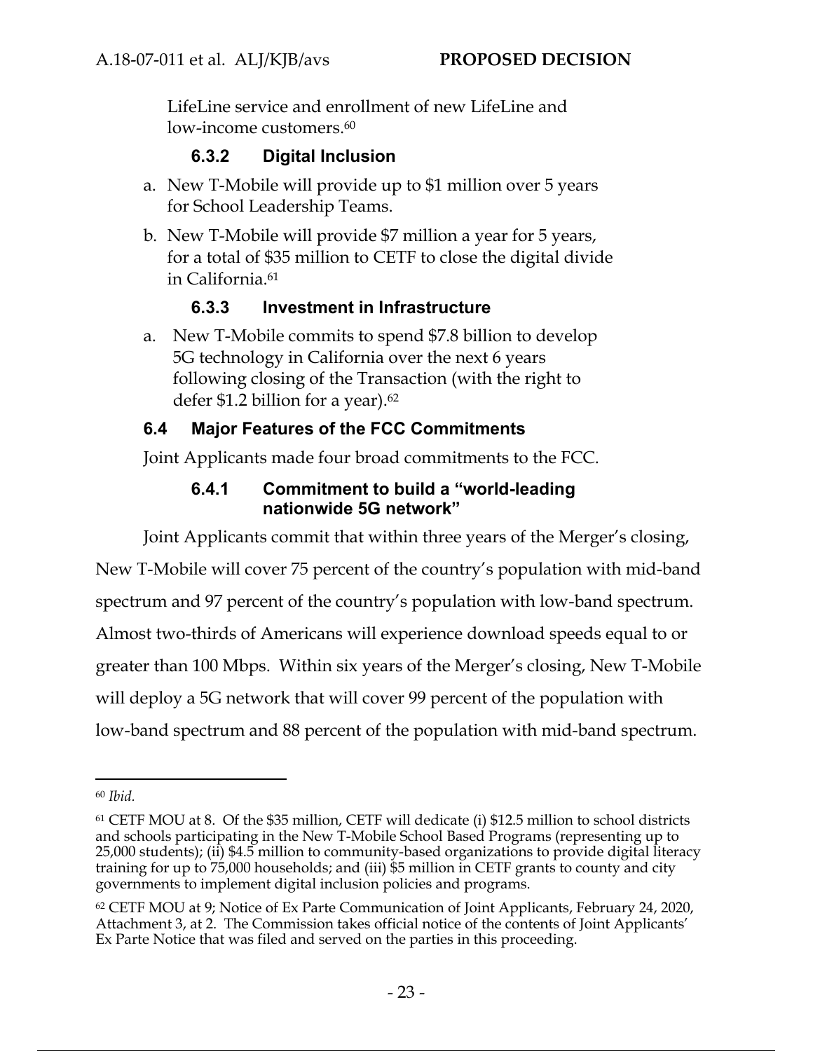LifeLine service and enrollment of new LifeLine and low-income customers.[60]

### 6.3.2 Digital Inclusion

a. New T-Mobile will provide up to $1 million over 5 years for School Leadership Teams.

b. New T-Mobile will provide $7 million a year for 5 years, for a total of $35 million to CETF to close the digital divide in California.[61]

### 6.3.3 Investment in Infrastructure

a. New T-Mobile commits to spend $7.8 billion to develop 5G technology in California over the next 6 years following closing of the Transaction (with the right to defer $1.2 billion for a year).[62]

## 6.4 Major Features of the FCC Commitments

Joint Applicants made four broad commitments to the FCC.

### 6.4.1 Commitment to build a "world-leading nationwide 5G network"

Joint Applicants commit that within three years of the Merger's closing, New T-Mobile will cover 75 percent of the country's population with mid-band spectrum and 97 percent of the country's population with low-band spectrum. Almost two-thirds of Americans will experience download speeds equal to or greater than 100 Mbps. Within six years of the Merger's closing, New T-Mobile will deploy a 5G network that will cover 99 percent of the population with low-band spectrum and 88 percent of the population with mid-band spectrum.

---

[60] *Ibid.*

[61] CETF MOU at 8. Of the $35 million, CETF will dedicate (i) $12.5 million to school districts and schools participating in the New T-Mobile School Based Programs (representing up to 25,000 students); (ii) $4.5 million to community-based organizations to provide digital literacy training for up to 75,000 households; and (iii) $5 million in CETF grants to county and city governments to implement digital inclusion policies and programs.

[62] CETF MOU at 9; Notice of Ex Parte Communication of Joint Applicants, February 24, 2020, Attachment 3, at 2. The Commission takes official notice of the contents of Joint Applicants' Ex Parte Notice that was filed and served on the parties in this proceeding.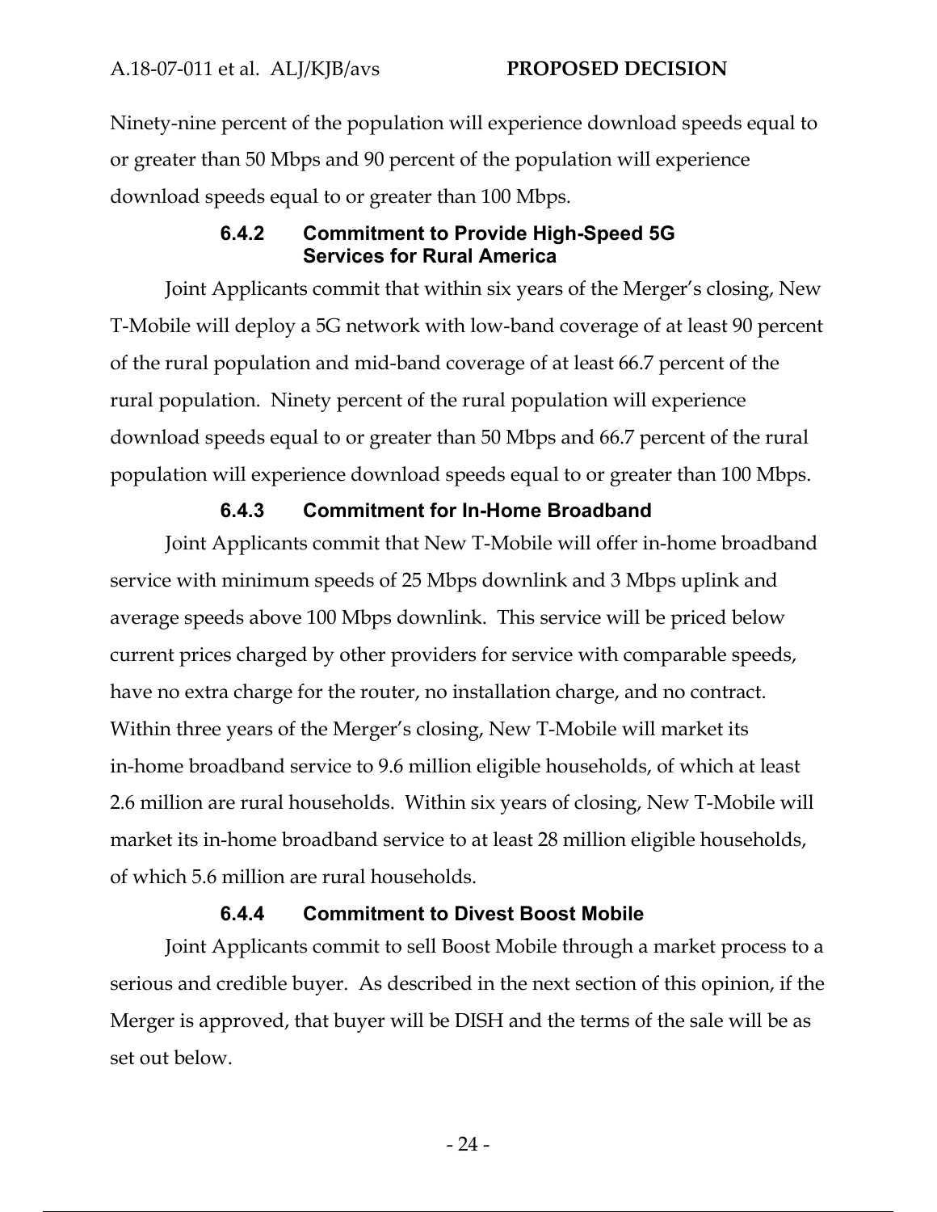Ninety-nine percent of the population will experience download speeds equal to or greater than 50 Mbps and 90 percent of the population will experience download speeds equal to or greater than 100 Mbps.

#### 6.4.2 Commitment to Provide High-Speed 5G Services for Rural America

Joint Applicants commit that within six years of the Merger's closing, New T-Mobile will deploy a 5G network with low-band coverage of at least 90 percent of the rural population and mid-band coverage of at least 66.7 percent of the rural population. Ninety percent of the rural population will experience download speeds equal to or greater than 50 Mbps and 66.7 percent of the rural population will experience download speeds equal to or greater than 100 Mbps.

#### 6.4.3 Commitment for In-Home Broadband

Joint Applicants commit that New T-Mobile will offer in-home broadband service with minimum speeds of 25 Mbps downlink and 3 Mbps uplink and average speeds above 100 Mbps downlink. This service will be priced below current prices charged by other providers for service with comparable speeds, have no extra charge for the router, no installation charge, and no contract. Within three years of the Merger's closing, New T-Mobile will market its in-home broadband service to 9.6 million eligible households, of which at least 2.6 million are rural households. Within six years of closing, New T-Mobile will market its in-home broadband service to at least 28 million eligible households, of which 5.6 million are rural households.

#### 6.4.4 Commitment to Divest Boost Mobile

Joint Applicants commit to sell Boost Mobile through a market process to a serious and credible buyer. As described in the next section of this opinion, if the Merger is approved, that buyer will be DISH and the terms of the sale will be as set out below.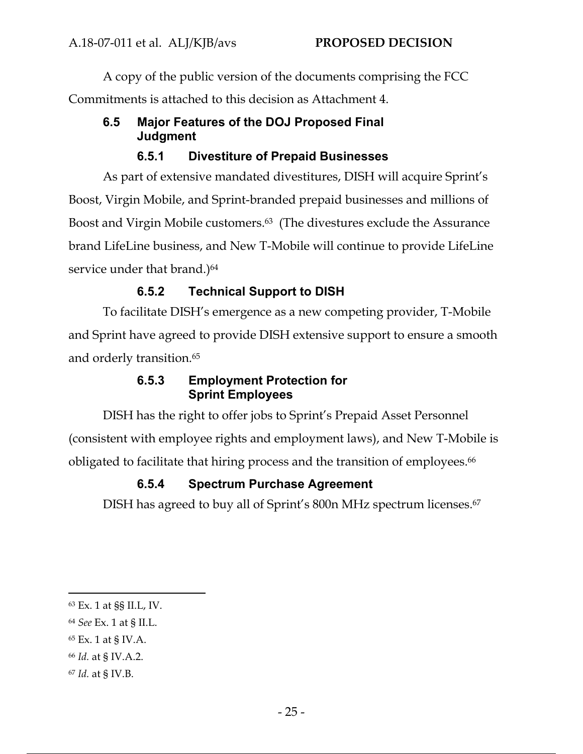A copy of the public version of the documents comprising the FCC Commitments is attached to this decision as Attachment 4.

### 6.5 Major Features of the DOJ Proposed Final Judgment

#### 6.5.1 Divestiture of Prepaid Businesses

As part of extensive mandated divestitures, DISH will acquire Sprint's Boost, Virgin Mobile, and Sprint-branded prepaid businesses and millions of Boost and Virgin Mobile customers.[63] (The divestures exclude the Assurance brand LifeLine business, and New T-Mobile will continue to provide LifeLine service under that brand.)[64]

#### 6.5.2 Technical Support to DISH

To facilitate DISH's emergence as a new competing provider, T-Mobile and Sprint have agreed to provide DISH extensive support to ensure a smooth and orderly transition.[65]

#### 6.5.3 Employment Protection for Sprint Employees

DISH has the right to offer jobs to Sprint's Prepaid Asset Personnel (consistent with employee rights and employment laws), and New T-Mobile is obligated to facilitate that hiring process and the transition of employees.[66]

#### 6.5.4 Spectrum Purchase Agreement

DISH has agreed to buy all of Sprint's 800n MHz spectrum licenses.[67]

---

[63] Ex. 1 at §§ II.L, IV.

[64] *See* Ex. 1 at § II.L.

[65] Ex. 1 at § IV.A.

[66] *Id.* at § IV.A.2.

[67] *Id.* at § IV.B.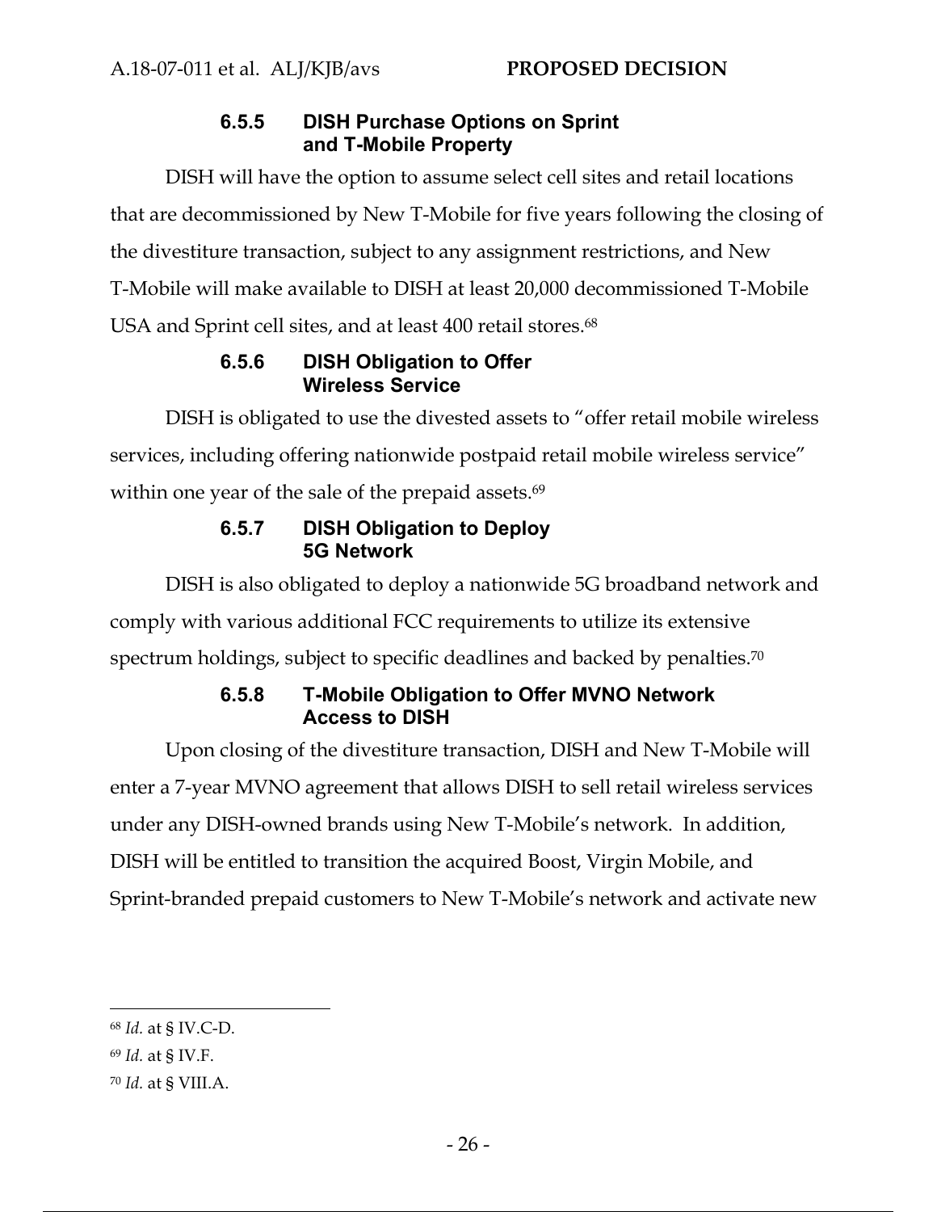#### 6.5.5 DISH Purchase Options on Sprint and T-Mobile Property

DISH will have the option to assume select cell sites and retail locations that are decommissioned by New T-Mobile for five years following the closing of the divestiture transaction, subject to any assignment restrictions, and New T-Mobile will make available to DISH at least 20,000 decommissioned T-Mobile USA and Sprint cell sites, and at least 400 retail stores.[68]

#### 6.5.6 DISH Obligation to Offer Wireless Service

DISH is obligated to use the divested assets to "offer retail mobile wireless services, including offering nationwide postpaid retail mobile wireless service" within one year of the sale of the prepaid assets.[69]

#### 6.5.7 DISH Obligation to Deploy 5G Network

DISH is also obligated to deploy a nationwide 5G broadband network and comply with various additional FCC requirements to utilize its extensive spectrum holdings, subject to specific deadlines and backed by penalties.[70]

#### 6.5.8 T-Mobile Obligation to Offer MVNO Network Access to DISH

Upon closing of the divestiture transaction, DISH and New T-Mobile will enter a 7-year MVNO agreement that allows DISH to sell retail wireless services under any DISH-owned brands using New T-Mobile's network. In addition, DISH will be entitled to transition the acquired Boost, Virgin Mobile, and Sprint-branded prepaid customers to New T-Mobile's network and activate new

---

[68] *Id.* at § IV.C-D.

[69] *Id.* at § IV.F.

[70] *Id.* at § VIII.A.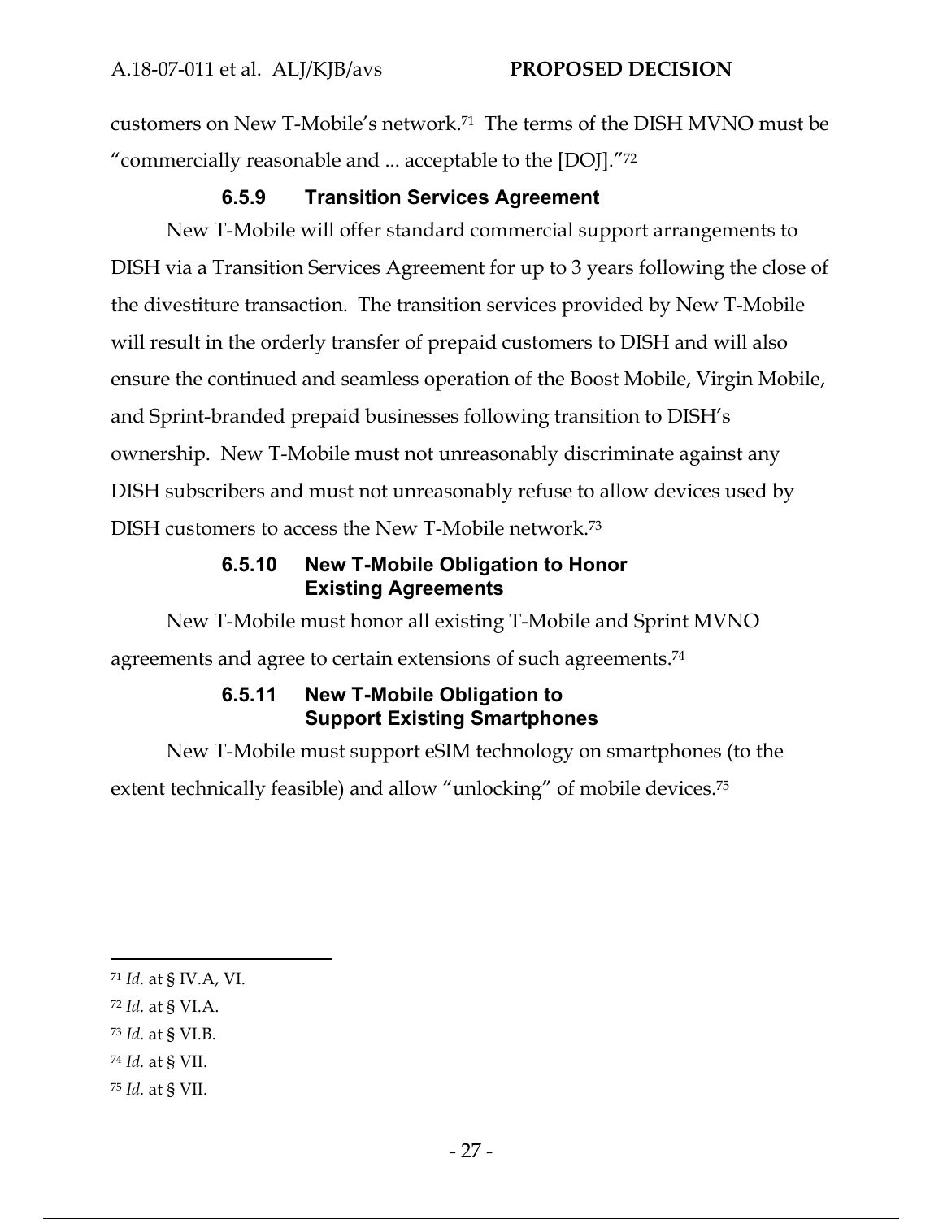customers on New T-Mobile's network.[71] The terms of the DISH MVNO must be "commercially reasonable and ... acceptable to the [DOJ]."[72]

#### 6.5.9 Transition Services Agreement

New T-Mobile will offer standard commercial support arrangements to DISH via a Transition Services Agreement for up to 3 years following the close of the divestiture transaction. The transition services provided by New T-Mobile will result in the orderly transfer of prepaid customers to DISH and will also ensure the continued and seamless operation of the Boost Mobile, Virgin Mobile, and Sprint-branded prepaid businesses following transition to DISH's ownership. New T-Mobile must not unreasonably discriminate against any DISH subscribers and must not unreasonably refuse to allow devices used by DISH customers to access the New T-Mobile network.[73]

#### 6.5.10 New T-Mobile Obligation to Honor Existing Agreements

New T-Mobile must honor all existing T-Mobile and Sprint MVNO agreements and agree to certain extensions of such agreements.[74]

#### 6.5.11 New T-Mobile Obligation to Support Existing Smartphones

New T-Mobile must support eSIM technology on smartphones (to the extent technically feasible) and allow "unlocking" of mobile devices.[75]

---

[71] *Id.* at § IV.A, VI.

[72] *Id.* at § VI.A.

[73] *Id.* at § VI.B.

[74] *Id.* at § VII.

[75] *Id.* at § VII.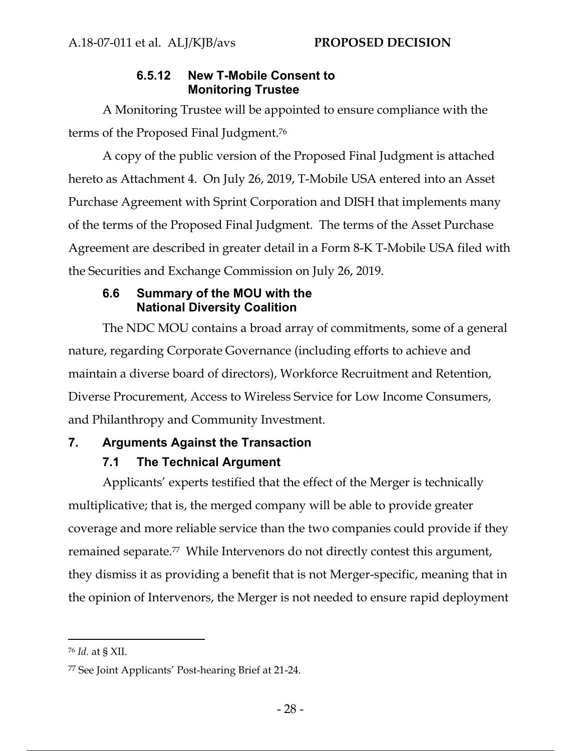#### 6.5.12 New T-Mobile Consent to Monitoring Trustee

A Monitoring Trustee will be appointed to ensure compliance with the terms of the Proposed Final Judgment.[76]

A copy of the public version of the Proposed Final Judgment is attached hereto as Attachment 4. On July 26, 2019, T-Mobile USA entered into an Asset Purchase Agreement with Sprint Corporation and DISH that implements many of the terms of the Proposed Final Judgment. The terms of the Asset Purchase Agreement are described in greater detail in a Form 8-K T-Mobile USA filed with the Securities and Exchange Commission on July 26, 2019.

### 6.6 Summary of the MOU with the National Diversity Coalition

The NDC MOU contains a broad array of commitments, some of a general nature, regarding Corporate Governance (including efforts to achieve and maintain a diverse board of directors), Workforce Recruitment and Retention, Diverse Procurement, Access to Wireless Service for Low Income Consumers, and Philanthropy and Community Investment.

## 7. Arguments Against the Transaction

### 7.1 The Technical Argument

Applicants' experts testified that the effect of the Merger is technically multiplicative; that is, the merged company will be able to provide greater coverage and more reliable service than the two companies could provide if they remained separate.[77] While Intervenors do not directly contest this argument, they dismiss it as providing a benefit that is not Merger-specific, meaning that in the opinion of Intervenors, the Merger is not needed to ensure rapid deployment

---

[76] *Id.* at § XII.

[77] See Joint Applicants' Post-hearing Brief at 21-24.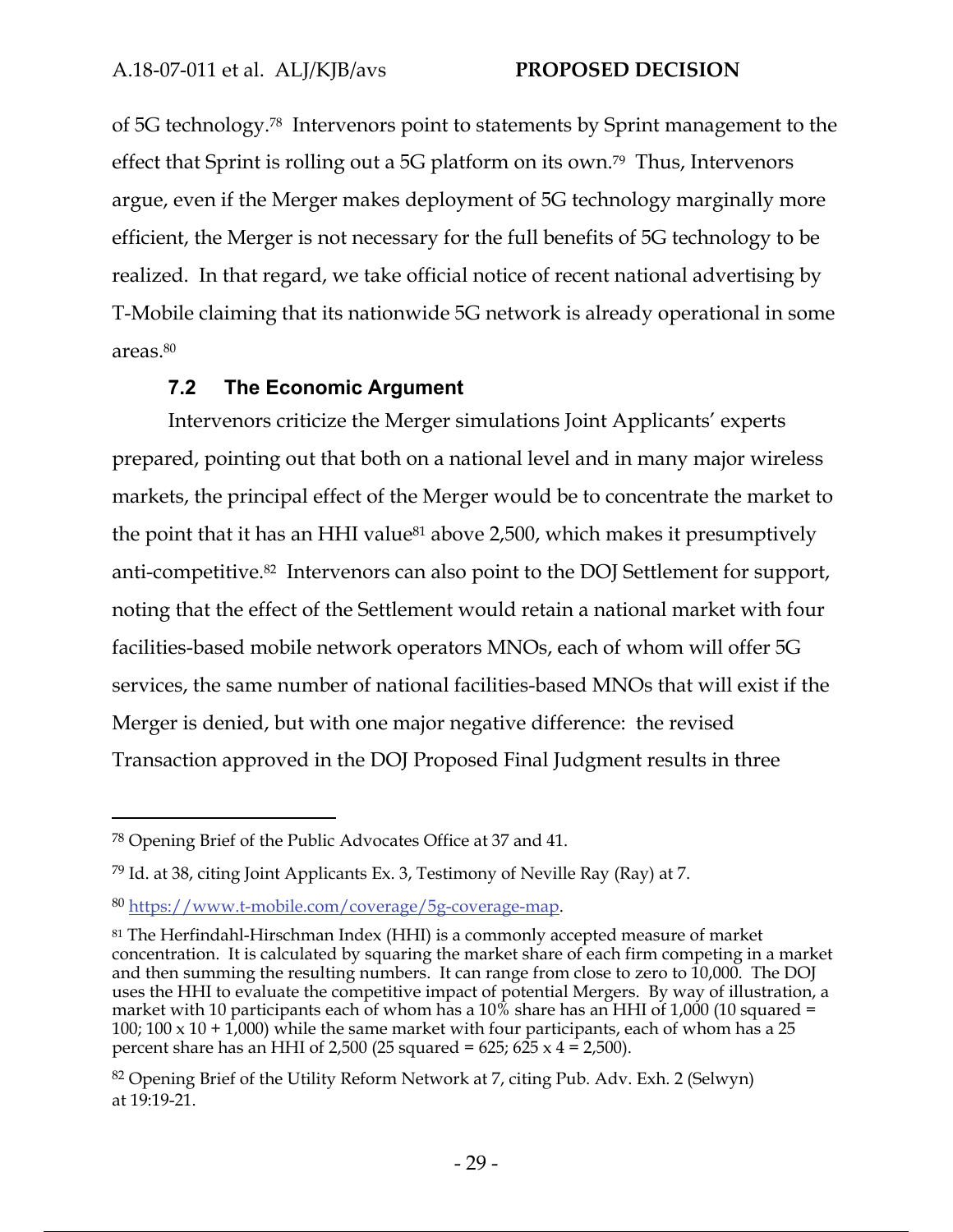of 5G technology.[78] Intervenors point to statements by Sprint management to the effect that Sprint is rolling out a 5G platform on its own.[79] Thus, Intervenors argue, even if the Merger makes deployment of 5G technology marginally more efficient, the Merger is not necessary for the full benefits of 5G technology to be realized. In that regard, we take official notice of recent national advertising by T-Mobile claiming that its nationwide 5G network is already operational in some areas.[80]

### 7.2 The Economic Argument

Intervenors criticize the Merger simulations Joint Applicants' experts prepared, pointing out that both on a national level and in many major wireless markets, the principal effect of the Merger would be to concentrate the market to the point that it has an HHI value[81] above 2,500, which makes it presumptively anti-competitive.[82] Intervenors can also point to the DOJ Settlement for support, noting that the effect of the Settlement would retain a national market with four facilities-based mobile network operators MNOs, each of whom will offer 5G services, the same number of national facilities-based MNOs that will exist if the Merger is denied, but with one major negative difference: the revised Transaction approved in the DOJ Proposed Final Judgment results in three

---

[78] Opening Brief of the Public Advocates Office at 37 and 41.

[79] Id. at 38, citing Joint Applicants Ex. 3, Testimony of Neville Ray (Ray) at 7.

[80] https://www.t-mobile.com/coverage/5g-coverage-map.

[81] The Herfindahl-Hirschman Index (HHI) is a commonly accepted measure of market concentration. It is calculated by squaring the market share of each firm competing in a market and then summing the resulting numbers. It can range from close to zero to 10,000. The DOJ uses the HHI to evaluate the competitive impact of potential Mergers. By way of illustration, a market with 10 participants each of whom has a 10% share has an HHI of 1,000 (10 squared = 100; 100 x 10 + 1,000) while the same market with four participants, each of whom has a 25 percent share has an HHI of 2,500 (25 squared = 625; 625 x 4 = 2,500).

[82] Opening Brief of the Utility Reform Network at 7, citing Pub. Adv. Exh. 2 (Selwyn) at 19:19-21.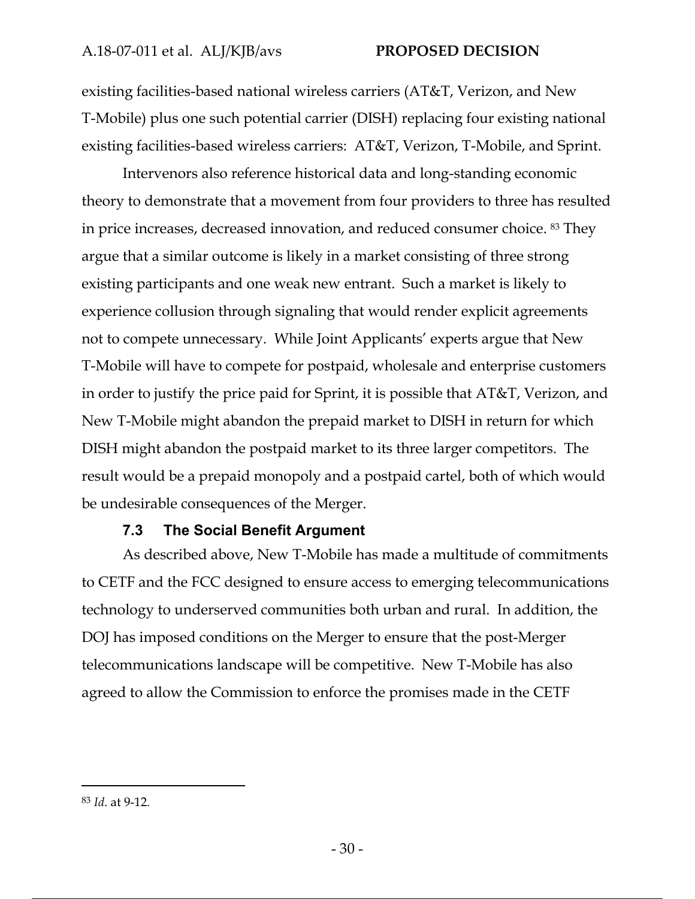existing facilities-based national wireless carriers (AT&T, Verizon, and New T-Mobile) plus one such potential carrier (DISH) replacing four existing national existing facilities-based wireless carriers: AT&T, Verizon, T-Mobile, and Sprint.

Intervenors also reference historical data and long-standing economic theory to demonstrate that a movement from four providers to three has resulted in price increases, decreased innovation, and reduced consumer choice. [83] They argue that a similar outcome is likely in a market consisting of three strong existing participants and one weak new entrant. Such a market is likely to experience collusion through signaling that would render explicit agreements not to compete unnecessary. While Joint Applicants' experts argue that New T-Mobile will have to compete for postpaid, wholesale and enterprise customers in order to justify the price paid for Sprint, it is possible that AT&T, Verizon, and New T-Mobile might abandon the prepaid market to DISH in return for which DISH might abandon the postpaid market to its three larger competitors. The result would be a prepaid monopoly and a postpaid cartel, both of which would be undesirable consequences of the Merger.

### 7.3 The Social Benefit Argument

As described above, New T-Mobile has made a multitude of commitments to CETF and the FCC designed to ensure access to emerging telecommunications technology to underserved communities both urban and rural. In addition, the DOJ has imposed conditions on the Merger to ensure that the post-Merger telecommunications landscape will be competitive. New T-Mobile has also agreed to allow the Commission to enforce the promises made in the CETF

---

[83] *Id*. at 9-12.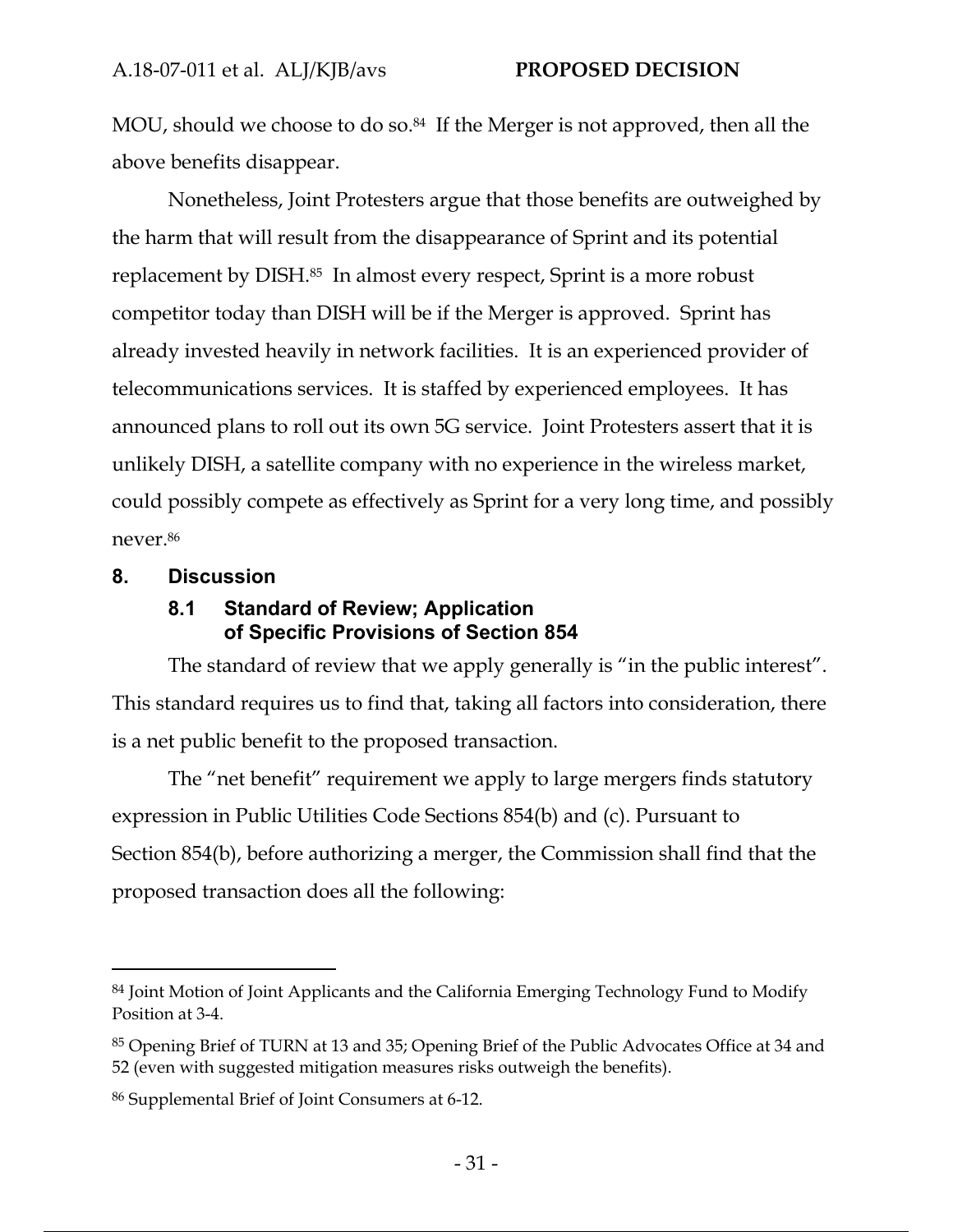MOU, should we choose to do so.[84] If the Merger is not approved, then all the above benefits disappear.

Nonetheless, Joint Protesters argue that those benefits are outweighed by the harm that will result from the disappearance of Sprint and its potential replacement by DISH.[85] In almost every respect, Sprint is a more robust competitor today than DISH will be if the Merger is approved. Sprint has already invested heavily in network facilities. It is an experienced provider of telecommunications services. It is staffed by experienced employees. It has announced plans to roll out its own 5G service. Joint Protesters assert that it is unlikely DISH, a satellite company with no experience in the wireless market, could possibly compete as effectively as Sprint for a very long time, and possibly never.[86]

## 8. Discussion

### 8.1 Standard of Review; Application of Specific Provisions of Section 854

The standard of review that we apply generally is "in the public interest". This standard requires us to find that, taking all factors into consideration, there is a net public benefit to the proposed transaction.

The "net benefit" requirement we apply to large mergers finds statutory expression in Public Utilities Code Sections 854(b) and (c). Pursuant to Section 854(b), before authorizing a merger, the Commission shall find that the proposed transaction does all the following:

---

[84] Joint Motion of Joint Applicants and the California Emerging Technology Fund to Modify Position at 3-4.

[85] Opening Brief of TURN at 13 and 35; Opening Brief of the Public Advocates Office at 34 and 52 (even with suggested mitigation measures risks outweigh the benefits).

[86] Supplemental Brief of Joint Consumers at 6-12.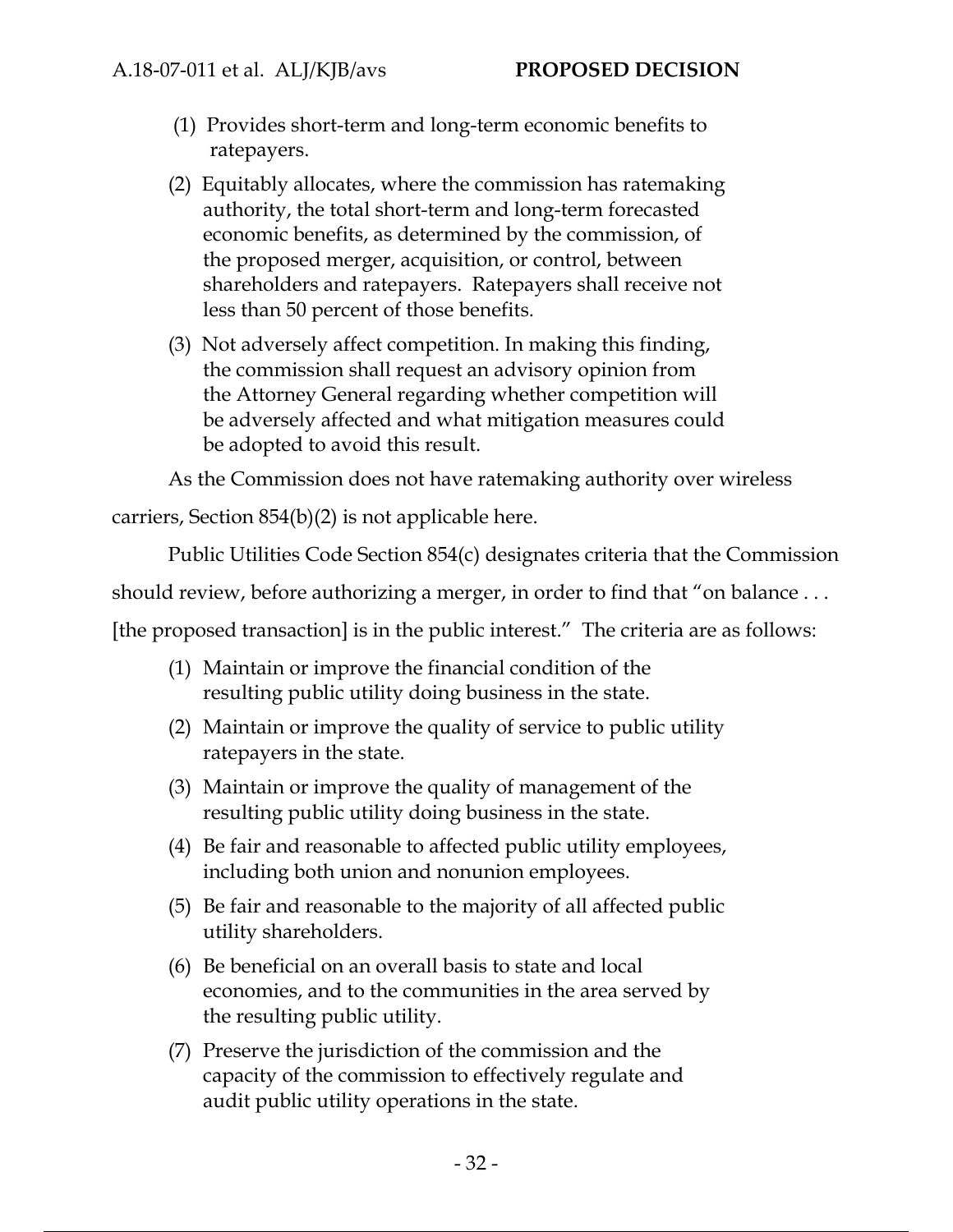(1) Provides short-term and long-term economic benefits to ratepayers.

(2) Equitably allocates, where the commission has ratemaking authority, the total short-term and long-term forecasted economic benefits, as determined by the commission, of the proposed merger, acquisition, or control, between shareholders and ratepayers. Ratepayers shall receive not less than 50 percent of those benefits.

(3) Not adversely affect competition. In making this finding, the commission shall request an advisory opinion from the Attorney General regarding whether competition will be adversely affected and what mitigation measures could be adopted to avoid this result.

As the Commission does not have ratemaking authority over wireless carriers, Section 854(b)(2) is not applicable here.

Public Utilities Code Section 854(c) designates criteria that the Commission should review, before authorizing a merger, in order to find that "on balance . . . [the proposed transaction] is in the public interest." The criteria are as follows:

(1) Maintain or improve the financial condition of the resulting public utility doing business in the state.

(2) Maintain or improve the quality of service to public utility ratepayers in the state.

(3) Maintain or improve the quality of management of the resulting public utility doing business in the state.

(4) Be fair and reasonable to affected public utility employees, including both union and nonunion employees.

(5) Be fair and reasonable to the majority of all affected public utility shareholders.

(6) Be beneficial on an overall basis to state and local economies, and to the communities in the area served by the resulting public utility.

(7) Preserve the jurisdiction of the commission and the capacity of the commission to effectively regulate and audit public utility operations in the state.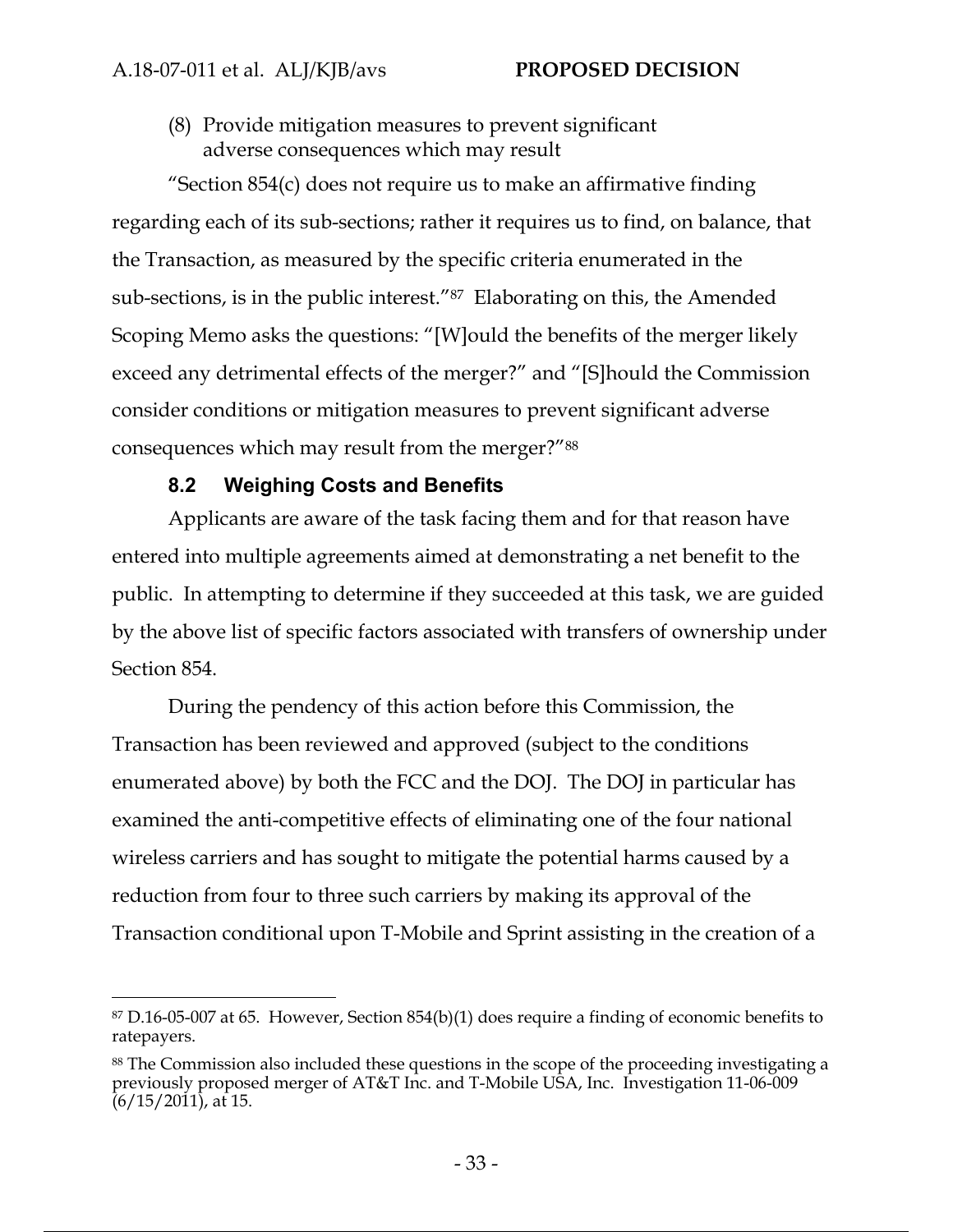(8) Provide mitigation measures to prevent significant adverse consequences which may result

"Section 854(c) does not require us to make an affirmative finding regarding each of its sub-sections; rather it requires us to find, on balance, that the Transaction, as measured by the specific criteria enumerated in the sub-sections, is in the public interest."[87] Elaborating on this, the Amended Scoping Memo asks the questions: "[W]ould the benefits of the merger likely exceed any detrimental effects of the merger?" and "[S]hould the Commission consider conditions or mitigation measures to prevent significant adverse consequences which may result from the merger?"[88]

### 8.2 Weighing Costs and Benefits

Applicants are aware of the task facing them and for that reason have entered into multiple agreements aimed at demonstrating a net benefit to the public. In attempting to determine if they succeeded at this task, we are guided by the above list of specific factors associated with transfers of ownership under Section 854.

During the pendency of this action before this Commission, the Transaction has been reviewed and approved (subject to the conditions enumerated above) by both the FCC and the DOJ. The DOJ in particular has examined the anti-competitive effects of eliminating one of the four national wireless carriers and has sought to mitigate the potential harms caused by a reduction from four to three such carriers by making its approval of the Transaction conditional upon T-Mobile and Sprint assisting in the creation of a

---

[87] D.16-05-007 at 65. However, Section 854(b)(1) does require a finding of economic benefits to ratepayers.

[88] The Commission also included these questions in the scope of the proceeding investigating a previously proposed merger of AT&T Inc. and T-Mobile USA, Inc. Investigation 11-06-009 (6/15/2011), at 15.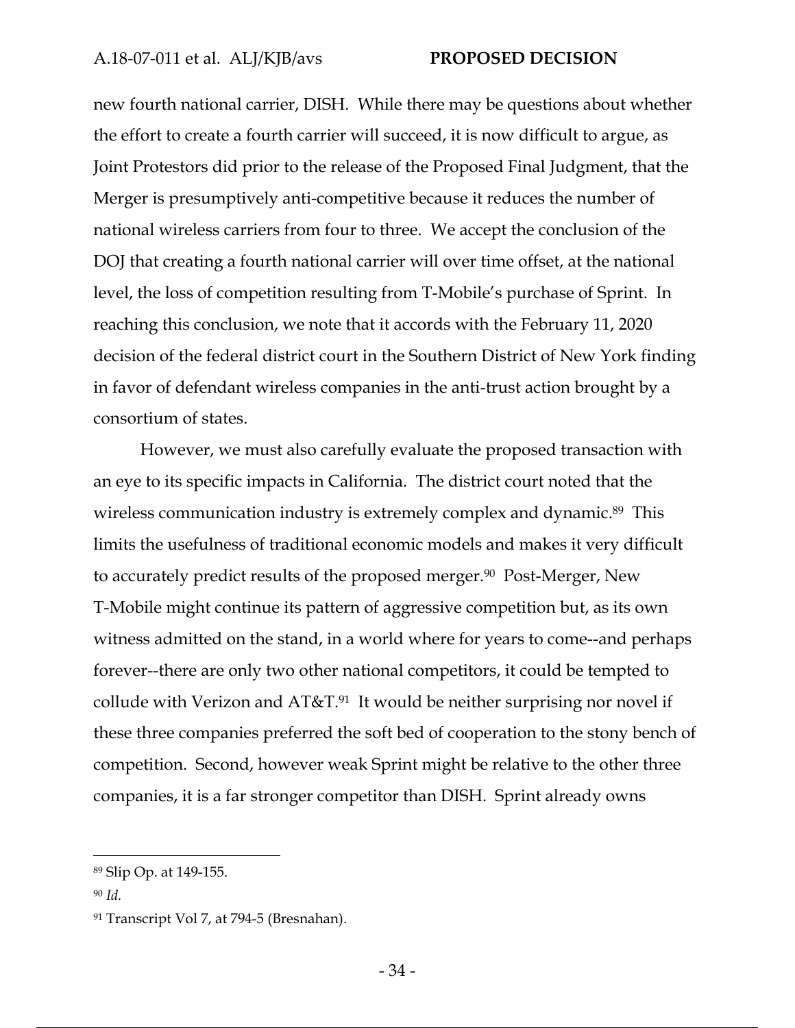new fourth national carrier, DISH. While there may be questions about whether the effort to create a fourth carrier will succeed, it is now difficult to argue, as Joint Protestors did prior to the release of the Proposed Final Judgment, that the Merger is presumptively anti-competitive because it reduces the number of national wireless carriers from four to three. We accept the conclusion of the DOJ that creating a fourth national carrier will over time offset, at the national level, the loss of competition resulting from T-Mobile's purchase of Sprint. In reaching this conclusion, we note that it accords with the February 11, 2020 decision of the federal district court in the Southern District of New York finding in favor of defendant wireless companies in the anti-trust action brought by a consortium of states.

However, we must also carefully evaluate the proposed transaction with an eye to its specific impacts in California. The district court noted that the wireless communication industry is extremely complex and dynamic.[89] This limits the usefulness of traditional economic models and makes it very difficult to accurately predict results of the proposed merger.[90] Post-Merger, New T-Mobile might continue its pattern of aggressive competition but, as its own witness admitted on the stand, in a world where for years to come--and perhaps forever--there are only two other national competitors, it could be tempted to collude with Verizon and AT&T.[91] It would be neither surprising nor novel if these three companies preferred the soft bed of cooperation to the stony bench of competition. Second, however weak Sprint might be relative to the other three companies, it is a far stronger competitor than DISH. Sprint already owns

---

[89] Slip Op. at 149-155.

[90] *Id.*

[91] Transcript Vol 7, at 794-5 (Bresnahan).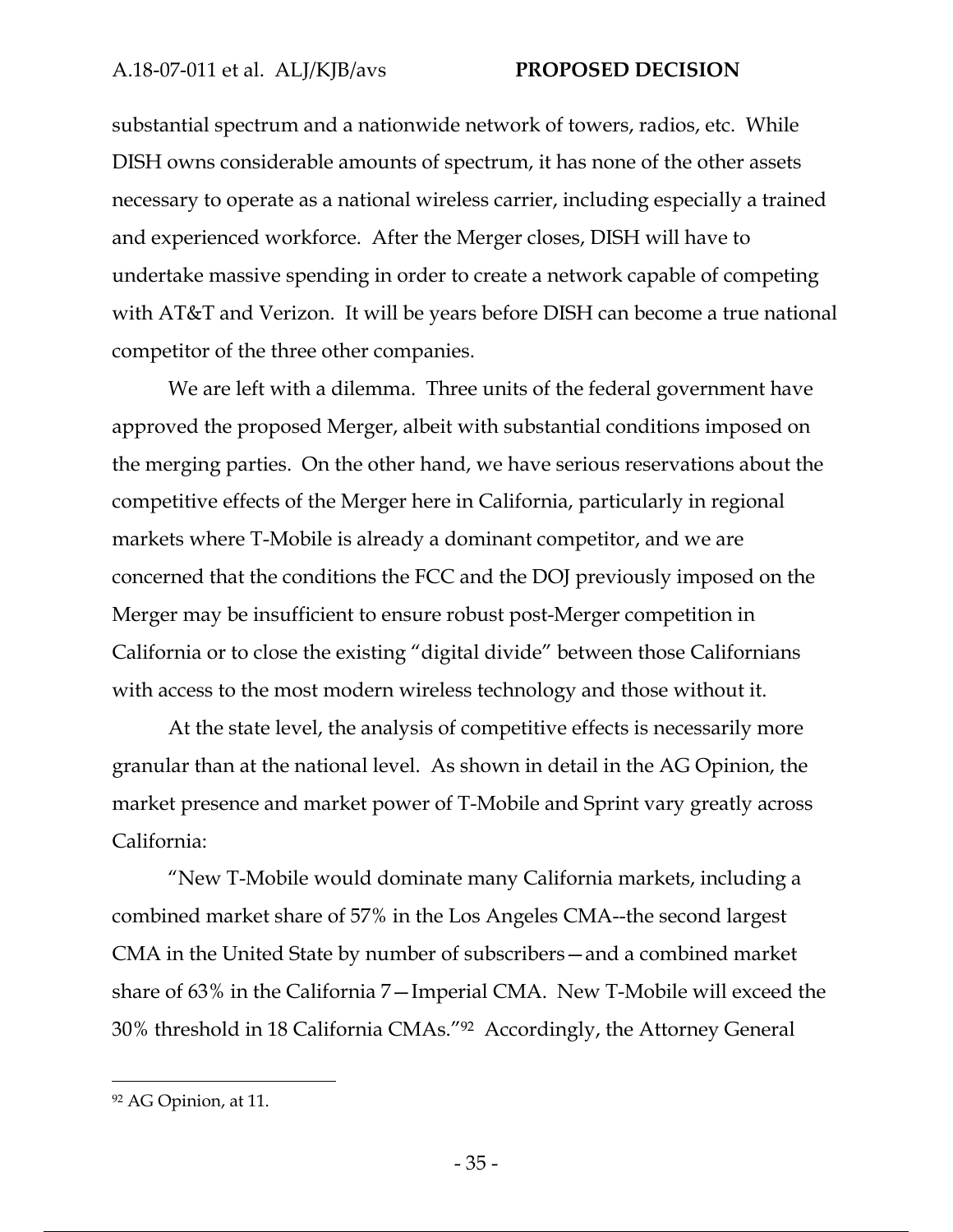substantial spectrum and a nationwide network of towers, radios, etc. While DISH owns considerable amounts of spectrum, it has none of the other assets necessary to operate as a national wireless carrier, including especially a trained and experienced workforce. After the Merger closes, DISH will have to undertake massive spending in order to create a network capable of competing with AT&T and Verizon. It will be years before DISH can become a true national competitor of the three other companies.

We are left with a dilemma. Three units of the federal government have approved the proposed Merger, albeit with substantial conditions imposed on the merging parties. On the other hand, we have serious reservations about the competitive effects of the Merger here in California, particularly in regional markets where T-Mobile is already a dominant competitor, and we are concerned that the conditions the FCC and the DOJ previously imposed on the Merger may be insufficient to ensure robust post-Merger competition in California or to close the existing "digital divide" between those Californians with access to the most modern wireless technology and those without it.

At the state level, the analysis of competitive effects is necessarily more granular than at the national level. As shown in detail in the AG Opinion, the market presence and market power of T-Mobile and Sprint vary greatly across California:

"New T-Mobile would dominate many California markets, including a combined market share of 57% in the Los Angeles CMA--the second largest CMA in the United State by number of subscribers—and a combined market share of 63% in the California 7—Imperial CMA. New T-Mobile will exceed the 30% threshold in 18 California CMAs."[92] Accordingly, the Attorney General

[92] AG Opinion, at 11.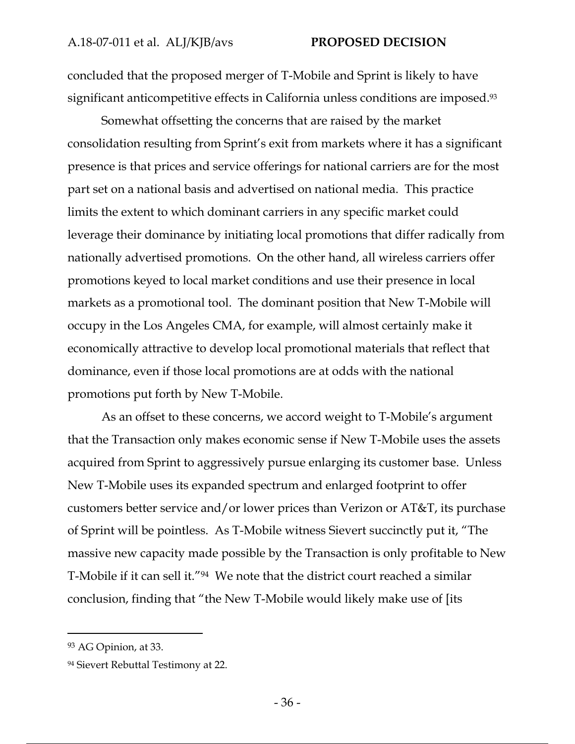concluded that the proposed merger of T-Mobile and Sprint is likely to have significant anticompetitive effects in California unless conditions are imposed.[93]

Somewhat offsetting the concerns that are raised by the market consolidation resulting from Sprint's exit from markets where it has a significant presence is that prices and service offerings for national carriers are for the most part set on a national basis and advertised on national media. This practice limits the extent to which dominant carriers in any specific market could leverage their dominance by initiating local promotions that differ radically from nationally advertised promotions. On the other hand, all wireless carriers offer promotions keyed to local market conditions and use their presence in local markets as a promotional tool. The dominant position that New T-Mobile will occupy in the Los Angeles CMA, for example, will almost certainly make it economically attractive to develop local promotional materials that reflect that dominance, even if those local promotions are at odds with the national promotions put forth by New T-Mobile.

As an offset to these concerns, we accord weight to T-Mobile's argument that the Transaction only makes economic sense if New T-Mobile uses the assets acquired from Sprint to aggressively pursue enlarging its customer base. Unless New T-Mobile uses its expanded spectrum and enlarged footprint to offer customers better service and/or lower prices than Verizon or AT&T, its purchase of Sprint will be pointless. As T-Mobile witness Sievert succinctly put it, "The massive new capacity made possible by the Transaction is only profitable to New T-Mobile if it can sell it."[94] We note that the district court reached a similar conclusion, finding that "the New T-Mobile would likely make use of [its

---

[93] AG Opinion, at 33.

[94] Sievert Rebuttal Testimony at 22.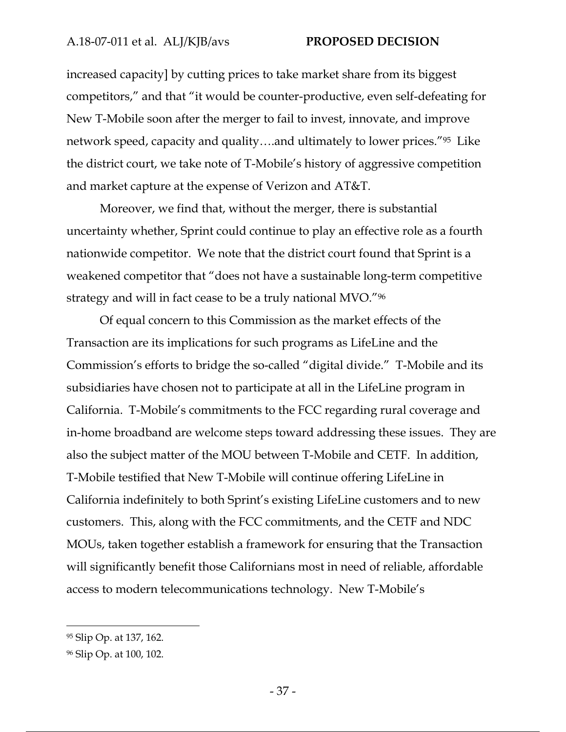increased capacity] by cutting prices to take market share from its biggest competitors," and that "it would be counter-productive, even self-defeating for New T-Mobile soon after the merger to fail to invest, innovate, and improve network speed, capacity and quality….and ultimately to lower prices."[95] Like the district court, we take note of T-Mobile's history of aggressive competition and market capture at the expense of Verizon and AT&T.

Moreover, we find that, without the merger, there is substantial uncertainty whether, Sprint could continue to play an effective role as a fourth nationwide competitor. We note that the district court found that Sprint is a weakened competitor that "does not have a sustainable long-term competitive strategy and will in fact cease to be a truly national MVO."[96]

Of equal concern to this Commission as the market effects of the Transaction are its implications for such programs as LifeLine and the Commission's efforts to bridge the so-called "digital divide." T-Mobile and its subsidiaries have chosen not to participate at all in the LifeLine program in California. T-Mobile's commitments to the FCC regarding rural coverage and in-home broadband are welcome steps toward addressing these issues. They are also the subject matter of the MOU between T-Mobile and CETF. In addition, T-Mobile testified that New T-Mobile will continue offering LifeLine in California indefinitely to both Sprint's existing LifeLine customers and to new customers. This, along with the FCC commitments, and the CETF and NDC MOUs, taken together establish a framework for ensuring that the Transaction will significantly benefit those Californians most in need of reliable, affordable access to modern telecommunications technology. New T-Mobile's

---

[95] Slip Op. at 137, 162.

[96] Slip Op. at 100, 102.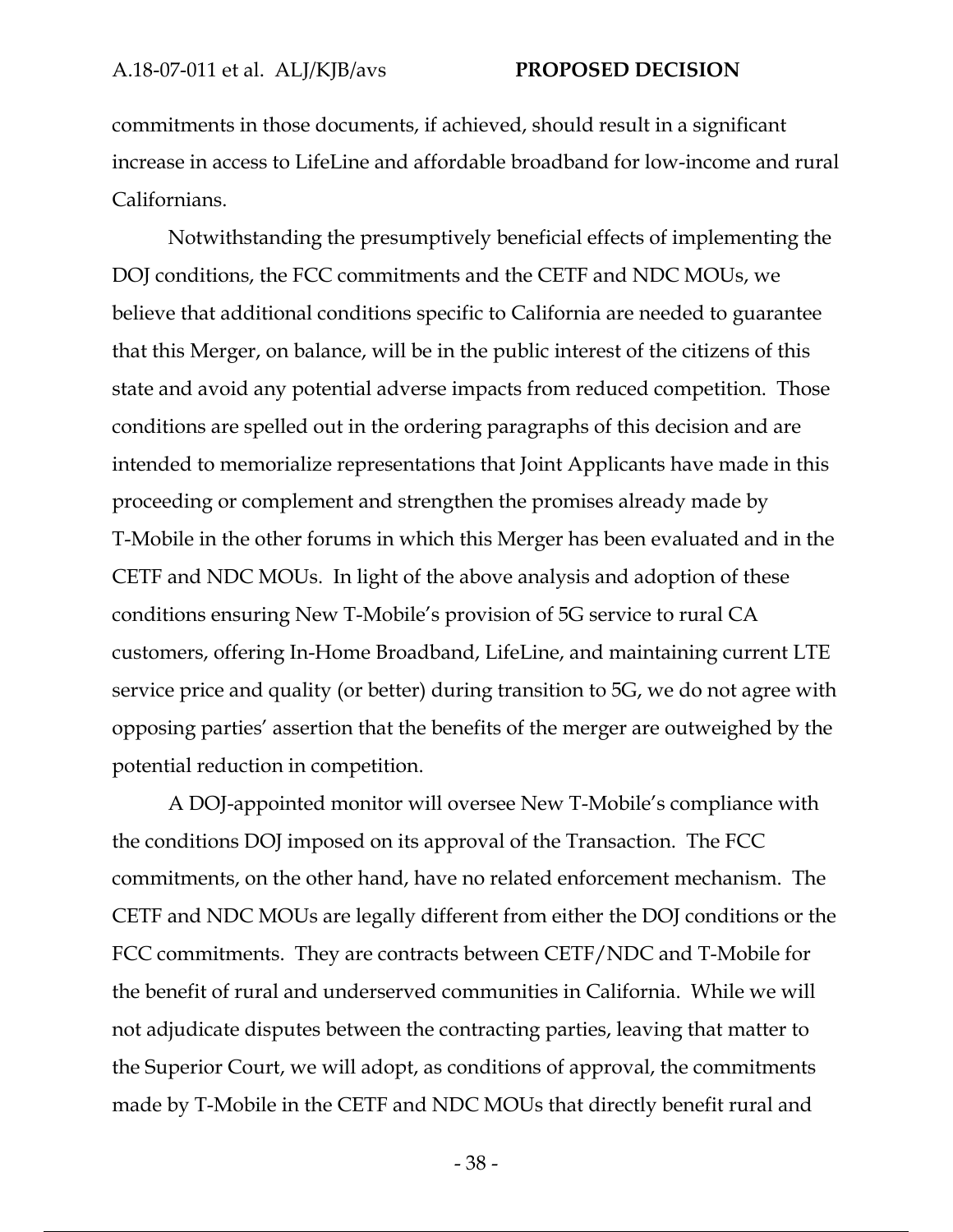commitments in those documents, if achieved, should result in a significant increase in access to LifeLine and affordable broadband for low-income and rural Californians.

Notwithstanding the presumptively beneficial effects of implementing the DOJ conditions, the FCC commitments and the CETF and NDC MOUs, we believe that additional conditions specific to California are needed to guarantee that this Merger, on balance, will be in the public interest of the citizens of this state and avoid any potential adverse impacts from reduced competition. Those conditions are spelled out in the ordering paragraphs of this decision and are intended to memorialize representations that Joint Applicants have made in this proceeding or complement and strengthen the promises already made by T-Mobile in the other forums in which this Merger has been evaluated and in the CETF and NDC MOUs. In light of the above analysis and adoption of these conditions ensuring New T-Mobile's provision of 5G service to rural CA customers, offering In-Home Broadband, LifeLine, and maintaining current LTE service price and quality (or better) during transition to 5G, we do not agree with opposing parties' assertion that the benefits of the merger are outweighed by the potential reduction in competition.

A DOJ-appointed monitor will oversee New T-Mobile's compliance with the conditions DOJ imposed on its approval of the Transaction. The FCC commitments, on the other hand, have no related enforcement mechanism. The CETF and NDC MOUs are legally different from either the DOJ conditions or the FCC commitments. They are contracts between CETF/NDC and T-Mobile for the benefit of rural and underserved communities in California. While we will not adjudicate disputes between the contracting parties, leaving that matter to the Superior Court, we will adopt, as conditions of approval, the commitments made by T-Mobile in the CETF and NDC MOUs that directly benefit rural and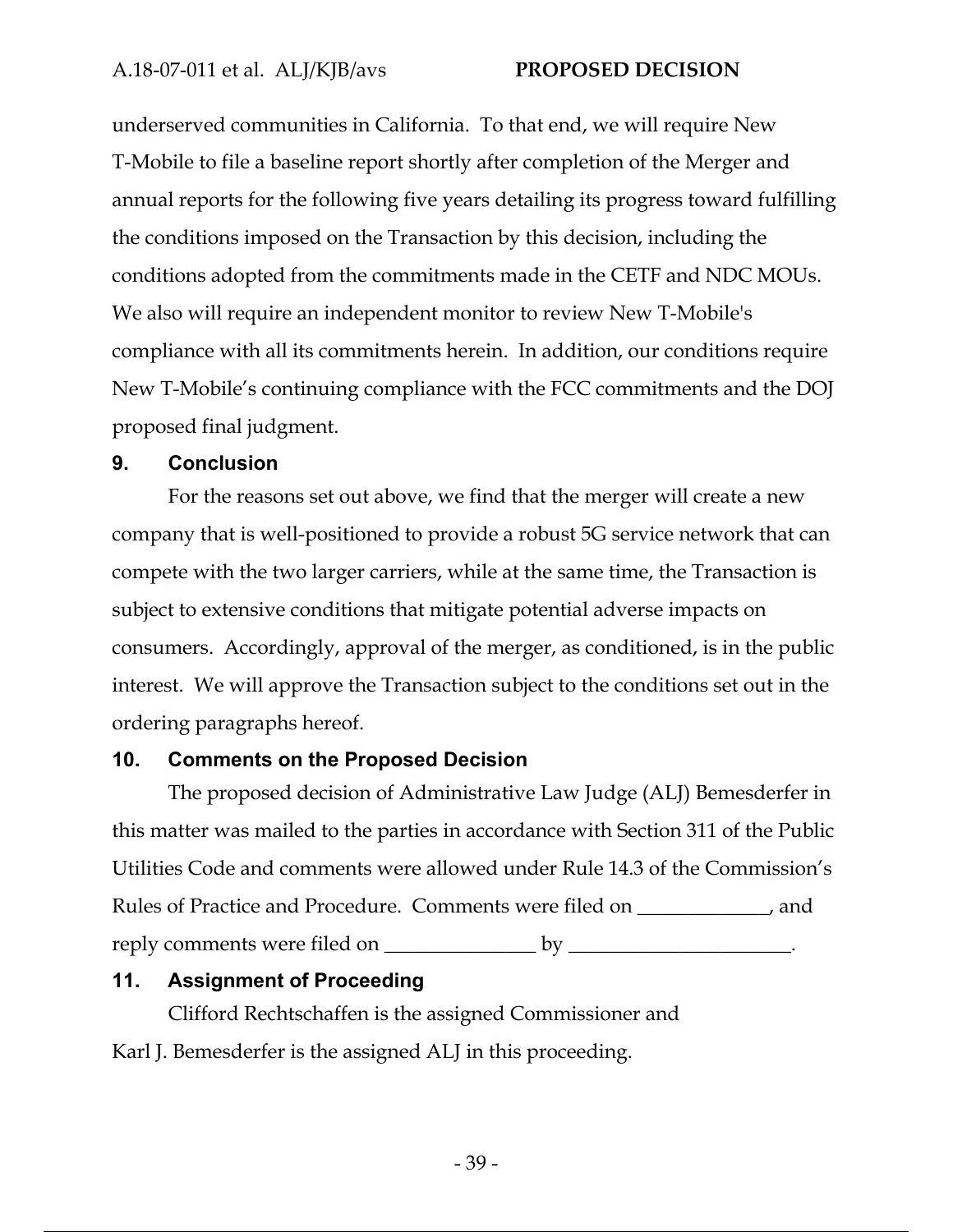underserved communities in California. To that end, we will require New T-Mobile to file a baseline report shortly after completion of the Merger and annual reports for the following five years detailing its progress toward fulfilling the conditions imposed on the Transaction by this decision, including the conditions adopted from the commitments made in the CETF and NDC MOUs. We also will require an independent monitor to review New T-Mobile's compliance with all its commitments herein. In addition, our conditions require New T-Mobile's continuing compliance with the FCC commitments and the DOJ proposed final judgment.

## 9. Conclusion

For the reasons set out above, we find that the merger will create a new company that is well-positioned to provide a robust 5G service network that can compete with the two larger carriers, while at the same time, the Transaction is subject to extensive conditions that mitigate potential adverse impacts on consumers. Accordingly, approval of the merger, as conditioned, is in the public interest. We will approve the Transaction subject to the conditions set out in the ordering paragraphs hereof.

## 10. Comments on the Proposed Decision

The proposed decision of Administrative Law Judge (ALJ) Bemesderfer in this matter was mailed to the parties in accordance with Section 311 of the Public Utilities Code and comments were allowed under Rule 14.3 of the Commission's Rules of Practice and Procedure. Comments were filed on _____________, and reply comments were filed on _______________ by ______________________.

## 11. Assignment of Proceeding

Clifford Rechtschaffen is the assigned Commissioner and Karl J. Bemesderfer is the assigned ALJ in this proceeding.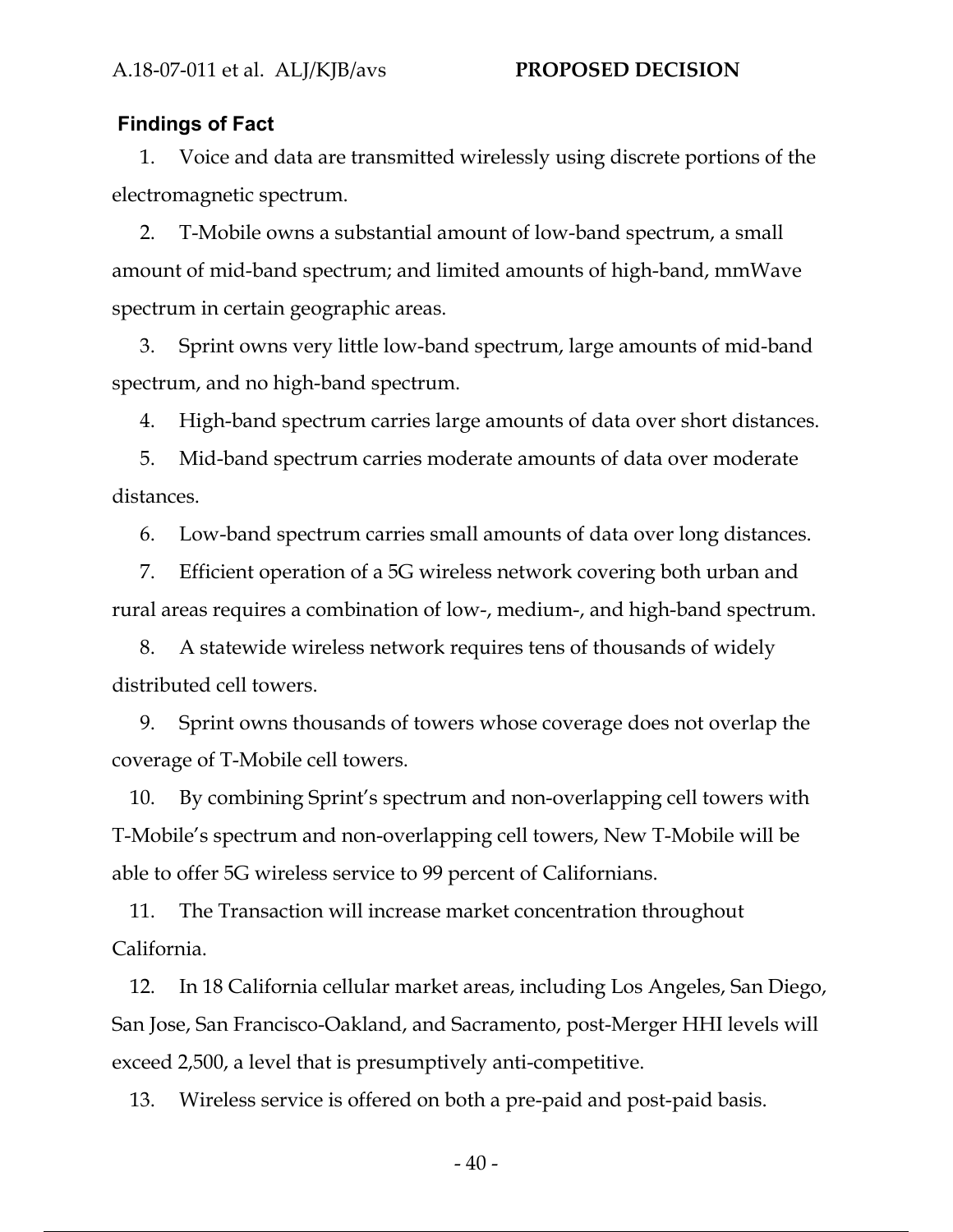## Findings of Fact

1. Voice and data are transmitted wirelessly using discrete portions of the electromagnetic spectrum.

2. T-Mobile owns a substantial amount of low-band spectrum, a small amount of mid-band spectrum; and limited amounts of high-band, mmWave spectrum in certain geographic areas.

3. Sprint owns very little low-band spectrum, large amounts of mid-band spectrum, and no high-band spectrum.

4. High-band spectrum carries large amounts of data over short distances.

5. Mid-band spectrum carries moderate amounts of data over moderate distances.

6. Low-band spectrum carries small amounts of data over long distances.

7. Efficient operation of a 5G wireless network covering both urban and rural areas requires a combination of low-, medium-, and high-band spectrum.

8. A statewide wireless network requires tens of thousands of widely distributed cell towers.

9. Sprint owns thousands of towers whose coverage does not overlap the coverage of T-Mobile cell towers.

10. By combining Sprint's spectrum and non-overlapping cell towers with T-Mobile's spectrum and non-overlapping cell towers, New T-Mobile will be able to offer 5G wireless service to 99 percent of Californians.

11. The Transaction will increase market concentration throughout California.

12. In 18 California cellular market areas, including Los Angeles, San Diego, San Jose, San Francisco-Oakland, and Sacramento, post-Merger HHI levels will exceed 2,500, a level that is presumptively anti-competitive.

13. Wireless service is offered on both a pre-paid and post-paid basis.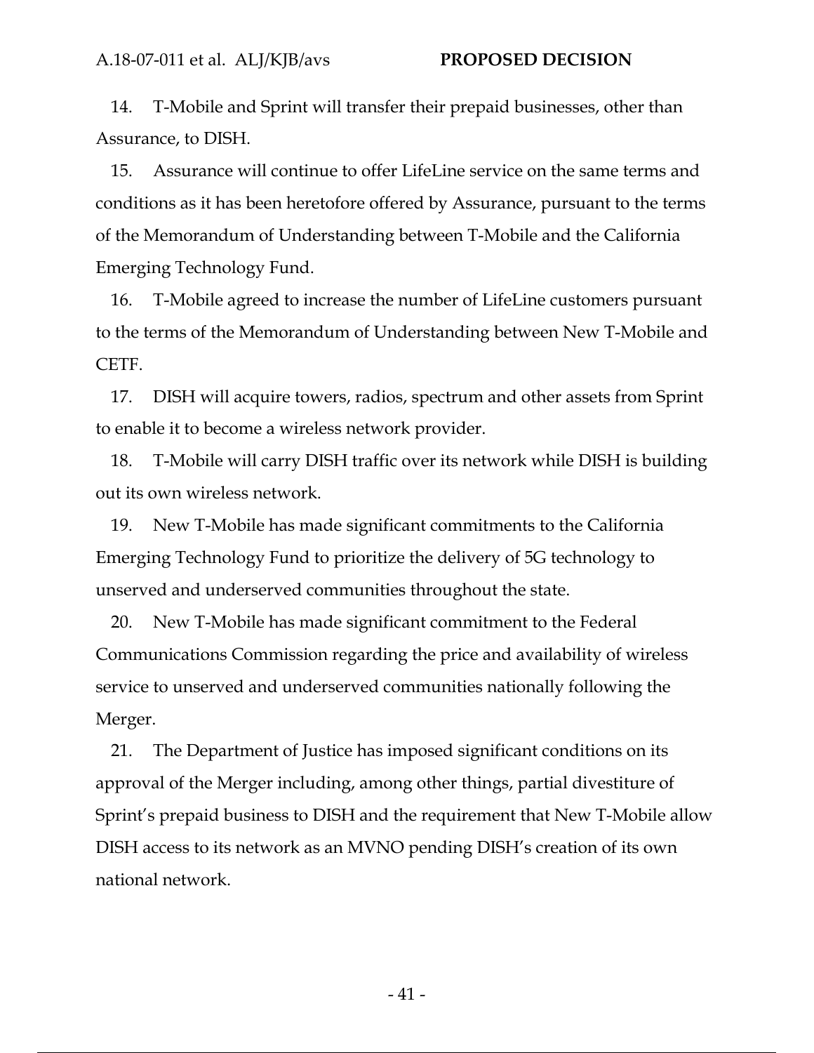14. T-Mobile and Sprint will transfer their prepaid businesses, other than Assurance, to DISH.

15. Assurance will continue to offer LifeLine service on the same terms and conditions as it has been heretofore offered by Assurance, pursuant to the terms of the Memorandum of Understanding between T-Mobile and the California Emerging Technology Fund.

16. T-Mobile agreed to increase the number of LifeLine customers pursuant to the terms of the Memorandum of Understanding between New T-Mobile and CETF.

17. DISH will acquire towers, radios, spectrum and other assets from Sprint to enable it to become a wireless network provider.

18. T-Mobile will carry DISH traffic over its network while DISH is building out its own wireless network.

19. New T-Mobile has made significant commitments to the California Emerging Technology Fund to prioritize the delivery of 5G technology to unserved and underserved communities throughout the state.

20. New T-Mobile has made significant commitment to the Federal Communications Commission regarding the price and availability of wireless service to unserved and underserved communities nationally following the Merger.

21. The Department of Justice has imposed significant conditions on its approval of the Merger including, among other things, partial divestiture of Sprint's prepaid business to DISH and the requirement that New T-Mobile allow DISH access to its network as an MVNO pending DISH's creation of its own national network.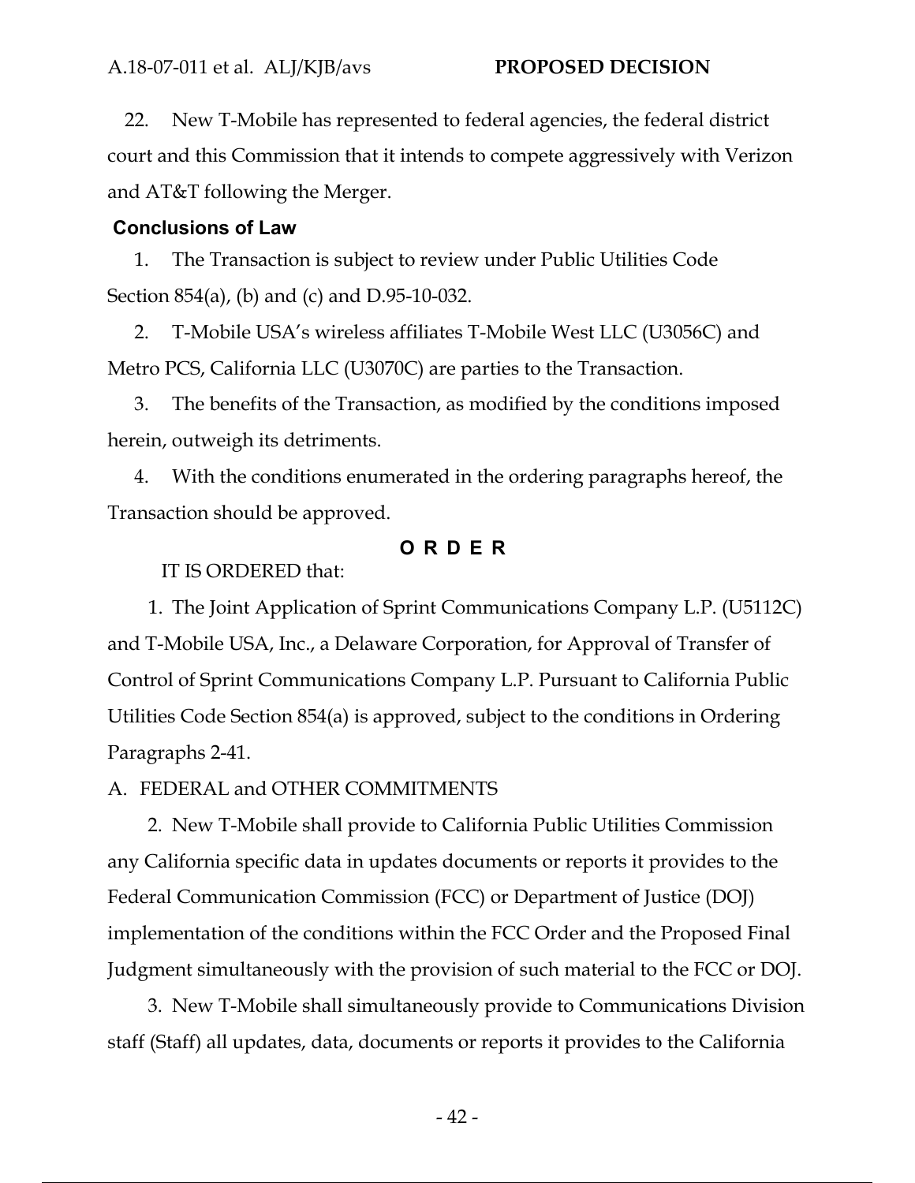22. New T-Mobile has represented to federal agencies, the federal district court and this Commission that it intends to compete aggressively with Verizon and AT&T following the Merger.

## Conclusions of Law

1. The Transaction is subject to review under Public Utilities Code Section 854(a), (b) and (c) and D.95-10-032.

2. T-Mobile USA's wireless affiliates T-Mobile West LLC (U3056C) and Metro PCS, California LLC (U3070C) are parties to the Transaction.

3. The benefits of the Transaction, as modified by the conditions imposed herein, outweigh its detriments.

4. With the conditions enumerated in the ordering paragraphs hereof, the Transaction should be approved.

## O R D E R

IT IS ORDERED that:

1. The Joint Application of Sprint Communications Company L.P. (U5112C) and T-Mobile USA, Inc., a Delaware Corporation, for Approval of Transfer of Control of Sprint Communications Company L.P. Pursuant to California Public Utilities Code Section 854(a) is approved, subject to the conditions in Ordering Paragraphs 2-41.

A. FEDERAL and OTHER COMMITMENTS

2. New T-Mobile shall provide to California Public Utilities Commission any California specific data in updates documents or reports it provides to the Federal Communication Commission (FCC) or Department of Justice (DOJ) implementation of the conditions within the FCC Order and the Proposed Final Judgment simultaneously with the provision of such material to the FCC or DOJ.

3. New T-Mobile shall simultaneously provide to Communications Division staff (Staff) all updates, data, documents or reports it provides to the California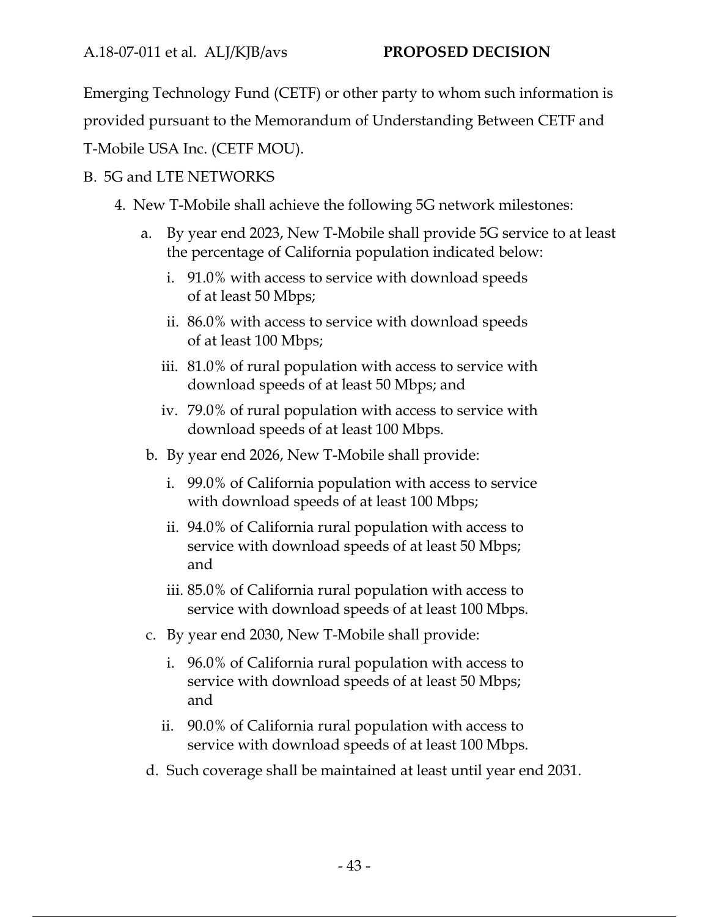Emerging Technology Fund (CETF) or other party to whom such information is provided pursuant to the Memorandum of Understanding Between CETF and T-Mobile USA Inc. (CETF MOU).

B. 5G and LTE NETWORKS

4. New T-Mobile shall achieve the following 5G network milestones:

   a. By year end 2023, New T-Mobile shall provide 5G service to at least the percentage of California population indicated below:

      i. 91.0% with access to service with download speeds of at least 50 Mbps;

      ii. 86.0% with access to service with download speeds of at least 100 Mbps;

      iii. 81.0% of rural population with access to service with download speeds of at least 50 Mbps; and

      iv. 79.0% of rural population with access to service with download speeds of at least 100 Mbps.

   b. By year end 2026, New T-Mobile shall provide:

      i. 99.0% of California population with access to service with download speeds of at least 100 Mbps;

      ii. 94.0% of California rural population with access to service with download speeds of at least 50 Mbps; and

      iii. 85.0% of California rural population with access to service with download speeds of at least 100 Mbps.

   c. By year end 2030, New T-Mobile shall provide:

      i. 96.0% of California rural population with access to service with download speeds of at least 50 Mbps; and

      ii. 90.0% of California rural population with access to service with download speeds of at least 100 Mbps.

   d. Such coverage shall be maintained at least until year end 2031.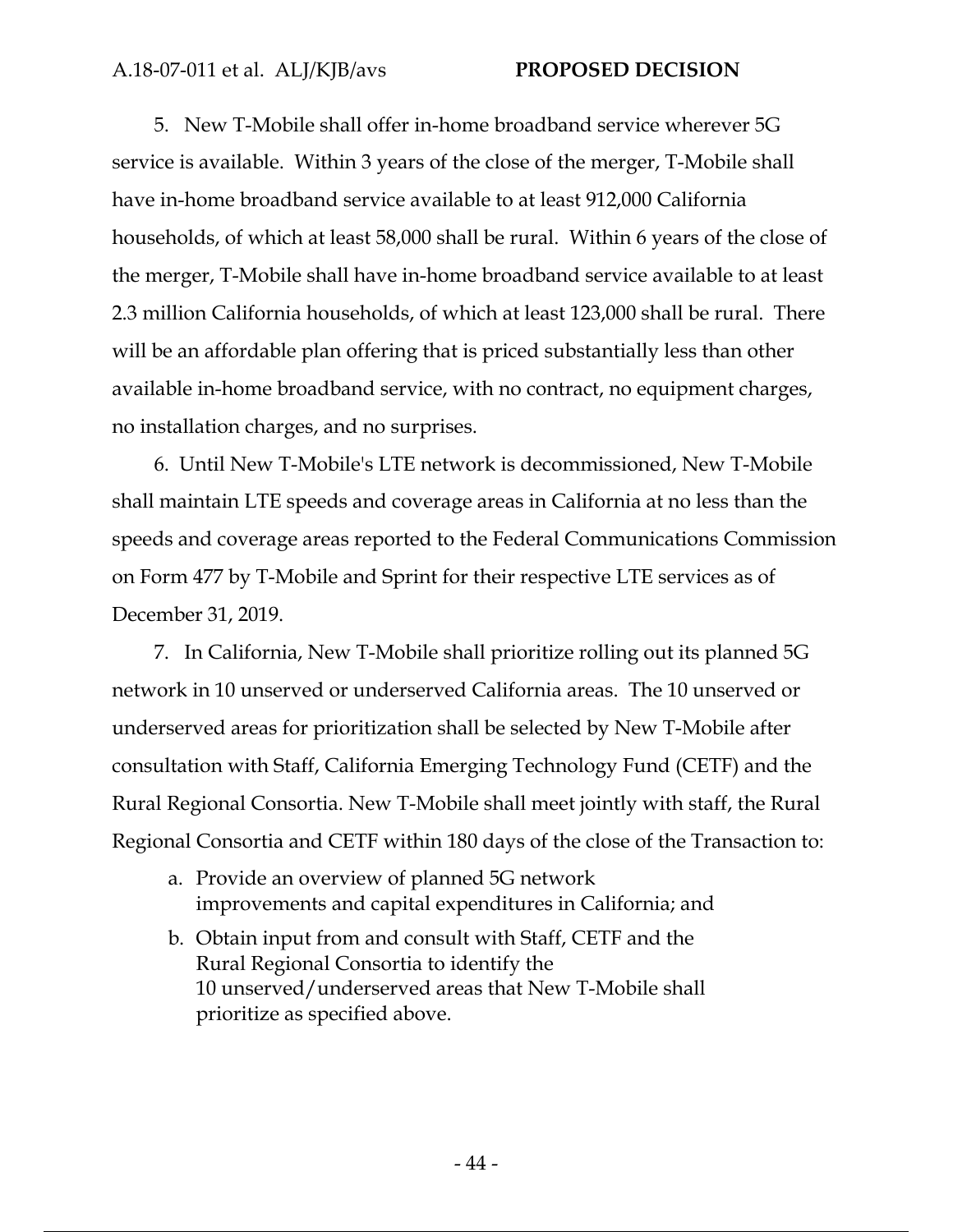5. New T-Mobile shall offer in-home broadband service wherever 5G service is available. Within 3 years of the close of the merger, T-Mobile shall have in-home broadband service available to at least 912,000 California households, of which at least 58,000 shall be rural. Within 6 years of the close of the merger, T-Mobile shall have in-home broadband service available to at least 2.3 million California households, of which at least 123,000 shall be rural. There will be an affordable plan offering that is priced substantially less than other available in-home broadband service, with no contract, no equipment charges, no installation charges, and no surprises.

6. Until New T-Mobile's LTE network is decommissioned, New T-Mobile shall maintain LTE speeds and coverage areas in California at no less than the speeds and coverage areas reported to the Federal Communications Commission on Form 477 by T-Mobile and Sprint for their respective LTE services as of December 31, 2019.

7. In California, New T-Mobile shall prioritize rolling out its planned 5G network in 10 unserved or underserved California areas. The 10 unserved or underserved areas for prioritization shall be selected by New T-Mobile after consultation with Staff, California Emerging Technology Fund (CETF) and the Rural Regional Consortia. New T-Mobile shall meet jointly with staff, the Rural Regional Consortia and CETF within 180 days of the close of the Transaction to:

a. Provide an overview of planned 5G network improvements and capital expenditures in California; and

b. Obtain input from and consult with Staff, CETF and the Rural Regional Consortia to identify the 10 unserved/underserved areas that New T-Mobile shall prioritize as specified above.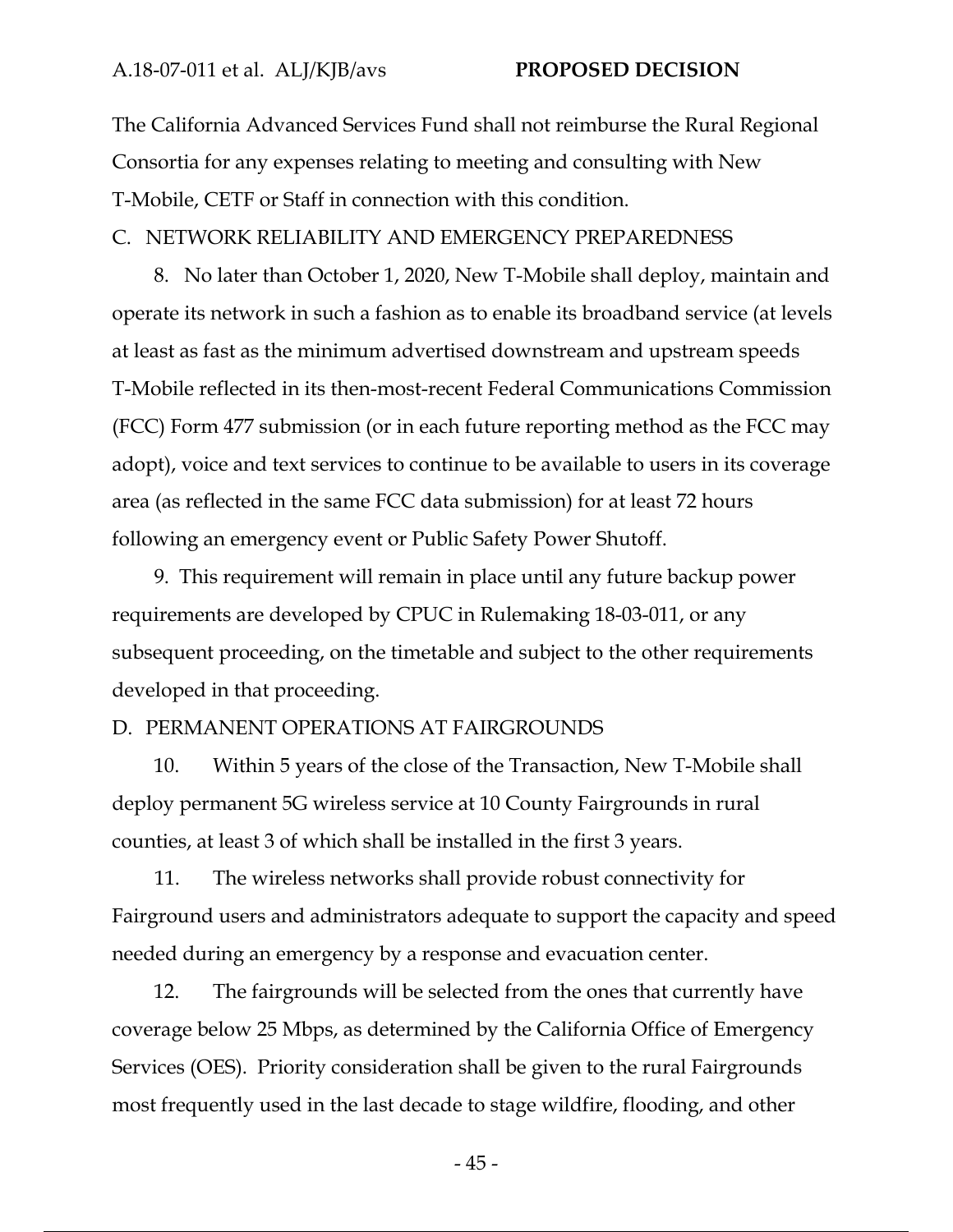The California Advanced Services Fund shall not reimburse the Rural Regional Consortia for any expenses relating to meeting and consulting with New T-Mobile, CETF or Staff in connection with this condition.

C. NETWORK RELIABILITY AND EMERGENCY PREPAREDNESS

8. No later than October 1, 2020, New T-Mobile shall deploy, maintain and operate its network in such a fashion as to enable its broadband service (at levels at least as fast as the minimum advertised downstream and upstream speeds T-Mobile reflected in its then-most-recent Federal Communications Commission (FCC) Form 477 submission (or in each future reporting method as the FCC may adopt), voice and text services to continue to be available to users in its coverage area (as reflected in the same FCC data submission) for at least 72 hours following an emergency event or Public Safety Power Shutoff.

9. This requirement will remain in place until any future backup power requirements are developed by CPUC in Rulemaking 18-03-011, or any subsequent proceeding, on the timetable and subject to the other requirements developed in that proceeding.

D. PERMANENT OPERATIONS AT FAIRGROUNDS

10. Within 5 years of the close of the Transaction, New T-Mobile shall deploy permanent 5G wireless service at 10 County Fairgrounds in rural counties, at least 3 of which shall be installed in the first 3 years.

11. The wireless networks shall provide robust connectivity for Fairground users and administrators adequate to support the capacity and speed needed during an emergency by a response and evacuation center.

12. The fairgrounds will be selected from the ones that currently have coverage below 25 Mbps, as determined by the California Office of Emergency Services (OES). Priority consideration shall be given to the rural Fairgrounds most frequently used in the last decade to stage wildfire, flooding, and other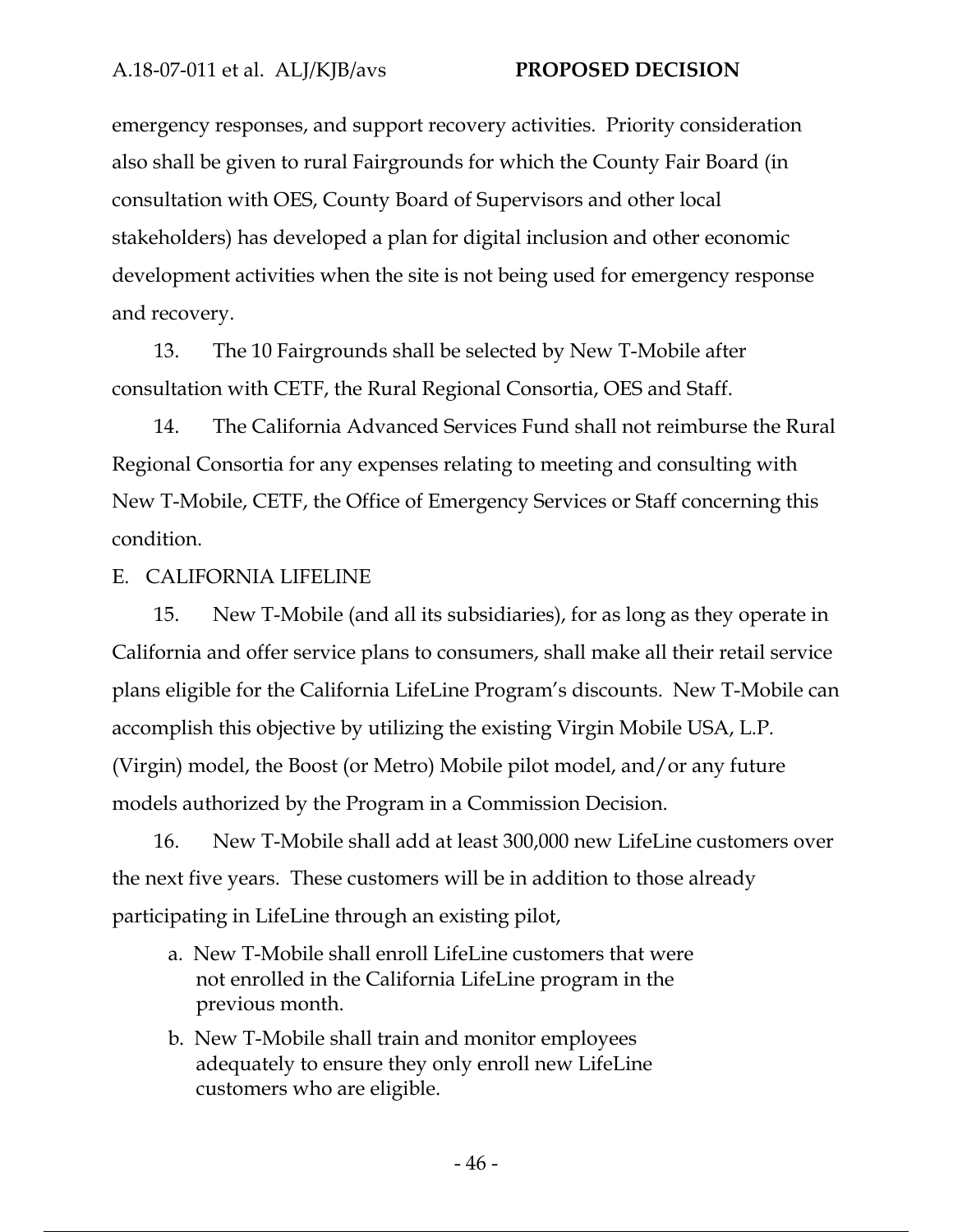emergency responses, and support recovery activities. Priority consideration also shall be given to rural Fairgrounds for which the County Fair Board (in consultation with OES, County Board of Supervisors and other local stakeholders) has developed a plan for digital inclusion and other economic development activities when the site is not being used for emergency response and recovery.

13. The 10 Fairgrounds shall be selected by New T-Mobile after consultation with CETF, the Rural Regional Consortia, OES and Staff.

14. The California Advanced Services Fund shall not reimburse the Rural Regional Consortia for any expenses relating to meeting and consulting with New T-Mobile, CETF, the Office of Emergency Services or Staff concerning this condition.

E. CALIFORNIA LIFELINE

15. New T-Mobile (and all its subsidiaries), for as long as they operate in California and offer service plans to consumers, shall make all their retail service plans eligible for the California LifeLine Program's discounts. New T-Mobile can accomplish this objective by utilizing the existing Virgin Mobile USA, L.P. (Virgin) model, the Boost (or Metro) Mobile pilot model, and/or any future models authorized by the Program in a Commission Decision.

16. New T-Mobile shall add at least 300,000 new LifeLine customers over the next five years. These customers will be in addition to those already participating in LifeLine through an existing pilot,

a. New T-Mobile shall enroll LifeLine customers that were not enrolled in the California LifeLine program in the previous month.

b. New T-Mobile shall train and monitor employees adequately to ensure they only enroll new LifeLine customers who are eligible.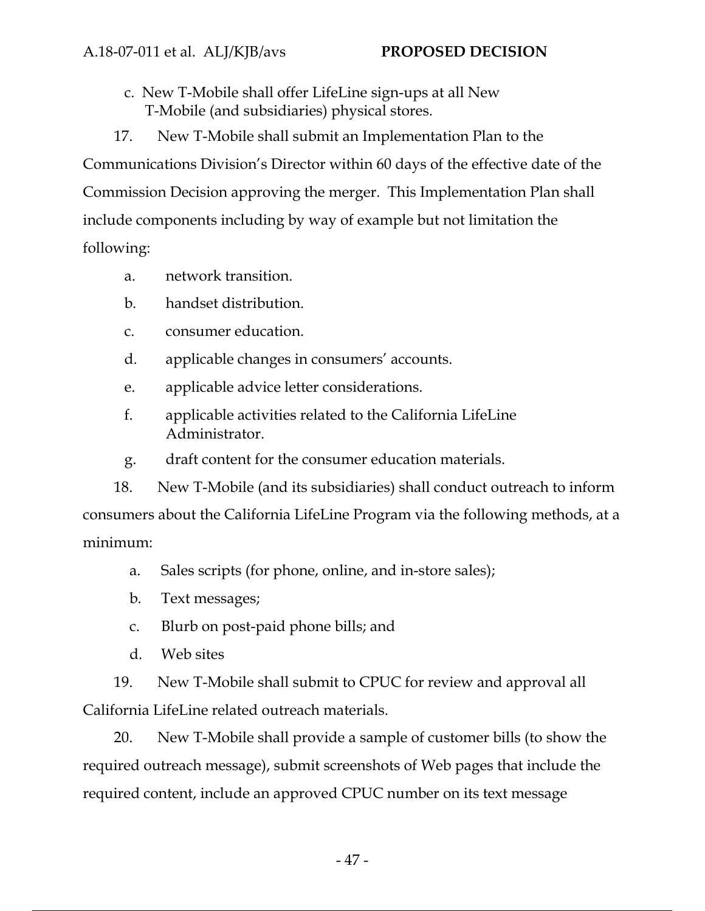c. New T-Mobile shall offer LifeLine sign-ups at all New T-Mobile (and subsidiaries) physical stores.

17. New T-Mobile shall submit an Implementation Plan to the Communications Division's Director within 60 days of the effective date of the Commission Decision approving the merger. This Implementation Plan shall include components including by way of example but not limitation the following:

a. network transition.

b. handset distribution.

c. consumer education.

d. applicable changes in consumers' accounts.

e. applicable advice letter considerations.

f. applicable activities related to the California LifeLine Administrator.

g. draft content for the consumer education materials.

18. New T-Mobile (and its subsidiaries) shall conduct outreach to inform consumers about the California LifeLine Program via the following methods, at a minimum:

a. Sales scripts (for phone, online, and in-store sales);

b. Text messages;

c. Blurb on post-paid phone bills; and

d. Web sites

19. New T-Mobile shall submit to CPUC for review and approval all California LifeLine related outreach materials.

20. New T-Mobile shall provide a sample of customer bills (to show the required outreach message), submit screenshots of Web pages that include the required content, include an approved CPUC number on its text message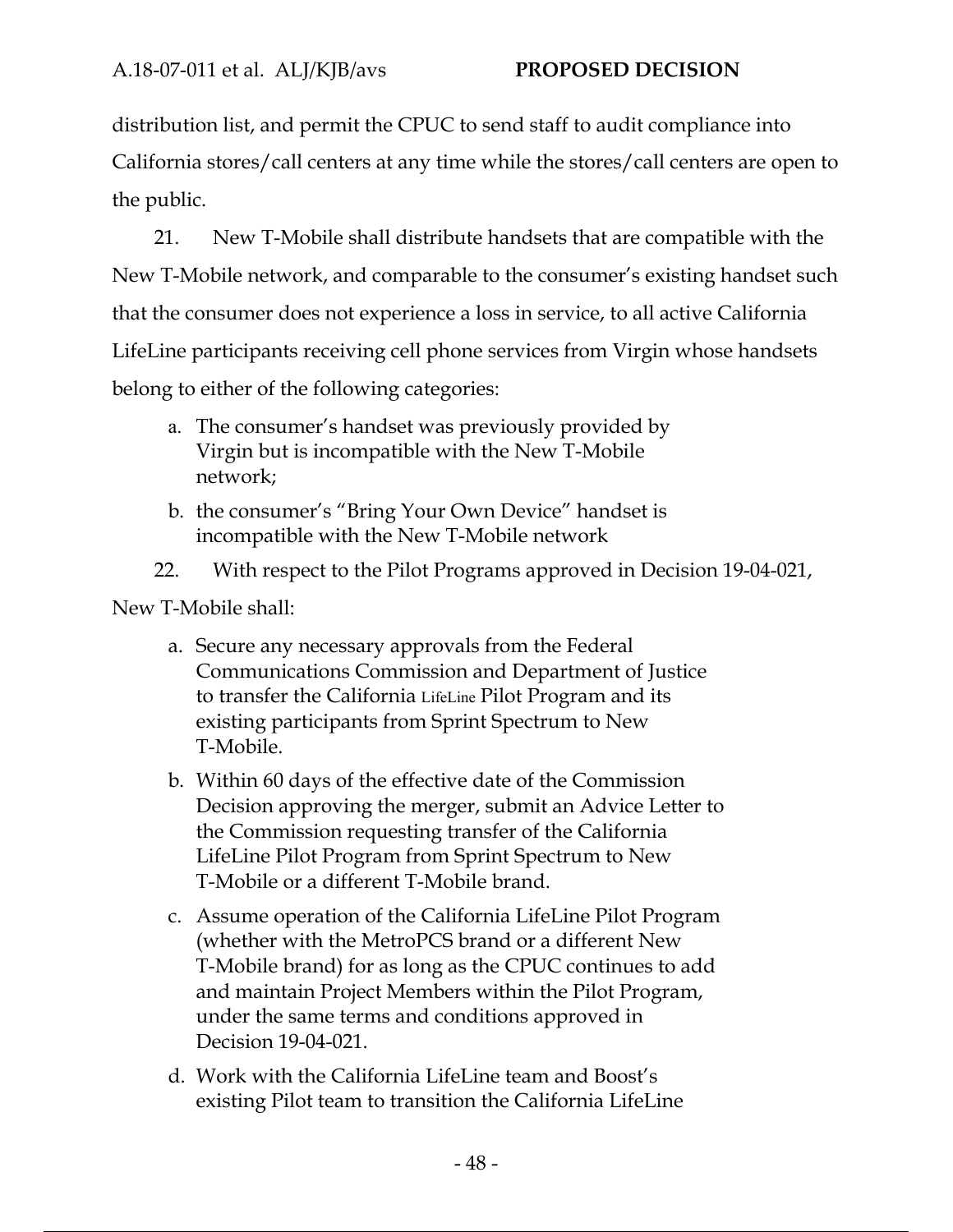distribution list, and permit the CPUC to send staff to audit compliance into California stores/call centers at any time while the stores/call centers are open to the public.

21. New T-Mobile shall distribute handsets that are compatible with the New T-Mobile network, and comparable to the consumer's existing handset such that the consumer does not experience a loss in service, to all active California LifeLine participants receiving cell phone services from Virgin whose handsets belong to either of the following categories:

a. The consumer's handset was previously provided by Virgin but is incompatible with the New T-Mobile network;

b. the consumer's "Bring Your Own Device" handset is incompatible with the New T-Mobile network

22. With respect to the Pilot Programs approved in Decision 19-04-021, New T-Mobile shall:

a. Secure any necessary approvals from the Federal Communications Commission and Department of Justice to transfer the California LifeLine Pilot Program and its existing participants from Sprint Spectrum to New T-Mobile.

b. Within 60 days of the effective date of the Commission Decision approving the merger, submit an Advice Letter to the Commission requesting transfer of the California LifeLine Pilot Program from Sprint Spectrum to New T-Mobile or a different T-Mobile brand.

c. Assume operation of the California LifeLine Pilot Program (whether with the MetroPCS brand or a different New T-Mobile brand) for as long as the CPUC continues to add and maintain Project Members within the Pilot Program, under the same terms and conditions approved in Decision 19-04-021.

d. Work with the California LifeLine team and Boost's existing Pilot team to transition the California LifeLine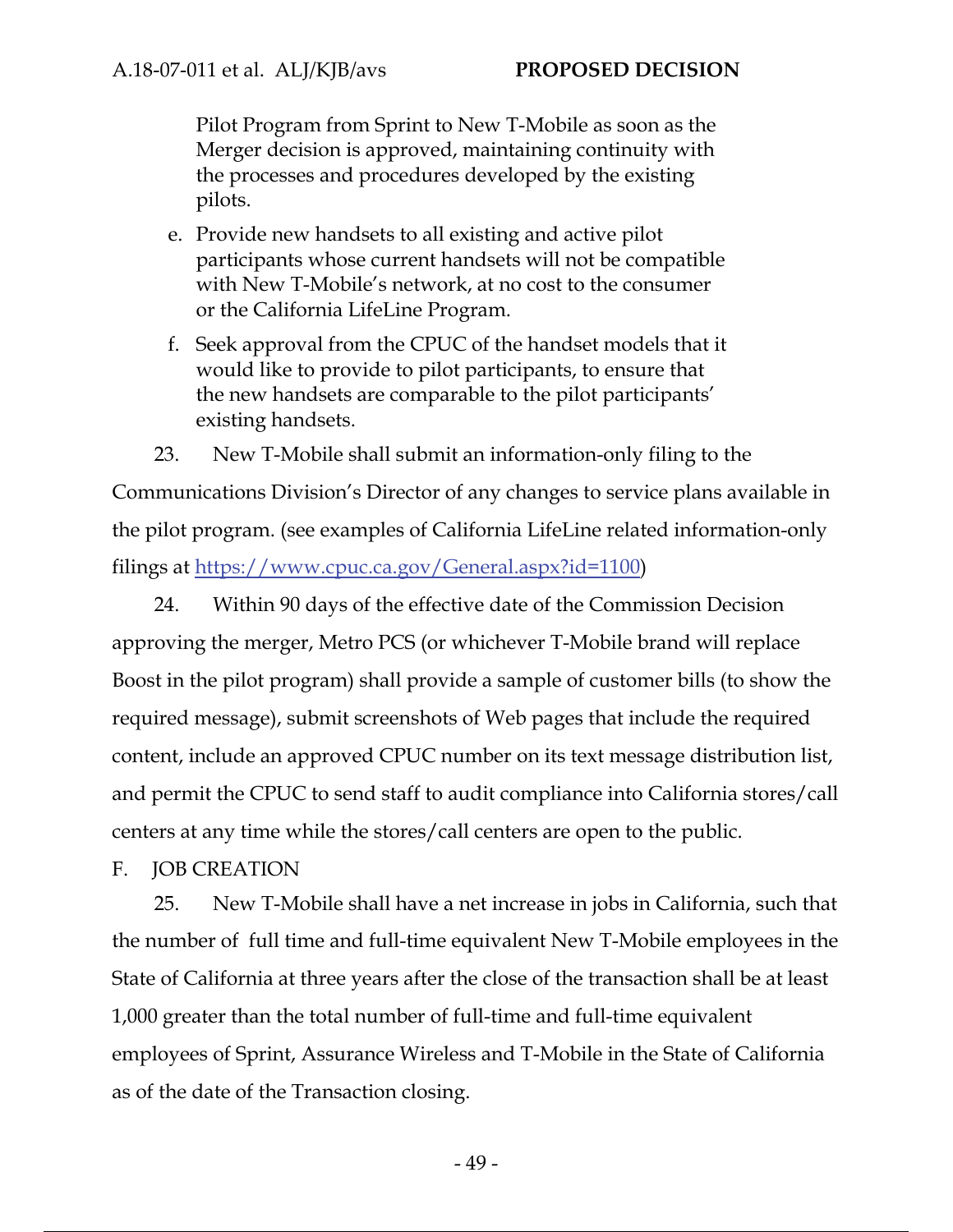Pilot Program from Sprint to New T-Mobile as soon as the Merger decision is approved, maintaining continuity with the processes and procedures developed by the existing pilots.

e. Provide new handsets to all existing and active pilot participants whose current handsets will not be compatible with New T-Mobile's network, at no cost to the consumer or the California LifeLine Program.

f. Seek approval from the CPUC of the handset models that it would like to provide to pilot participants, to ensure that the new handsets are comparable to the pilot participants' existing handsets.

23. New T-Mobile shall submit an information-only filing to the Communications Division's Director of any changes to service plans available in the pilot program. (see examples of California LifeLine related information-only filings at https://www.cpuc.ca.gov/General.aspx?id=1100)

24. Within 90 days of the effective date of the Commission Decision approving the merger, Metro PCS (or whichever T-Mobile brand will replace Boost in the pilot program) shall provide a sample of customer bills (to show the required message), submit screenshots of Web pages that include the required content, include an approved CPUC number on its text message distribution list, and permit the CPUC to send staff to audit compliance into California stores/call centers at any time while the stores/call centers are open to the public.

F. JOB CREATION

25. New T-Mobile shall have a net increase in jobs in California, such that the number of full time and full-time equivalent New T-Mobile employees in the State of California at three years after the close of the transaction shall be at least 1,000 greater than the total number of full-time and full-time equivalent employees of Sprint, Assurance Wireless and T-Mobile in the State of California as of the date of the Transaction closing.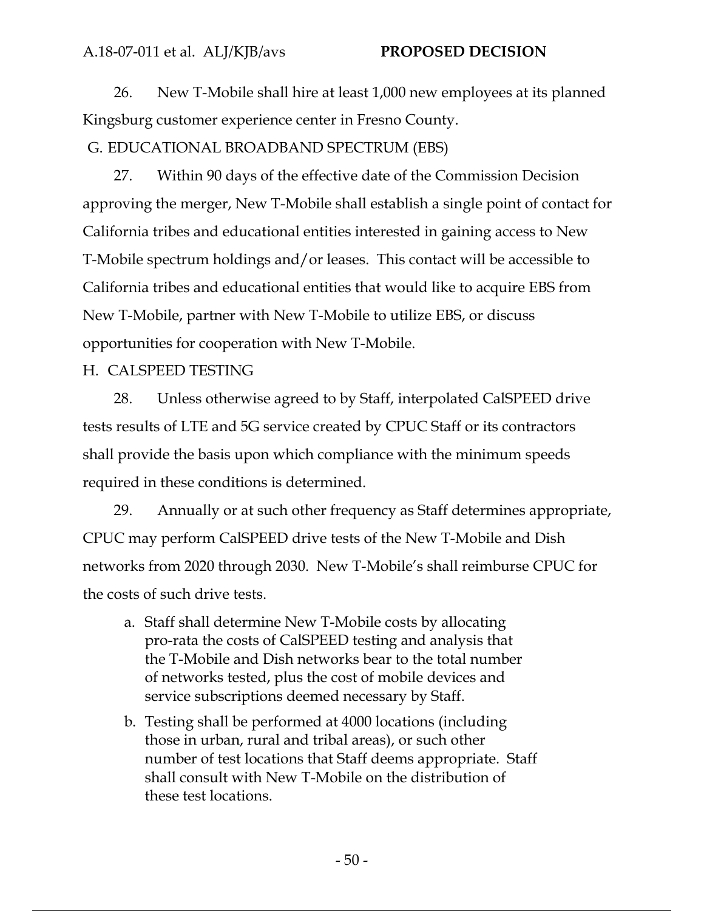26. New T-Mobile shall hire at least 1,000 new employees at its planned Kingsburg customer experience center in Fresno County.

G. EDUCATIONAL BROADBAND SPECTRUM (EBS)

27. Within 90 days of the effective date of the Commission Decision approving the merger, New T-Mobile shall establish a single point of contact for California tribes and educational entities interested in gaining access to New T-Mobile spectrum holdings and/or leases. This contact will be accessible to California tribes and educational entities that would like to acquire EBS from New T-Mobile, partner with New T-Mobile to utilize EBS, or discuss opportunities for cooperation with New T-Mobile.

H. CALSPEED TESTING

28. Unless otherwise agreed to by Staff, interpolated CalSPEED drive tests results of LTE and 5G service created by CPUC Staff or its contractors shall provide the basis upon which compliance with the minimum speeds required in these conditions is determined.

29. Annually or at such other frequency as Staff determines appropriate, CPUC may perform CalSPEED drive tests of the New T-Mobile and Dish networks from 2020 through 2030. New T-Mobile's shall reimburse CPUC for the costs of such drive tests.

a. Staff shall determine New T-Mobile costs by allocating pro-rata the costs of CalSPEED testing and analysis that the T-Mobile and Dish networks bear to the total number of networks tested, plus the cost of mobile devices and service subscriptions deemed necessary by Staff.

b. Testing shall be performed at 4000 locations (including those in urban, rural and tribal areas), or such other number of test locations that Staff deems appropriate. Staff shall consult with New T-Mobile on the distribution of these test locations.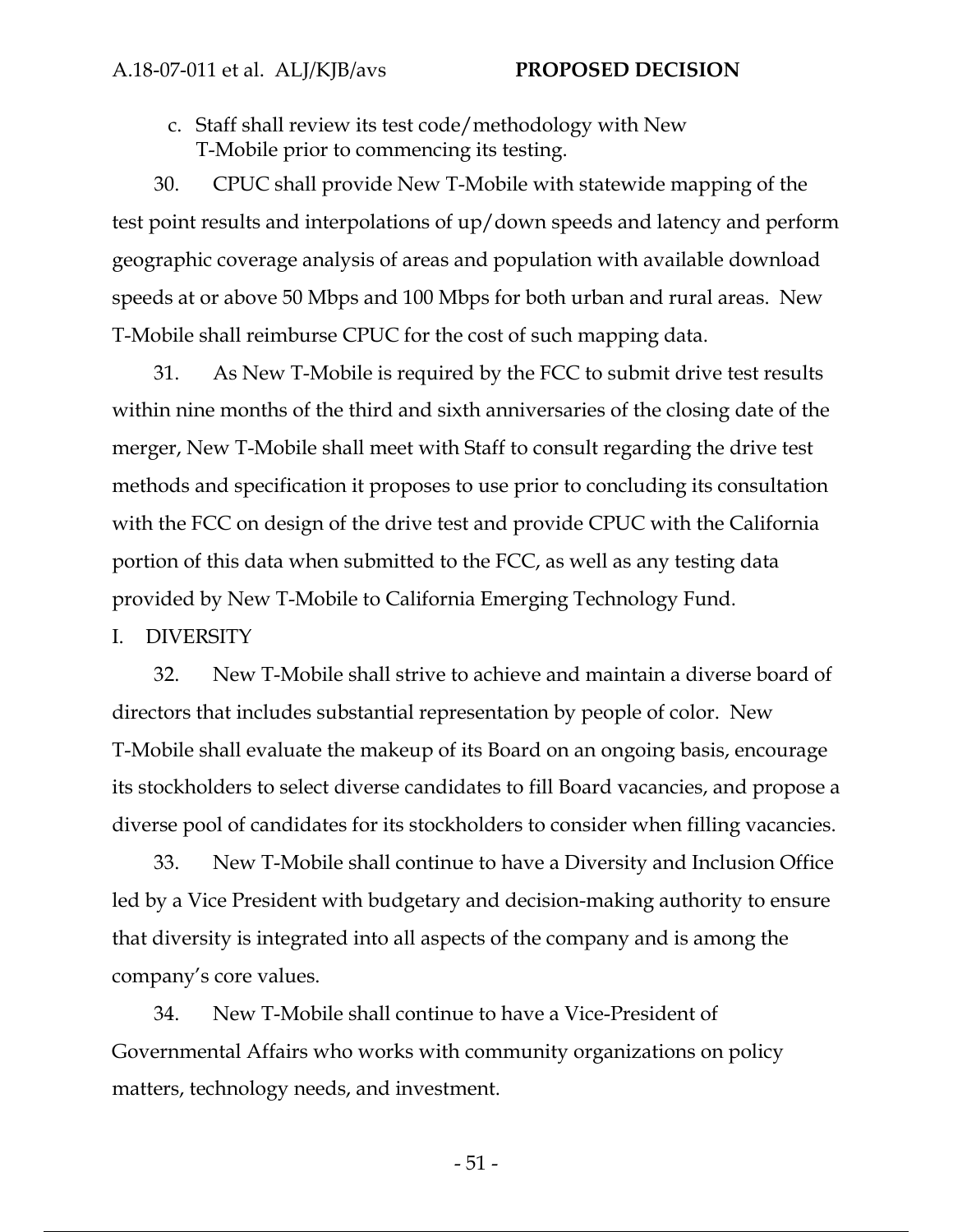c. Staff shall review its test code/methodology with New T-Mobile prior to commencing its testing.

30. CPUC shall provide New T-Mobile with statewide mapping of the test point results and interpolations of up/down speeds and latency and perform geographic coverage analysis of areas and population with available download speeds at or above 50 Mbps and 100 Mbps for both urban and rural areas. New T-Mobile shall reimburse CPUC for the cost of such mapping data.

31. As New T-Mobile is required by the FCC to submit drive test results within nine months of the third and sixth anniversaries of the closing date of the merger, New T-Mobile shall meet with Staff to consult regarding the drive test methods and specification it proposes to use prior to concluding its consultation with the FCC on design of the drive test and provide CPUC with the California portion of this data when submitted to the FCC, as well as any testing data provided by New T-Mobile to California Emerging Technology Fund.

I. DIVERSITY

32. New T-Mobile shall strive to achieve and maintain a diverse board of directors that includes substantial representation by people of color. New T-Mobile shall evaluate the makeup of its Board on an ongoing basis, encourage its stockholders to select diverse candidates to fill Board vacancies, and propose a diverse pool of candidates for its stockholders to consider when filling vacancies.

33. New T-Mobile shall continue to have a Diversity and Inclusion Office led by a Vice President with budgetary and decision-making authority to ensure that diversity is integrated into all aspects of the company and is among the company's core values.

34. New T-Mobile shall continue to have a Vice-President of Governmental Affairs who works with community organizations on policy matters, technology needs, and investment.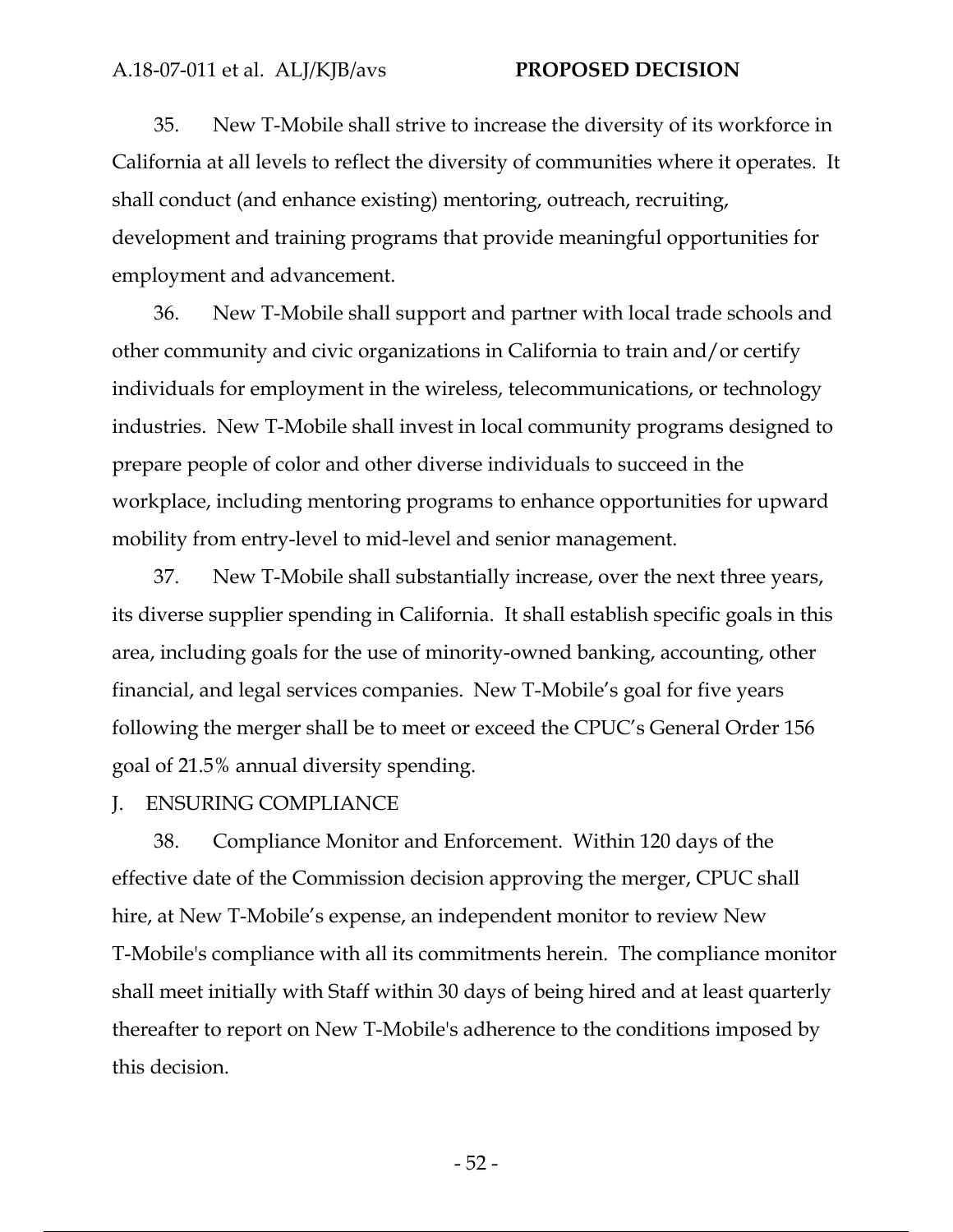35. New T-Mobile shall strive to increase the diversity of its workforce in California at all levels to reflect the diversity of communities where it operates. It shall conduct (and enhance existing) mentoring, outreach, recruiting, development and training programs that provide meaningful opportunities for employment and advancement.

36. New T-Mobile shall support and partner with local trade schools and other community and civic organizations in California to train and/or certify individuals for employment in the wireless, telecommunications, or technology industries. New T-Mobile shall invest in local community programs designed to prepare people of color and other diverse individuals to succeed in the workplace, including mentoring programs to enhance opportunities for upward mobility from entry-level to mid-level and senior management.

37. New T-Mobile shall substantially increase, over the next three years, its diverse supplier spending in California. It shall establish specific goals in this area, including goals for the use of minority-owned banking, accounting, other financial, and legal services companies. New T-Mobile's goal for five years following the merger shall be to meet or exceed the CPUC's General Order 156 goal of 21.5% annual diversity spending.

J. ENSURING COMPLIANCE

38. Compliance Monitor and Enforcement. Within 120 days of the effective date of the Commission decision approving the merger, CPUC shall hire, at New T-Mobile's expense, an independent monitor to review New T-Mobile's compliance with all its commitments herein. The compliance monitor shall meet initially with Staff within 30 days of being hired and at least quarterly thereafter to report on New T-Mobile's adherence to the conditions imposed by this decision.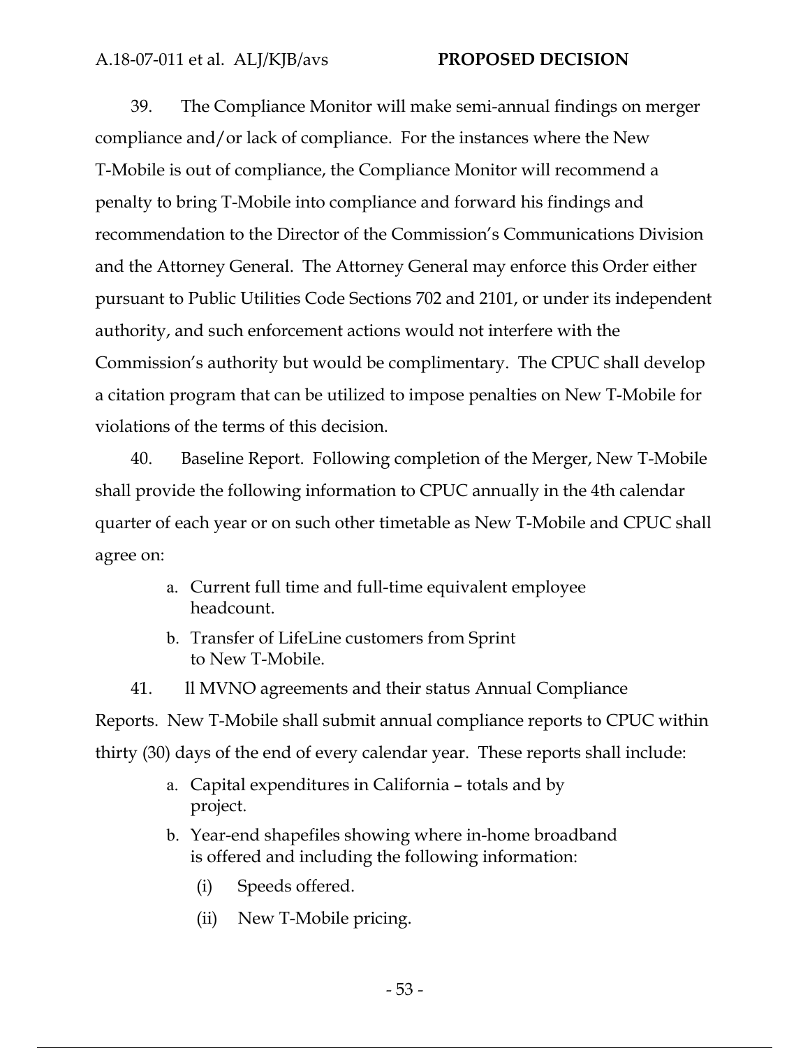39. The Compliance Monitor will make semi-annual findings on merger compliance and/or lack of compliance. For the instances where the New T-Mobile is out of compliance, the Compliance Monitor will recommend a penalty to bring T-Mobile into compliance and forward his findings and recommendation to the Director of the Commission's Communications Division and the Attorney General. The Attorney General may enforce this Order either pursuant to Public Utilities Code Sections 702 and 2101, or under its independent authority, and such enforcement actions would not interfere with the Commission's authority but would be complimentary. The CPUC shall develop a citation program that can be utilized to impose penalties on New T-Mobile for violations of the terms of this decision.

40. Baseline Report. Following completion of the Merger, New T-Mobile shall provide the following information to CPUC annually in the 4th calendar quarter of each year or on such other timetable as New T-Mobile and CPUC shall agree on:

   a. Current full time and full-time equivalent employee headcount.
   b. Transfer of LifeLine customers from Sprint to New T-Mobile.

41. ll MVNO agreements and their status Annual Compliance Reports. New T-Mobile shall submit annual compliance reports to CPUC within thirty (30) days of the end of every calendar year. These reports shall include:

   a. Capital expenditures in California – totals and by project.
   b. Year-end shapefiles showing where in-home broadband is offered and including the following information:
      (i) Speeds offered.
      (ii) New T-Mobile pricing.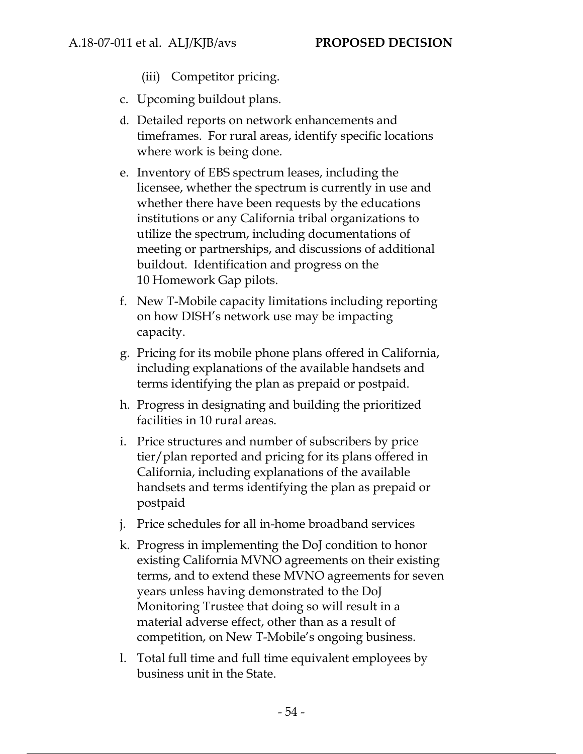(iii) Competitor pricing.

c. Upcoming buildout plans.

d. Detailed reports on network enhancements and timeframes. For rural areas, identify specific locations where work is being done.

e. Inventory of EBS spectrum leases, including the licensee, whether the spectrum is currently in use and whether there have been requests by the educations institutions or any California tribal organizations to utilize the spectrum, including documentations of meeting or partnerships, and discussions of additional buildout. Identification and progress on the 10 Homework Gap pilots.

f. New T-Mobile capacity limitations including reporting on how DISH's network use may be impacting capacity.

g. Pricing for its mobile phone plans offered in California, including explanations of the available handsets and terms identifying the plan as prepaid or postpaid.

h. Progress in designating and building the prioritized facilities in 10 rural areas.

i. Price structures and number of subscribers by price tier/plan reported and pricing for its plans offered in California, including explanations of the available handsets and terms identifying the plan as prepaid or postpaid

j. Price schedules for all in-home broadband services

k. Progress in implementing the DoJ condition to honor existing California MVNO agreements on their existing terms, and to extend these MVNO agreements for seven years unless having demonstrated to the DoJ Monitoring Trustee that doing so will result in a material adverse effect, other than as a result of competition, on New T-Mobile's ongoing business.

l. Total full time and full time equivalent employees by business unit in the State.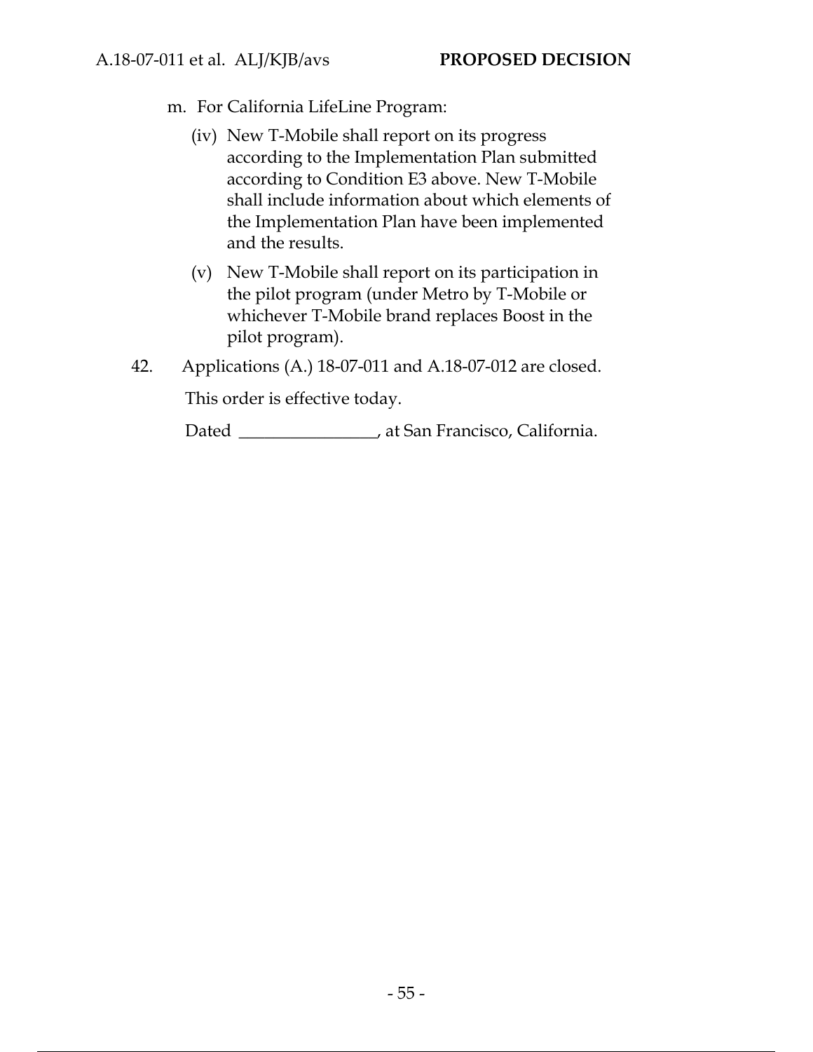m. For California LifeLine Program:

   (iv) New T-Mobile shall report on its progress according to the Implementation Plan submitted according to Condition E3 above. New T-Mobile shall include information about which elements of the Implementation Plan have been implemented and the results.

   (v) New T-Mobile shall report on its participation in the pilot program (under Metro by T-Mobile or whichever T-Mobile brand replaces Boost in the pilot program).

42. Applications (A.) 18-07-011 and A.18-07-012 are closed.

This order is effective today.

Dated ________________, at San Francisco, California.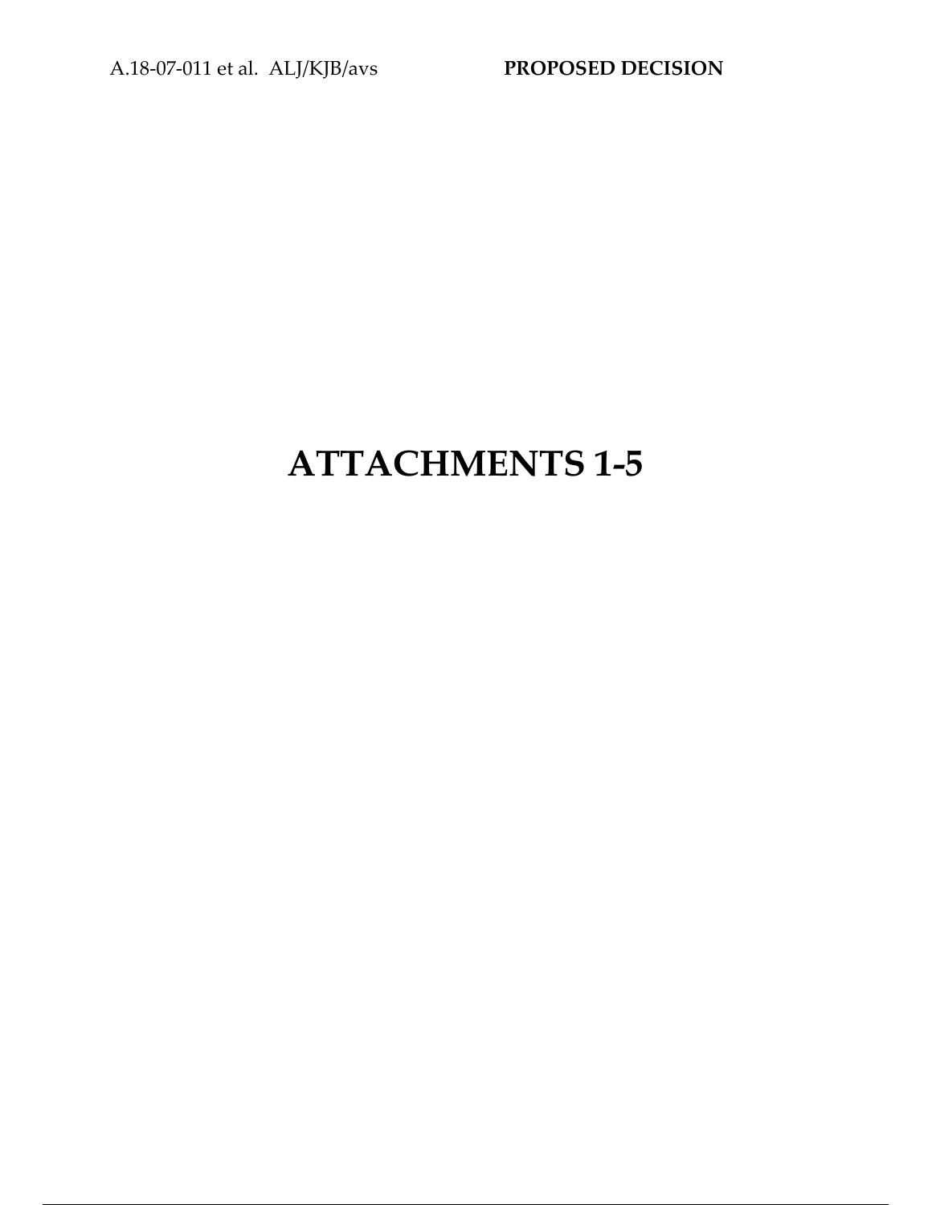# ATTACHMENTS 1-5